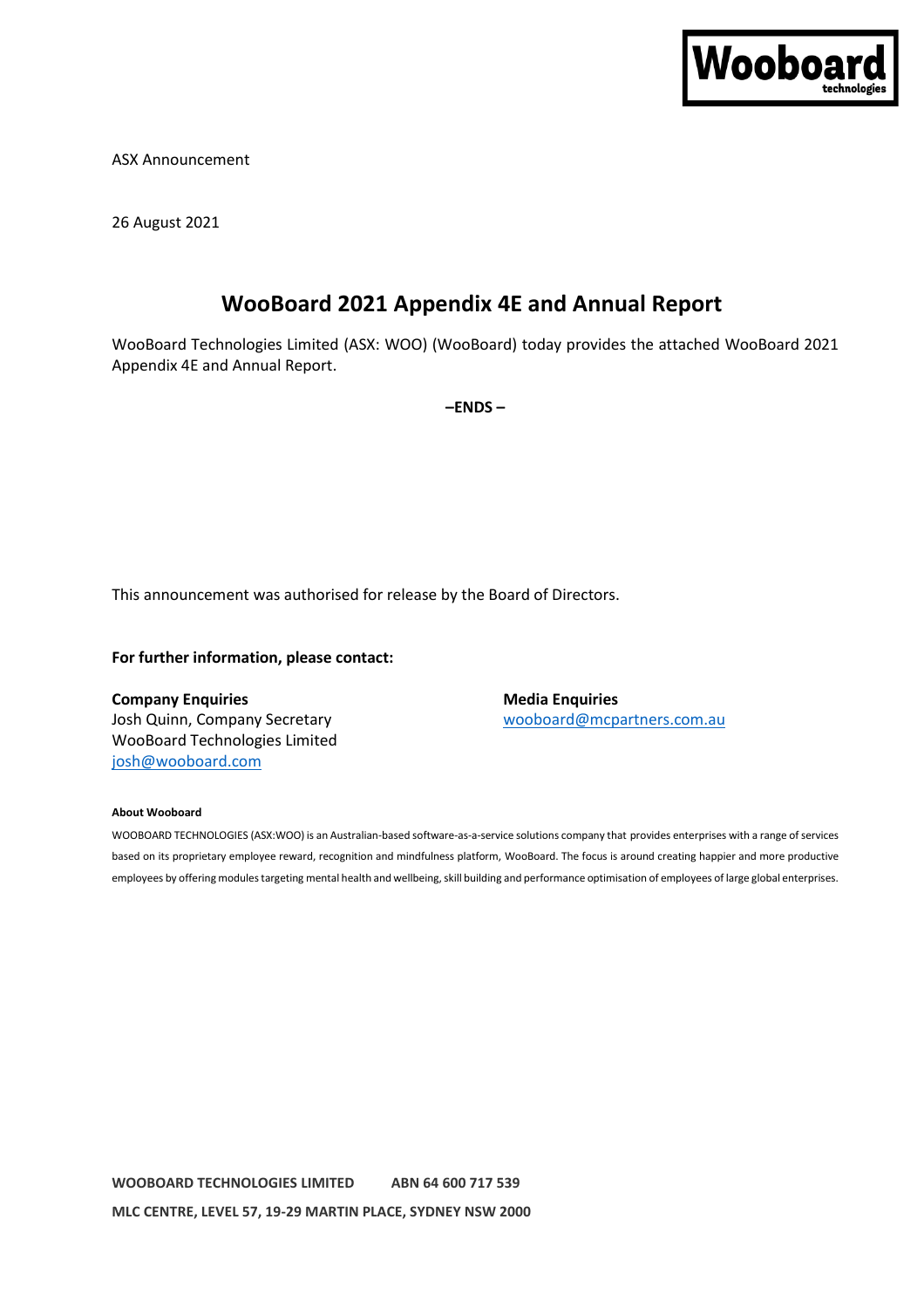ASX Announcement

26 August 2021

# WooBoard 2021 Appendix 4E and Annual Report

WooBoard Technologies Limited (ASX: WOO) (WooBoard) today provides the attached WooBoard 2021 Appendix 4E and Annual Report.

**–ENDS –**

This announcement was authorised for release by the Board of Directors.

**For further information, please contact:**

**Company Enquiries**
Josh Quinn, Company Secretary
WooBoard Technologies Limited
josh@wooboard.com

**Media Enquiries**
wooboard@mcpartners.com.au

**About Wooboard**

WOOBOARD TECHNOLOGIES (ASX:WOO) is an Australian-based software-as-a-service solutions company that provides enterprises with a range of services based on its proprietary employee reward, recognition and mindfulness platform, WooBoard. The focus is around creating happier and more productive employees by offering modules targeting mental health and wellbeing, skill building and performance optimisation of employees of large global enterprises.

**WOOBOARD TECHNOLOGIES LIMITED ABN 64 600 717 539**

**MLC CENTRE, LEVEL 57, 19-29 MARTIN PLACE, SYDNEY NSW 2000**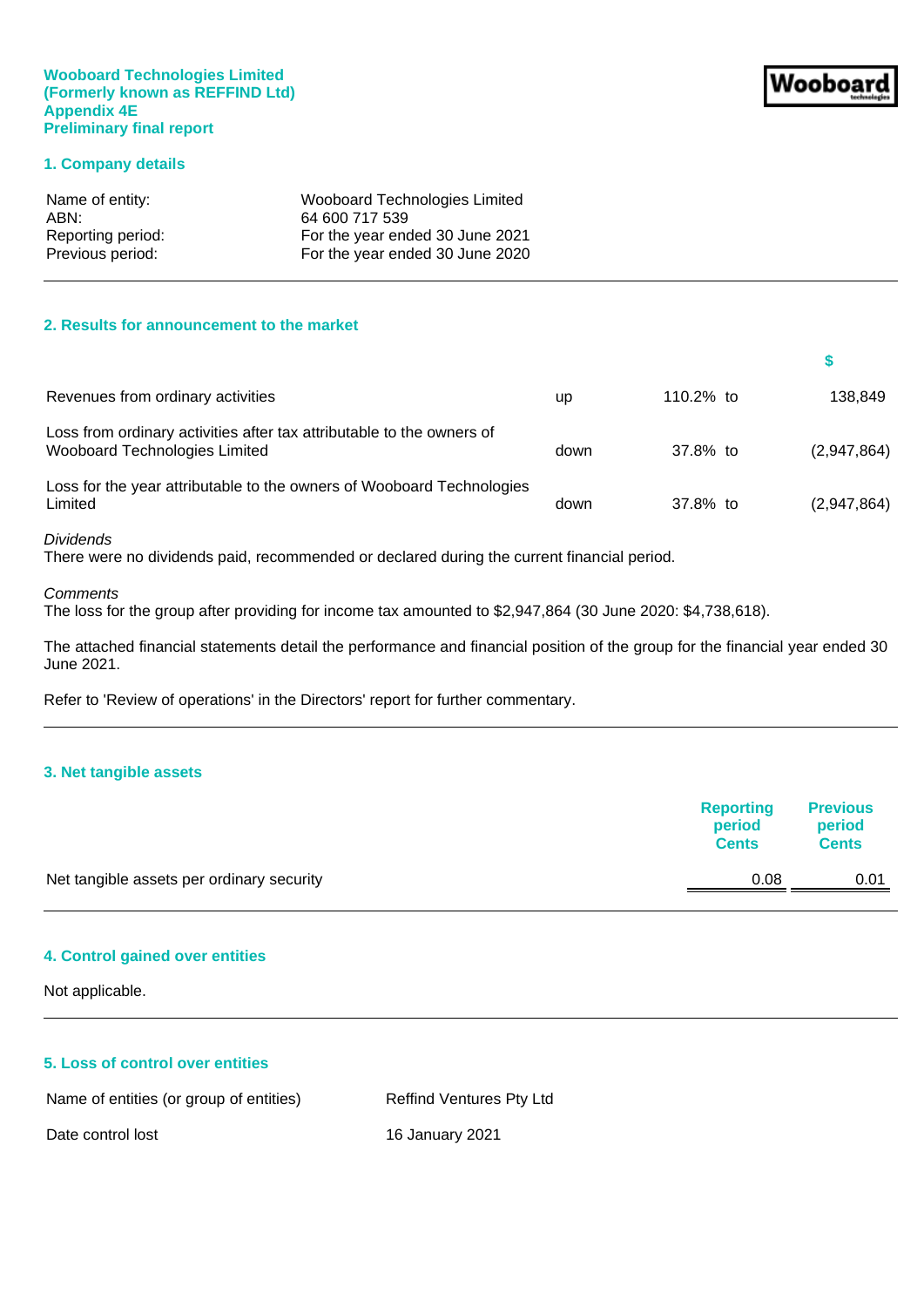**Wooboard Technologies Limited**
**(Formerly known as REFFIND Ltd)**
**Appendix 4E**
**Preliminary final report**

## 1. Company details

| | |
|---|---|
| Name of entity: | Wooboard Technologies Limited |
| ABN: | 64 600 717 539 |
| Reporting period: | For the year ended 30 June 2021 |
| Previous period: | For the year ended 30 June 2020 |

## 2. Results for announcement to the market

| | | | $ |
|---|---|---|---|
| Revenues from ordinary activities | up | 110.2% to | 138,849 |
| Loss from ordinary activities after tax attributable to the owners of Wooboard Technologies Limited | down | 37.8% to | (2,947,864) |
| Loss for the year attributable to the owners of Wooboard Technologies Limited | down | 37.8% to | (2,947,864) |

*Dividends*
There were no dividends paid, recommended or declared during the current financial period.

*Comments*
The loss for the group after providing for income tax amounted to $2,947,864 (30 June 2020: $4,738,618).

The attached financial statements detail the performance and financial position of the group for the financial year ended 30 June 2021.

Refer to 'Review of operations' in the Directors' report for further commentary.

## 3. Net tangible assets

| | Reporting period Cents | Previous period Cents |
|---|---|---|
| Net tangible assets per ordinary security | 0.08 | 0.01 |

## 4. Control gained over entities

Not applicable.

## 5. Loss of control over entities

| | |
|---|---|
| Name of entities (or group of entities) | Reffind Ventures Pty Ltd |
| Date control lost | 16 January 2021 |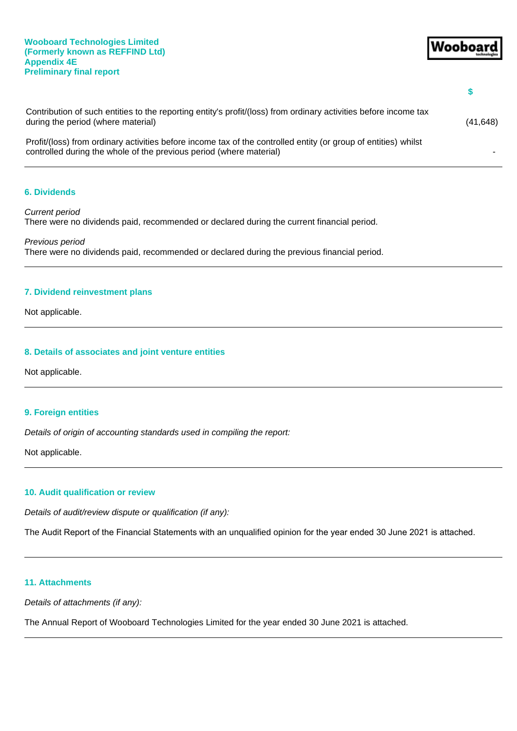| | $ |
|---|---|
| Contribution of such entities to the reporting entity's profit/(loss) from ordinary activities before income tax during the period (where material) | (41,648) |
| Profit/(loss) from ordinary activities before income tax of the controlled entity (or group of entities) whilst controlled during the whole of the previous period (where material) | - |

## 6. Dividends

*Current period*
There were no dividends paid, recommended or declared during the current financial period.

*Previous period*
There were no dividends paid, recommended or declared during the previous financial period.

## 7. Dividend reinvestment plans

Not applicable.

## 8. Details of associates and joint venture entities

Not applicable.

## 9. Foreign entities

*Details of origin of accounting standards used in compiling the report:*

Not applicable.

## 10. Audit qualification or review

*Details of audit/review dispute or qualification (if any):*

The Audit Report of the Financial Statements with an unqualified opinion for the year ended 30 June 2021 is attached.

## 11. Attachments

*Details of attachments (if any):*

The Annual Report of Wooboard Technologies Limited for the year ended 30 June 2021 is attached.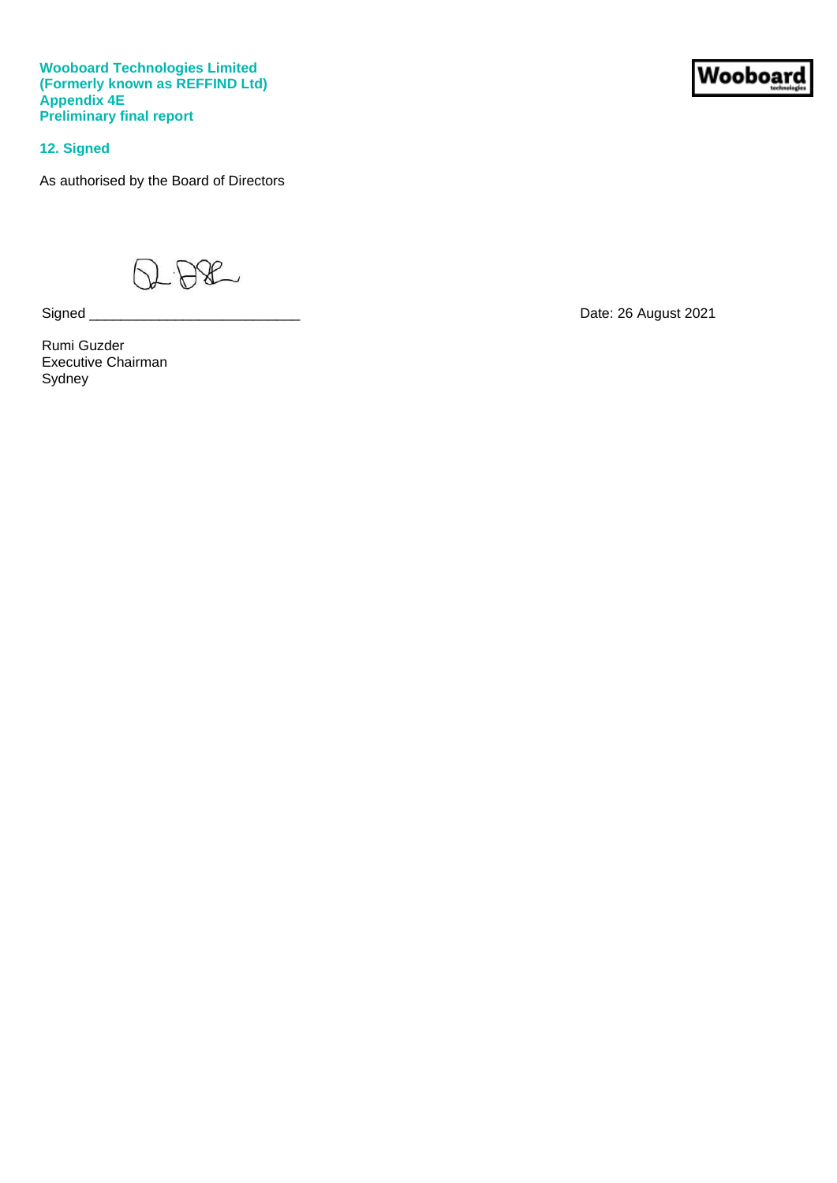**Wooboard Technologies Limited**
**(Formerly known as REFFIND Ltd)**
**Appendix 4E**
**Preliminary final report**

## 12. Signed

As authorised by the Board of Directors

Signed ___________________________ Date: 26 August 2021

Rumi Guzder
Executive Chairman
Sydney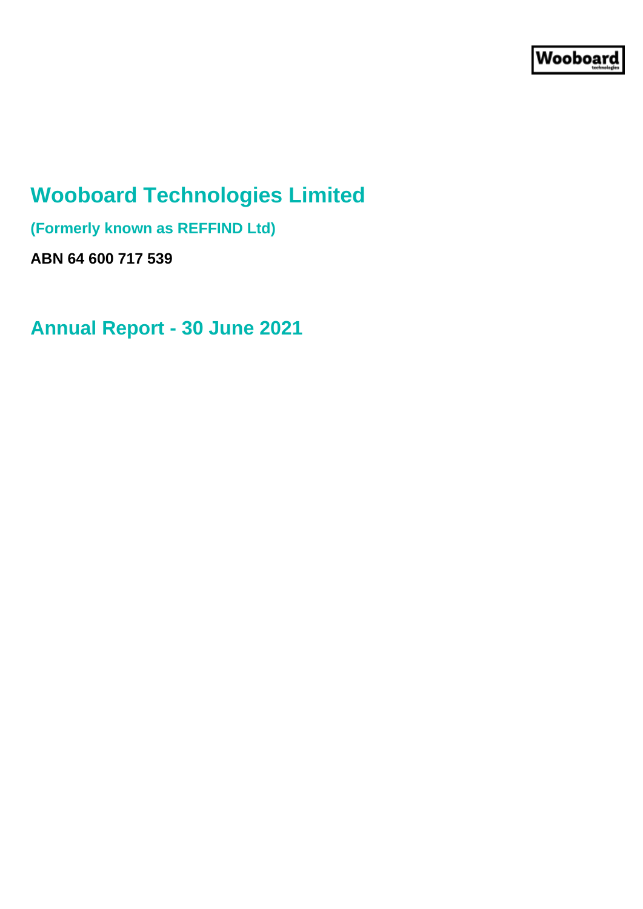Wooboard technologies

# Wooboard Technologies Limited

**(Formerly known as REFFIND Ltd)**

**ABN 64 600 717 539**

## Annual Report - 30 June 2021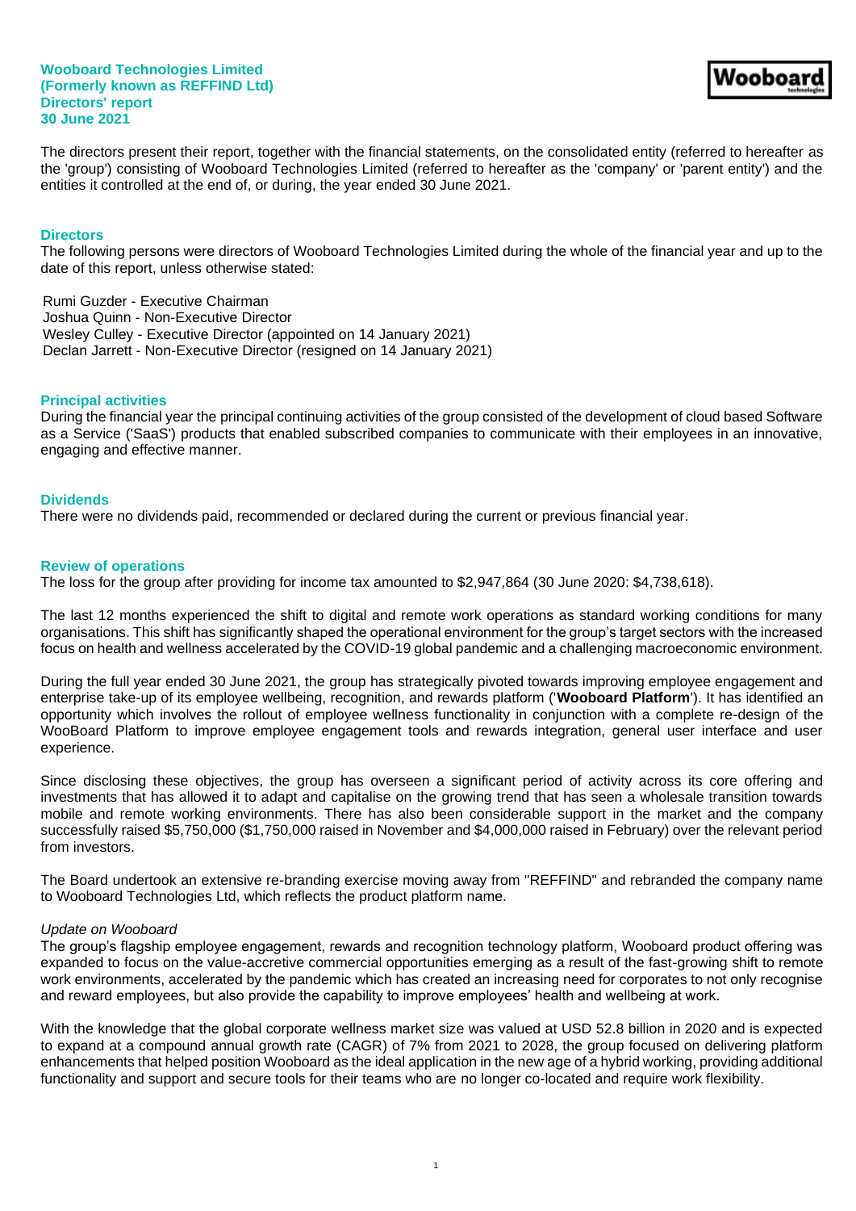**Wooboard Technologies Limited**
**(Formerly known as REFFIND Ltd)**
**Directors' report**
**30 June 2021**

The directors present their report, together with the financial statements, on the consolidated entity (referred to hereafter as the 'group') consisting of Wooboard Technologies Limited (referred to hereafter as the 'company' or 'parent entity') and the entities it controlled at the end of, or during, the year ended 30 June 2021.

## Directors

The following persons were directors of Wooboard Technologies Limited during the whole of the financial year and up to the date of this report, unless otherwise stated:

Rumi Guzder - Executive Chairman
Joshua Quinn - Non-Executive Director
Wesley Culley - Executive Director (appointed on 14 January 2021)
Declan Jarrett - Non-Executive Director (resigned on 14 January 2021)

## Principal activities

During the financial year the principal continuing activities of the group consisted of the development of cloud based Software as a Service ('SaaS') products that enabled subscribed companies to communicate with their employees in an innovative, engaging and effective manner.

## Dividends

There were no dividends paid, recommended or declared during the current or previous financial year.

## Review of operations

The loss for the group after providing for income tax amounted to $2,947,864 (30 June 2020: $4,738,618).

The last 12 months experienced the shift to digital and remote work operations as standard working conditions for many organisations. This shift has significantly shaped the operational environment for the group's target sectors with the increased focus on health and wellness accelerated by the COVID-19 global pandemic and a challenging macroeconomic environment.

During the full year ended 30 June 2021, the group has strategically pivoted towards improving employee engagement and enterprise take-up of its employee wellbeing, recognition, and rewards platform ('**Wooboard Platform**'). It has identified an opportunity which involves the rollout of employee wellness functionality in conjunction with a complete re-design of the WooBoard Platform to improve employee engagement tools and rewards integration, general user interface and user experience.

Since disclosing these objectives, the group has overseen a significant period of activity across its core offering and investments that has allowed it to adapt and capitalise on the growing trend that has seen a wholesale transition towards mobile and remote working environments. There has also been considerable support in the market and the company successfully raised $5,750,000 ($1,750,000 raised in November and $4,000,000 raised in February) over the relevant period from investors.

The Board undertook an extensive re-branding exercise moving away from "REFFIND" and rebranded the company name to Wooboard Technologies Ltd, which reflects the product platform name.

*Update on Wooboard*

The group's flagship employee engagement, rewards and recognition technology platform, Wooboard product offering was expanded to focus on the value-accretive commercial opportunities emerging as a result of the fast-growing shift to remote work environments, accelerated by the pandemic which has created an increasing need for corporates to not only recognise and reward employees, but also provide the capability to improve employees' health and wellbeing at work.

With the knowledge that the global corporate wellness market size was valued at USD 52.8 billion in 2020 and is expected to expand at a compound annual growth rate (CAGR) of 7% from 2021 to 2028, the group focused on delivering platform enhancements that helped position Wooboard as the ideal application in the new age of a hybrid working, providing additional functionality and support and secure tools for their teams who are no longer co-located and require work flexibility.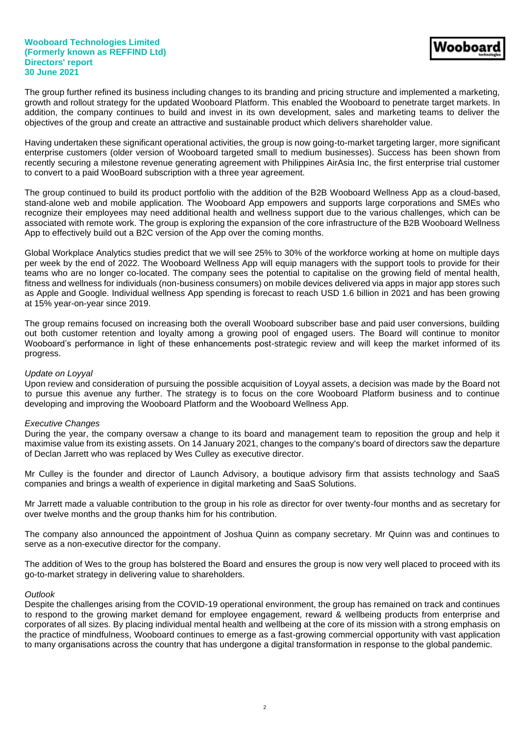The group further refined its business including changes to its branding and pricing structure and implemented a marketing, growth and rollout strategy for the updated Wooboard Platform. This enabled the Wooboard to penetrate target markets. In addition, the company continues to build and invest in its own development, sales and marketing teams to deliver the objectives of the group and create an attractive and sustainable product which delivers shareholder value.

Having undertaken these significant operational activities, the group is now going-to-market targeting larger, more significant enterprise customers (older version of Wooboard targeted small to medium businesses). Success has been shown from recently securing a milestone revenue generating agreement with Philippines AirAsia Inc, the first enterprise trial customer to convert to a paid WooBoard subscription with a three year agreement.

The group continued to build its product portfolio with the addition of the B2B Wooboard Wellness App as a cloud-based, stand-alone web and mobile application. The Wooboard App empowers and supports large corporations and SMEs who recognize their employees may need additional health and wellness support due to the various challenges, which can be associated with remote work. The group is exploring the expansion of the core infrastructure of the B2B Wooboard Wellness App to effectively build out a B2C version of the App over the coming months.

Global Workplace Analytics studies predict that we will see 25% to 30% of the workforce working at home on multiple days per week by the end of 2022. The Wooboard Wellness App will equip managers with the support tools to provide for their teams who are no longer co-located. The company sees the potential to capitalise on the growing field of mental health, fitness and wellness for individuals (non-business consumers) on mobile devices delivered via apps in major app stores such as Apple and Google. Individual wellness App spending is forecast to reach USD 1.6 billion in 2021 and has been growing at 15% year-on-year since 2019.

The group remains focused on increasing both the overall Wooboard subscriber base and paid user conversions, building out both customer retention and loyalty among a growing pool of engaged users. The Board will continue to monitor Wooboard's performance in light of these enhancements post-strategic review and will keep the market informed of its progress.

*Update on Loyyal*

Upon review and consideration of pursuing the possible acquisition of Loyyal assets, a decision was made by the Board not to pursue this avenue any further. The strategy is to focus on the core Wooboard Platform business and to continue developing and improving the Wooboard Platform and the Wooboard Wellness App.

*Executive Changes*

During the year, the company oversaw a change to its board and management team to reposition the group and help it maximise value from its existing assets. On 14 January 2021, changes to the company's board of directors saw the departure of Declan Jarrett who was replaced by Wes Culley as executive director.

Mr Culley is the founder and director of Launch Advisory, a boutique advisory firm that assists technology and SaaS companies and brings a wealth of experience in digital marketing and SaaS Solutions.

Mr Jarrett made a valuable contribution to the group in his role as director for over twenty-four months and as secretary for over twelve months and the group thanks him for his contribution.

The company also announced the appointment of Joshua Quinn as company secretary. Mr Quinn was and continues to serve as a non-executive director for the company.

The addition of Wes to the group has bolstered the Board and ensures the group is now very well placed to proceed with its go-to-market strategy in delivering value to shareholders.

*Outlook*

Despite the challenges arising from the COVID-19 operational environment, the group has remained on track and continues to respond to the growing market demand for employee engagement, reward & wellbeing products from enterprise and corporates of all sizes. By placing individual mental health and wellbeing at the core of its mission with a strong emphasis on the practice of mindfulness, Wooboard continues to emerge as a fast-growing commercial opportunity with vast application to many organisations across the country that has undergone a digital transformation in response to the global pandemic.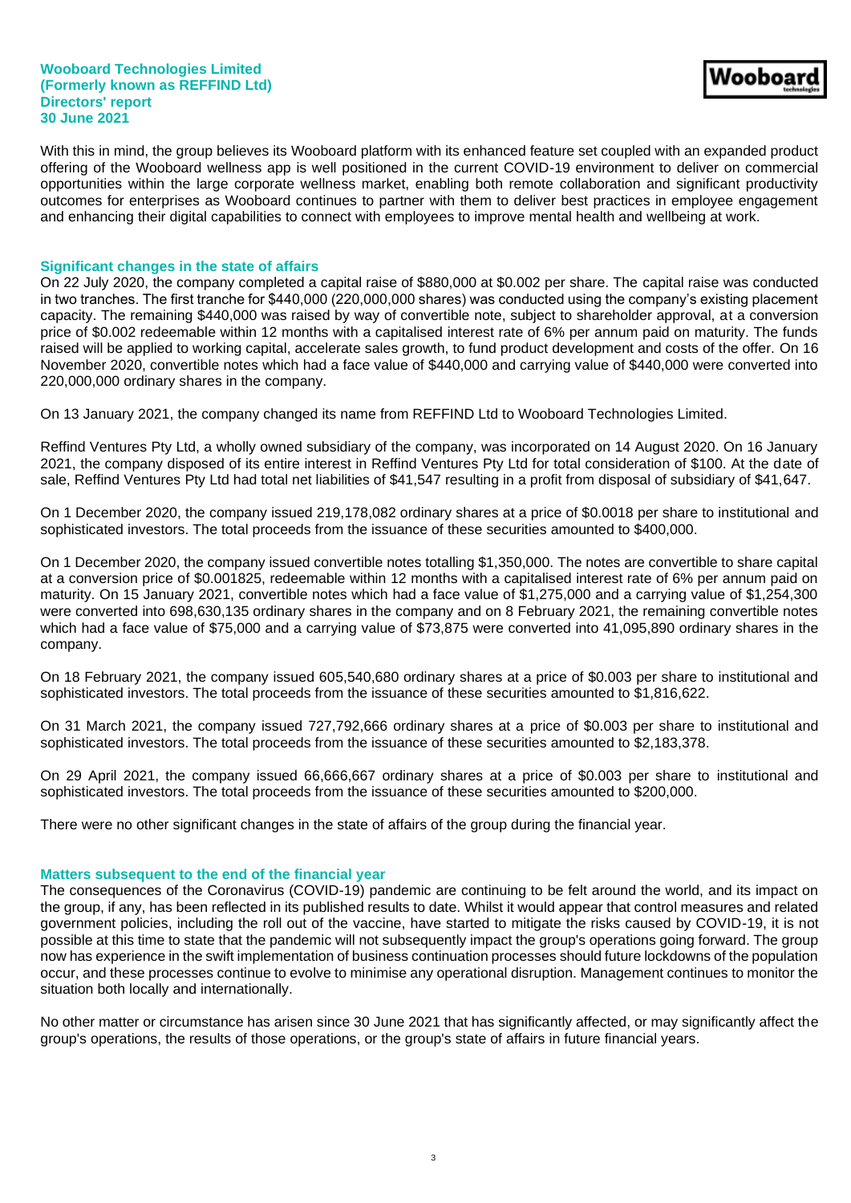With this in mind, the group believes its Wooboard platform with its enhanced feature set coupled with an expanded product offering of the Wooboard wellness app is well positioned in the current COVID-19 environment to deliver on commercial opportunities within the large corporate wellness market, enabling both remote collaboration and significant productivity outcomes for enterprises as Wooboard continues to partner with them to deliver best practices in employee engagement and enhancing their digital capabilities to connect with employees to improve mental health and wellbeing at work.

## Significant changes in the state of affairs

On 22 July 2020, the company completed a capital raise of $880,000 at $0.002 per share. The capital raise was conducted in two tranches. The first tranche for $440,000 (220,000,000 shares) was conducted using the company's existing placement capacity. The remaining $440,000 was raised by way of convertible note, subject to shareholder approval, at a conversion price of $0.002 redeemable within 12 months with a capitalised interest rate of 6% per annum paid on maturity. The funds raised will be applied to working capital, accelerate sales growth, to fund product development and costs of the offer. On 16 November 2020, convertible notes which had a face value of $440,000 and carrying value of $440,000 were converted into 220,000,000 ordinary shares in the company.

On 13 January 2021, the company changed its name from REFFIND Ltd to Wooboard Technologies Limited.

Reffind Ventures Pty Ltd, a wholly owned subsidiary of the company, was incorporated on 14 August 2020. On 16 January 2021, the company disposed of its entire interest in Reffind Ventures Pty Ltd for total consideration of $100. At the date of sale, Reffind Ventures Pty Ltd had total net liabilities of $41,547 resulting in a profit from disposal of subsidiary of $41,647.

On 1 December 2020, the company issued 219,178,082 ordinary shares at a price of $0.0018 per share to institutional and sophisticated investors. The total proceeds from the issuance of these securities amounted to $400,000.

On 1 December 2020, the company issued convertible notes totalling $1,350,000. The notes are convertible to share capital at a conversion price of $0.001825, redeemable within 12 months with a capitalised interest rate of 6% per annum paid on maturity. On 15 January 2021, convertible notes which had a face value of $1,275,000 and a carrying value of $1,254,300 were converted into 698,630,135 ordinary shares in the company and on 8 February 2021, the remaining convertible notes which had a face value of $75,000 and a carrying value of $73,875 were converted into 41,095,890 ordinary shares in the company.

On 18 February 2021, the company issued 605,540,680 ordinary shares at a price of $0.003 per share to institutional and sophisticated investors. The total proceeds from the issuance of these securities amounted to $1,816,622.

On 31 March 2021, the company issued 727,792,666 ordinary shares at a price of $0.003 per share to institutional and sophisticated investors. The total proceeds from the issuance of these securities amounted to $2,183,378.

On 29 April 2021, the company issued 66,666,667 ordinary shares at a price of $0.003 per share to institutional and sophisticated investors. The total proceeds from the issuance of these securities amounted to $200,000.

There were no other significant changes in the state of affairs of the group during the financial year.

## Matters subsequent to the end of the financial year

The consequences of the Coronavirus (COVID-19) pandemic are continuing to be felt around the world, and its impact on the group, if any, has been reflected in its published results to date. Whilst it would appear that control measures and related government policies, including the roll out of the vaccine, have started to mitigate the risks caused by COVID-19, it is not possible at this time to state that the pandemic will not subsequently impact the group's operations going forward. The group now has experience in the swift implementation of business continuation processes should future lockdowns of the population occur, and these processes continue to evolve to minimise any operational disruption. Management continues to monitor the situation both locally and internationally.

No other matter or circumstance has arisen since 30 June 2021 that has significantly affected, or may significantly affect the group's operations, the results of those operations, or the group's state of affairs in future financial years.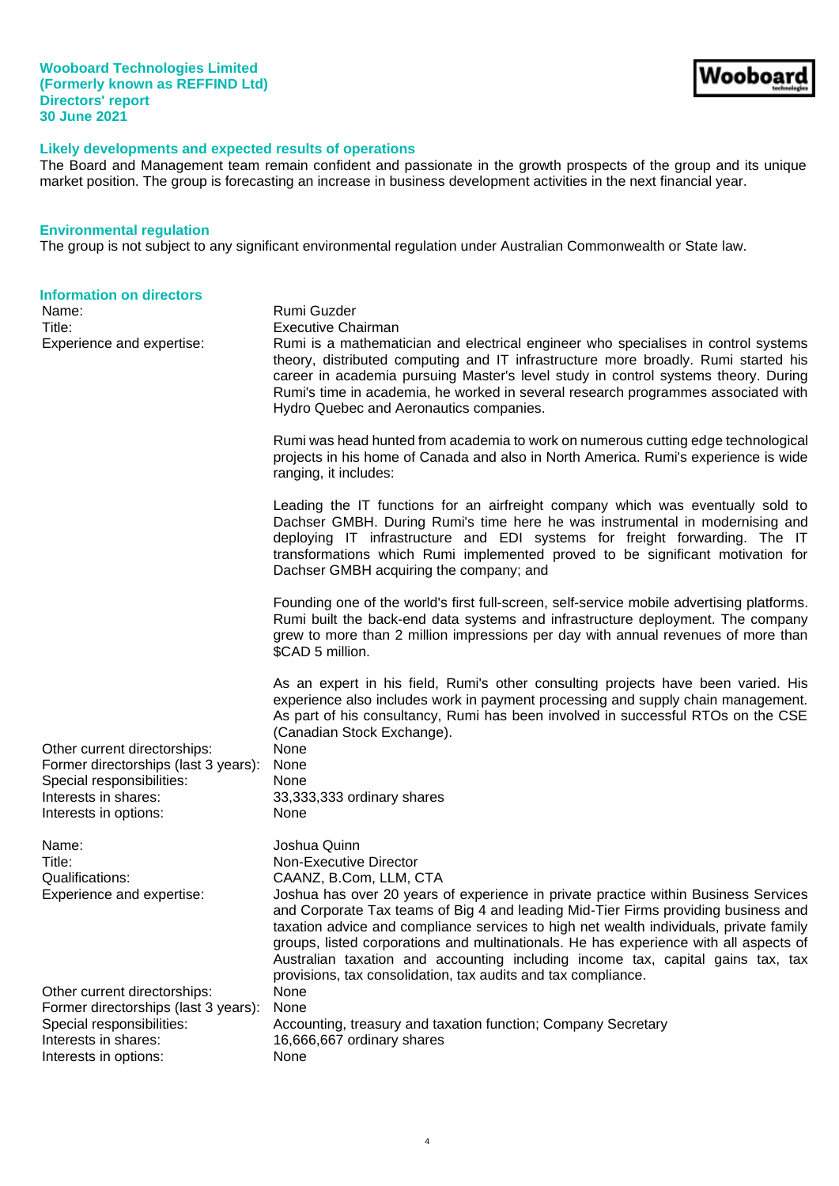## Likely developments and expected results of operations

The Board and Management team remain confident and passionate in the growth prospects of the group and its unique market position. The group is forecasting an increase in business development activities in the next financial year.

## Environmental regulation

The group is not subject to any significant environmental regulation under Australian Commonwealth or State law.

## Information on directors

| | |
|---|---|
| Name: | Rumi Guzder |
| Title: | Executive Chairman |
| Experience and expertise: | Rumi is a mathematician and electrical engineer who specialises in control systems theory, distributed computing and IT infrastructure more broadly. Rumi started his career in academia pursuing Master's level study in control systems theory. During Rumi's time in academia, he worked in several research programmes associated with Hydro Quebec and Aeronautics companies.<br><br>Rumi was head hunted from academia to work on numerous cutting edge technological projects in his home of Canada and also in North America. Rumi's experience is wide ranging, it includes:<br><br>Leading the IT functions for an airfreight company which was eventually sold to Dachser GMBH. During Rumi's time here he was instrumental in modernising and deploying IT infrastructure and EDI systems for freight forwarding. The IT transformations which Rumi implemented proved to be significant motivation for Dachser GMBH acquiring the company; and<br><br>Founding one of the world's first full-screen, self-service mobile advertising platforms. Rumi built the back-end data systems and infrastructure deployment. The company grew to more than 2 million impressions per day with annual revenues of more than $CAD 5 million.<br><br>As an expert in his field, Rumi's other consulting projects have been varied. His experience also includes work in payment processing and supply chain management. As part of his consultancy, Rumi has been involved in successful RTOs on the CSE (Canadian Stock Exchange). |
| Other current directorships: | None |
| Former directorships (last 3 years): | None |
| Special responsibilities: | None |
| Interests in shares: | 33,333,333 ordinary shares |
| Interests in options: | None |

| | |
|---|---|
| Name: | Joshua Quinn |
| Title: | Non-Executive Director |
| Qualifications: | CAANZ, B.Com, LLM, CTA |
| Experience and expertise: | Joshua has over 20 years of experience in private practice within Business Services and Corporate Tax teams of Big 4 and leading Mid-Tier Firms providing business and taxation advice and compliance services to high net wealth individuals, private family groups, listed corporations and multinationals. He has experience with all aspects of Australian taxation and accounting including income tax, capital gains tax, tax provisions, tax consolidation, tax audits and tax compliance. |
| Other current directorships: | None |
| Former directorships (last 3 years): | None |
| Special responsibilities: | Accounting, treasury and taxation function; Company Secretary |
| Interests in shares: | 16,666,667 ordinary shares |
| Interests in options: | None |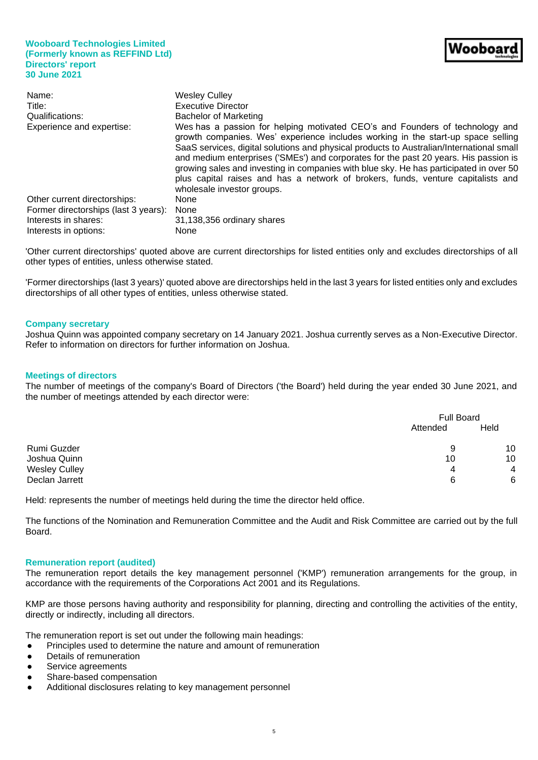| | |
|---|---|
| Name: | Wesley Culley |
| Title: | Executive Director |
| Qualifications: | Bachelor of Marketing |
| Experience and expertise: | Wes has a passion for helping motivated CEO's and Founders of technology and growth companies. Wes' experience includes working in the start-up space selling SaaS services, digital solutions and physical products to Australian/International small and medium enterprises ('SMEs') and corporates for the past 20 years. His passion is growing sales and investing in companies with blue sky. He has participated in over 50 plus capital raises and has a network of brokers, funds, venture capitalists and wholesale investor groups. |
| Other current directorships: | None |
| Former directorships (last 3 years): | None |
| Interests in shares: | 31,138,356 ordinary shares |
| Interests in options: | None |

'Other current directorships' quoted above are current directorships for listed entities only and excludes directorships of all other types of entities, unless otherwise stated.

'Former directorships (last 3 years)' quoted above are directorships held in the last 3 years for listed entities only and excludes directorships of all other types of entities, unless otherwise stated.

## Company secretary

Joshua Quinn was appointed company secretary on 14 January 2021. Joshua currently serves as a Non-Executive Director. Refer to information on directors for further information on Joshua.

## Meetings of directors

The number of meetings of the company's Board of Directors ('the Board') held during the year ended 30 June 2021, and the number of meetings attended by each director were:

| | Full Board | |
|---|---|---|
| | Attended | Held |
| Rumi Guzder | 9 | 10 |
| Joshua Quinn | 10 | 10 |
| Wesley Culley | 4 | 4 |
| Declan Jarrett | 6 | 6 |

Held: represents the number of meetings held during the time the director held office.

The functions of the Nomination and Remuneration Committee and the Audit and Risk Committee are carried out by the full Board.

## Remuneration report (audited)

The remuneration report details the key management personnel ('KMP') remuneration arrangements for the group, in accordance with the requirements of the Corporations Act 2001 and its Regulations.

KMP are those persons having authority and responsibility for planning, directing and controlling the activities of the entity, directly or indirectly, including all directors.

The remuneration report is set out under the following main headings:

- Principles used to determine the nature and amount of remuneration
- Details of remuneration
- Service agreements
- Share-based compensation
- Additional disclosures relating to key management personnel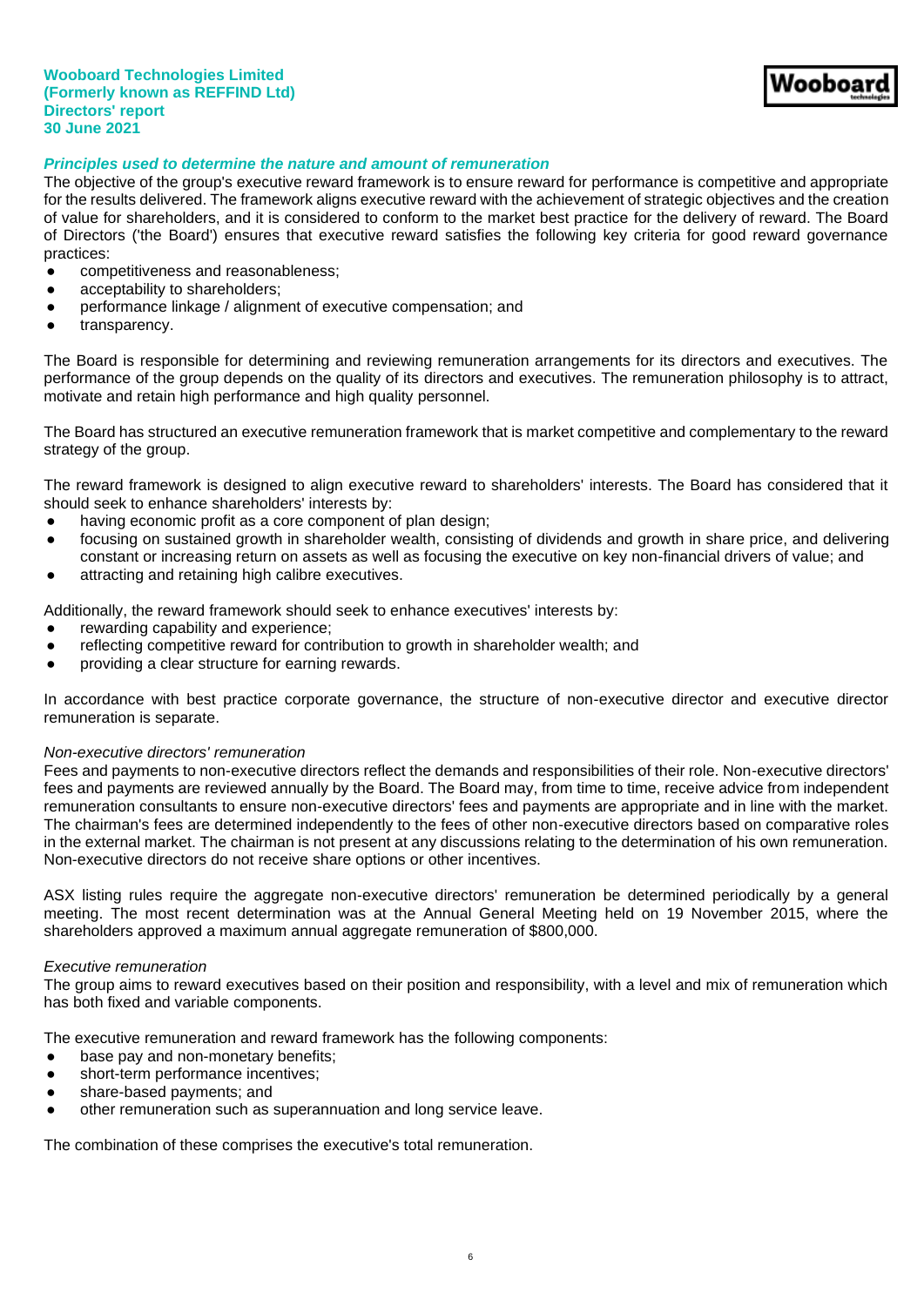### *Principles used to determine the nature and amount of remuneration*

The objective of the group's executive reward framework is to ensure reward for performance is competitive and appropriate for the results delivered. The framework aligns executive reward with the achievement of strategic objectives and the creation of value for shareholders, and it is considered to conform to the market best practice for the delivery of reward. The Board of Directors ('the Board') ensures that executive reward satisfies the following key criteria for good reward governance practices:

- competitiveness and reasonableness;
- acceptability to shareholders;
- performance linkage / alignment of executive compensation; and
- transparency.

The Board is responsible for determining and reviewing remuneration arrangements for its directors and executives. The performance of the group depends on the quality of its directors and executives. The remuneration philosophy is to attract, motivate and retain high performance and high quality personnel.

The Board has structured an executive remuneration framework that is market competitive and complementary to the reward strategy of the group.

The reward framework is designed to align executive reward to shareholders' interests. The Board has considered that it should seek to enhance shareholders' interests by:

- having economic profit as a core component of plan design;
- focusing on sustained growth in shareholder wealth, consisting of dividends and growth in share price, and delivering constant or increasing return on assets as well as focusing the executive on key non-financial drivers of value; and
- attracting and retaining high calibre executives.

Additionally, the reward framework should seek to enhance executives' interests by:

- rewarding capability and experience;
- reflecting competitive reward for contribution to growth in shareholder wealth; and
- providing a clear structure for earning rewards.

In accordance with best practice corporate governance, the structure of non-executive director and executive director remuneration is separate.

*Non-executive directors' remuneration*

Fees and payments to non-executive directors reflect the demands and responsibilities of their role. Non-executive directors' fees and payments are reviewed annually by the Board. The Board may, from time to time, receive advice from independent remuneration consultants to ensure non-executive directors' fees and payments are appropriate and in line with the market. The chairman's fees are determined independently to the fees of other non-executive directors based on comparative roles in the external market. The chairman is not present at any discussions relating to the determination of his own remuneration. Non-executive directors do not receive share options or other incentives.

ASX listing rules require the aggregate non-executive directors' remuneration be determined periodically by a general meeting. The most recent determination was at the Annual General Meeting held on 19 November 2015, where the shareholders approved a maximum annual aggregate remuneration of $800,000.

*Executive remuneration*

The group aims to reward executives based on their position and responsibility, with a level and mix of remuneration which has both fixed and variable components.

The executive remuneration and reward framework has the following components:

- base pay and non-monetary benefits;
- short-term performance incentives;
- share-based payments; and
- other remuneration such as superannuation and long service leave.

The combination of these comprises the executive's total remuneration.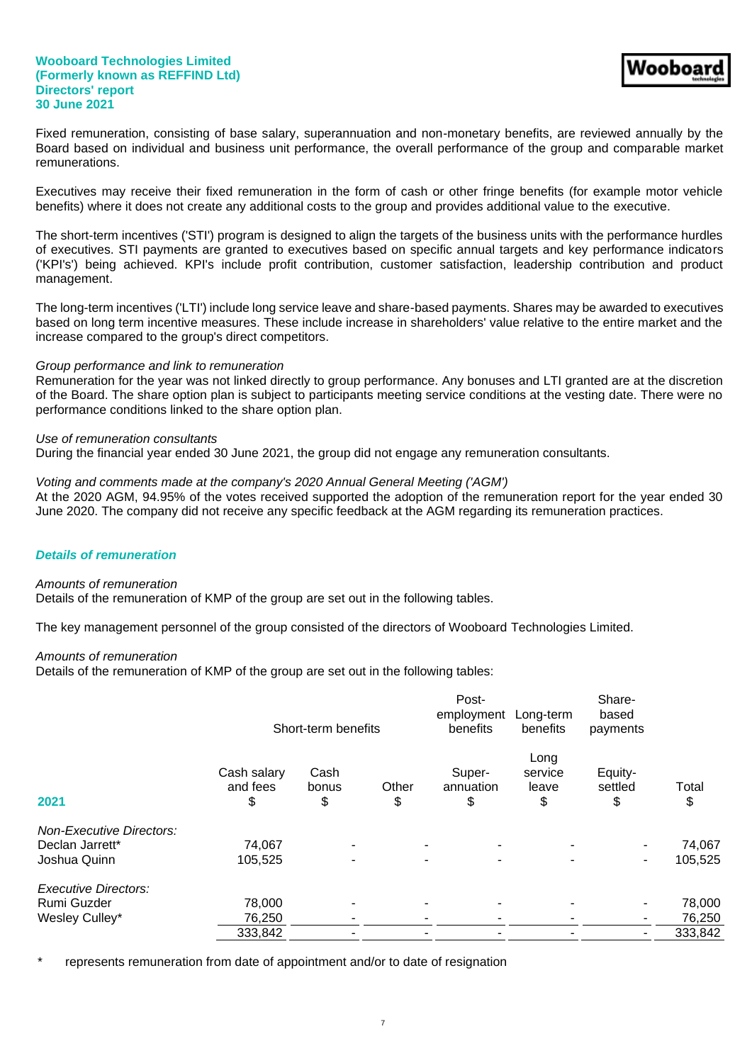Fixed remuneration, consisting of base salary, superannuation and non-monetary benefits, are reviewed annually by the Board based on individual and business unit performance, the overall performance of the group and comparable market remunerations.

Executives may receive their fixed remuneration in the form of cash or other fringe benefits (for example motor vehicle benefits) where it does not create any additional costs to the group and provides additional value to the executive.

The short-term incentives ('STI') program is designed to align the targets of the business units with the performance hurdles of executives. STI payments are granted to executives based on specific annual targets and key performance indicators ('KPI's') being achieved. KPI's include profit contribution, customer satisfaction, leadership contribution and product management.

The long-term incentives ('LTI') include long service leave and share-based payments. Shares may be awarded to executives based on long term incentive measures. These include increase in shareholders' value relative to the entire market and the increase compared to the group's direct competitors.

*Group performance and link to remuneration*
Remuneration for the year was not linked directly to group performance. Any bonuses and LTI granted are at the discretion of the Board. The share option plan is subject to participants meeting service conditions at the vesting date. There were no performance conditions linked to the share option plan.

*Use of remuneration consultants*
During the financial year ended 30 June 2021, the group did not engage any remuneration consultants.

*Voting and comments made at the company's 2020 Annual General Meeting ('AGM')*
At the 2020 AGM, 94.95% of the votes received supported the adoption of the remuneration report for the year ended 30 June 2020. The company did not receive any specific feedback at the AGM regarding its remuneration practices.

### *Details of remuneration*

*Amounts of remuneration*
Details of the remuneration of KMP of the group are set out in the following tables.

The key management personnel of the group consisted of the directors of Wooboard Technologies Limited.

*Amounts of remuneration*
Details of the remuneration of KMP of the group are set out in the following tables:

| | Short-term benefits | | | Post-employment benefits | Long-term benefits | Share-based payments | |
|---|---|---|---|---|---|---|---|
| **2021** | Cash salary and fees $ | Cash bonus $ | Other $ | Super-annuation $ | Long service leave $ | Equity-settled $ | Total $ |
| *Non-Executive Directors:* | | | | | | | |
| Declan Jarrett* | 74,067 | - | - | - | - | - | 74,067 |
| Joshua Quinn | 105,525 | - | - | - | - | - | 105,525 |
| *Executive Directors:* | | | | | | | |
| Rumi Guzder | 78,000 | - | - | - | - | - | 78,000 |
| Wesley Culley* | 76,250 | - | - | - | - | - | 76,250 |
| | 333,842 | - | - | - | - | - | 333,842 |

\* represents remuneration from date of appointment and/or to date of resignation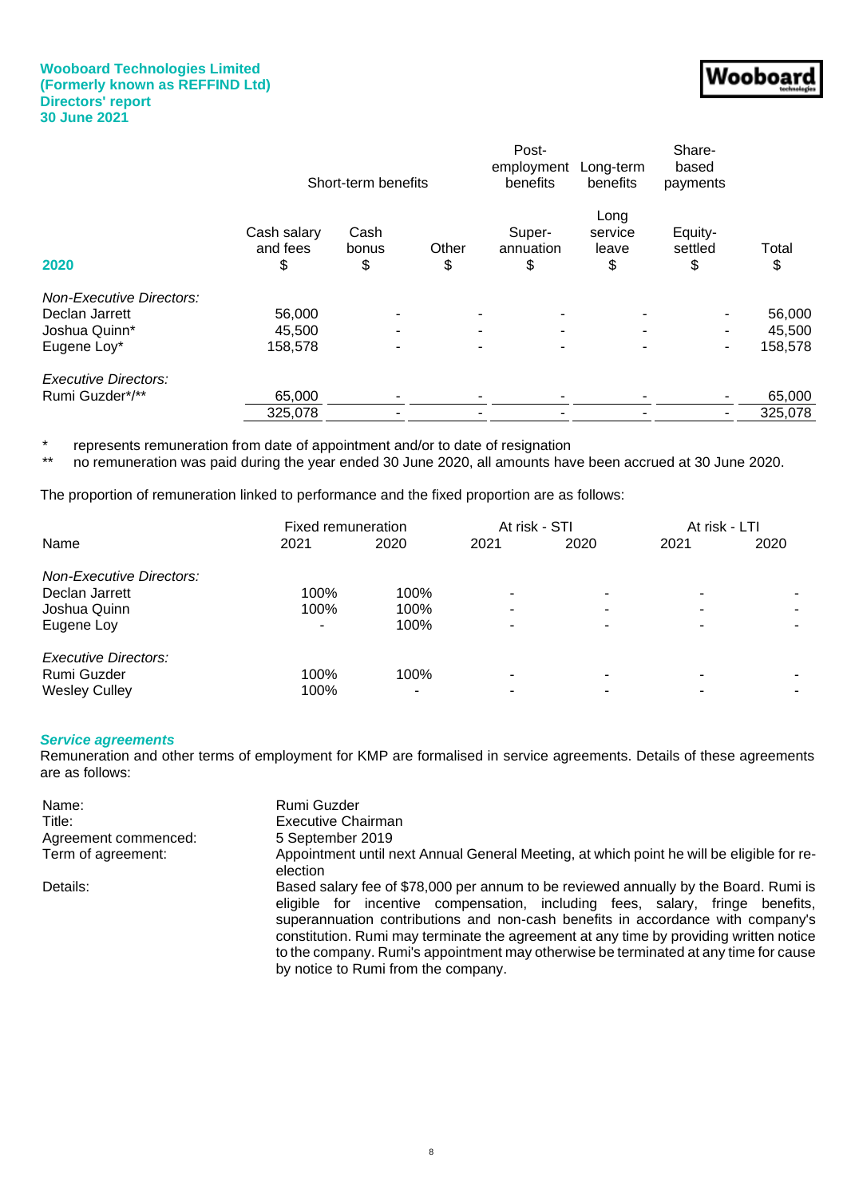| 2020 | Short-term benefits | | | Post-employment benefits | Long-term benefits | Share-based payments | |
|---|---|---|---|---|---|---|---|
| | Cash salary and fees $ | Cash bonus $ | Other $ | Super-annuation $ | Long service leave $ | Equity-settled $ | Total $ |
| *Non-Executive Directors:* | | | | | | | |
| Declan Jarrett | 56,000 | - | - | - | - | - | 56,000 |
| Joshua Quinn* | 45,500 | - | - | - | - | - | 45,500 |
| Eugene Loy* | 158,578 | - | - | - | - | - | 158,578 |
| *Executive Directors:* | | | | | | | |
| Rumi Guzder*/** | 65,000 | - | - | - | - | - | 65,000 |
| | 325,078 | - | - | - | - | - | 325,078 |

\* represents remuneration from date of appointment and/or to date of resignation

\*\* no remuneration was paid during the year ended 30 June 2020, all amounts have been accrued at 30 June 2020.

The proportion of remuneration linked to performance and the fixed proportion are as follows:

| Name | Fixed remuneration 2021 | Fixed remuneration 2020 | At risk - STI 2021 | At risk - STI 2020 | At risk - LTI 2021 | At risk - LTI 2020 |
|---|---|---|---|---|---|---|
| *Non-Executive Directors:* | | | | | | |
| Declan Jarrett | 100% | 100% | - | - | - | - |
| Joshua Quinn | 100% | 100% | - | - | - | - |
| Eugene Loy | - | 100% | - | - | - | - |
| *Executive Directors:* | | | | | | |
| Rumi Guzder | 100% | 100% | - | - | - | - |
| Wesley Culley | 100% | - | - | - | - | - |

### *Service agreements*

Remuneration and other terms of employment for KMP are formalised in service agreements. Details of these agreements are as follows:

| | |
|---|---|
| Name: | Rumi Guzder |
| Title: | Executive Chairman |
| Agreement commenced: | 5 September 2019 |
| Term of agreement: | Appointment until next Annual General Meeting, at which point he will be eligible for re-election |
| Details: | Based salary fee of $78,000 per annum to be reviewed annually by the Board. Rumi is eligible for incentive compensation, including fees, salary, fringe benefits, superannuation contributions and non-cash benefits in accordance with company's constitution. Rumi may terminate the agreement at any time by providing written notice to the company. Rumi's appointment may otherwise be terminated at any time for cause by notice to Rumi from the company. |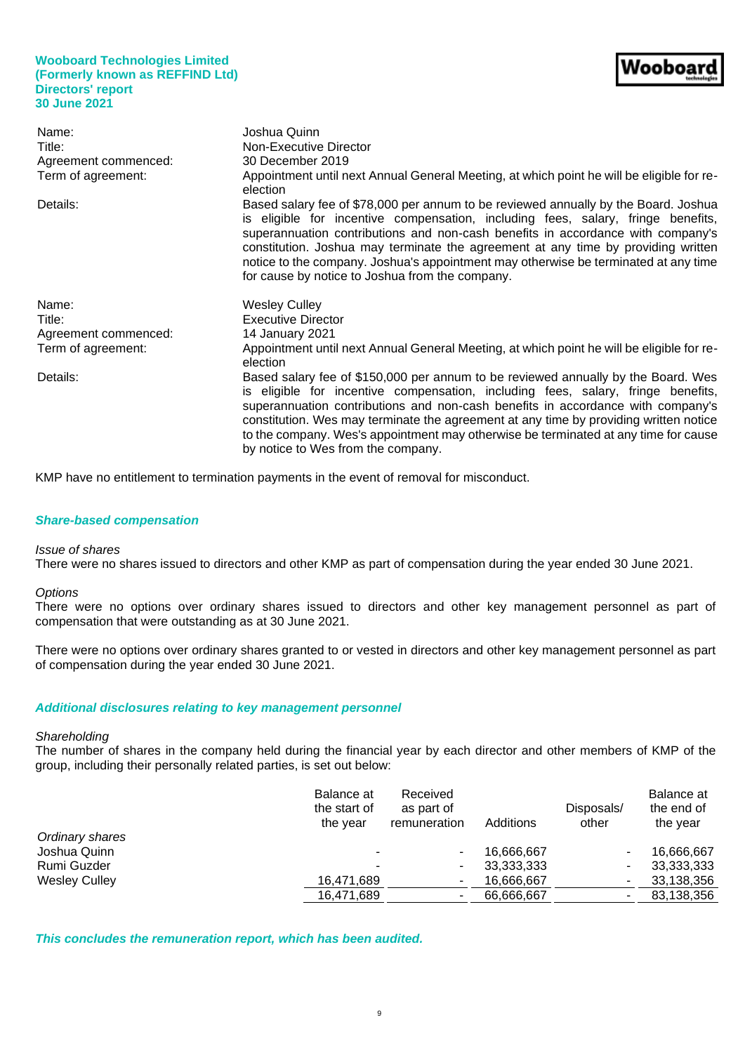| | |
|---|---|
| Name: | Joshua Quinn |
| Title: | Non-Executive Director |
| Agreement commenced: | 30 December 2019 |
| Term of agreement: | Appointment until next Annual General Meeting, at which point he will be eligible for re-election |
| Details: | Based salary fee of $78,000 per annum to be reviewed annually by the Board. Joshua is eligible for incentive compensation, including fees, salary, fringe benefits, superannuation contributions and non-cash benefits in accordance with company's constitution. Joshua may terminate the agreement at any time by providing written notice to the company. Joshua's appointment may otherwise be terminated at any time for cause by notice to Joshua from the company. |

| | |
|---|---|
| Name: | Wesley Culley |
| Title: | Executive Director |
| Agreement commenced: | 14 January 2021 |
| Term of agreement: | Appointment until next Annual General Meeting, at which point he will be eligible for re-election |
| Details: | Based salary fee of $150,000 per annum to be reviewed annually by the Board. Wes is eligible for incentive compensation, including fees, salary, fringe benefits, superannuation contributions and non-cash benefits in accordance with company's constitution. Wes may terminate the agreement at any time by providing written notice to the company. Wes's appointment may otherwise be terminated at any time for cause by notice to Wes from the company. |

KMP have no entitlement to termination payments in the event of removal for misconduct.

### *Share-based compensation*

*Issue of shares*

There were no shares issued to directors and other KMP as part of compensation during the year ended 30 June 2021.

*Options*

There were no options over ordinary shares issued to directors and other key management personnel as part of compensation that were outstanding as at 30 June 2021.

There were no options over ordinary shares granted to or vested in directors and other key management personnel as part of compensation during the year ended 30 June 2021.

### *Additional disclosures relating to key management personnel*

*Shareholding*

The number of shares in the company held during the financial year by each director and other members of KMP of the group, including their personally related parties, is set out below:

| | Balance at the start of the year | Received as part of remuneration | Additions | Disposals/ other | Balance at the end of the year |
|---|---|---|---|---|---|
| *Ordinary shares* | | | | | |
| Joshua Quinn | - | - | 16,666,667 | - | 16,666,667 |
| Rumi Guzder | - | - | 33,333,333 | - | 33,333,333 |
| Wesley Culley | 16,471,689 | - | 16,666,667 | - | 33,138,356 |
| | 16,471,689 | - | 66,666,667 | - | 83,138,356 |

***This concludes the remuneration report, which has been audited.***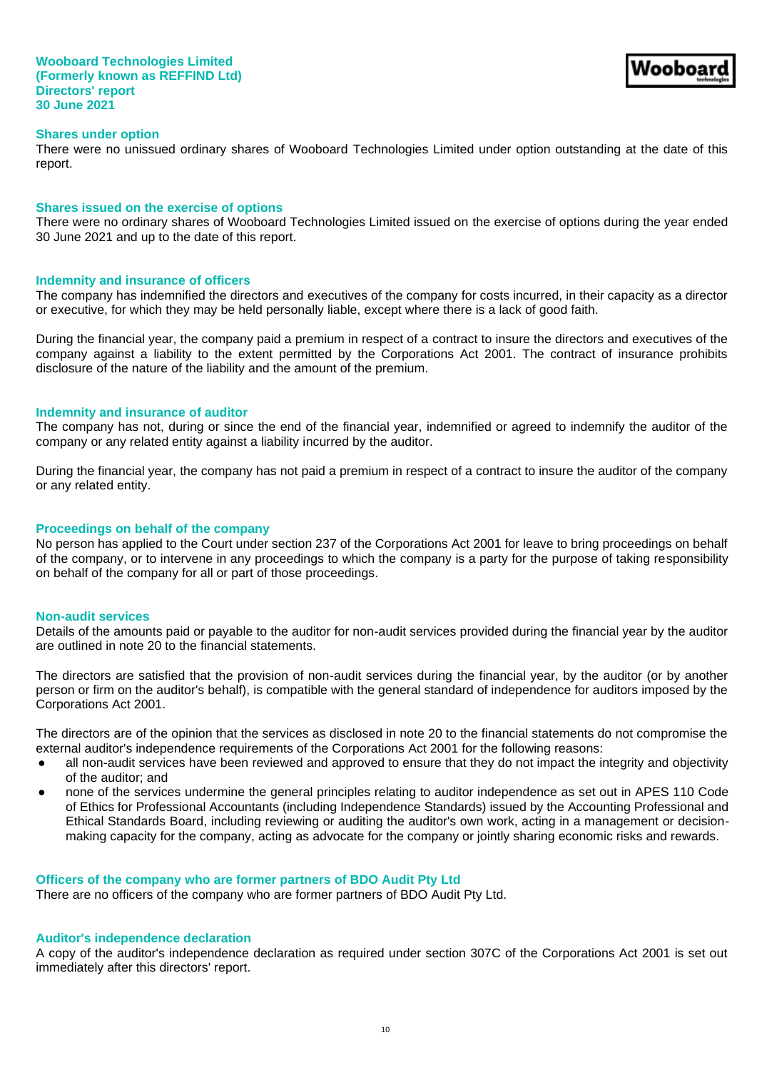## Shares under option

There were no unissued ordinary shares of Wooboard Technologies Limited under option outstanding at the date of this report.

## Shares issued on the exercise of options

There were no ordinary shares of Wooboard Technologies Limited issued on the exercise of options during the year ended 30 June 2021 and up to the date of this report.

## Indemnity and insurance of officers

The company has indemnified the directors and executives of the company for costs incurred, in their capacity as a director or executive, for which they may be held personally liable, except where there is a lack of good faith.

During the financial year, the company paid a premium in respect of a contract to insure the directors and executives of the company against a liability to the extent permitted by the Corporations Act 2001. The contract of insurance prohibits disclosure of the nature of the liability and the amount of the premium.

## Indemnity and insurance of auditor

The company has not, during or since the end of the financial year, indemnified or agreed to indemnify the auditor of the company or any related entity against a liability incurred by the auditor.

During the financial year, the company has not paid a premium in respect of a contract to insure the auditor of the company or any related entity.

## Proceedings on behalf of the company

No person has applied to the Court under section 237 of the Corporations Act 2001 for leave to bring proceedings on behalf of the company, or to intervene in any proceedings to which the company is a party for the purpose of taking responsibility on behalf of the company for all or part of those proceedings.

## Non-audit services

Details of the amounts paid or payable to the auditor for non-audit services provided during the financial year by the auditor are outlined in note 20 to the financial statements.

The directors are satisfied that the provision of non-audit services during the financial year, by the auditor (or by another person or firm on the auditor's behalf), is compatible with the general standard of independence for auditors imposed by the Corporations Act 2001.

The directors are of the opinion that the services as disclosed in note 20 to the financial statements do not compromise the external auditor's independence requirements of the Corporations Act 2001 for the following reasons:

- all non-audit services have been reviewed and approved to ensure that they do not impact the integrity and objectivity of the auditor; and
- none of the services undermine the general principles relating to auditor independence as set out in APES 110 Code of Ethics for Professional Accountants (including Independence Standards) issued by the Accounting Professional and Ethical Standards Board, including reviewing or auditing the auditor's own work, acting in a management or decision-making capacity for the company, acting as advocate for the company or jointly sharing economic risks and rewards.

## Officers of the company who are former partners of BDO Audit Pty Ltd

There are no officers of the company who are former partners of BDO Audit Pty Ltd.

## Auditor's independence declaration

A copy of the auditor's independence declaration as required under section 307C of the Corporations Act 2001 is set out immediately after this directors' report.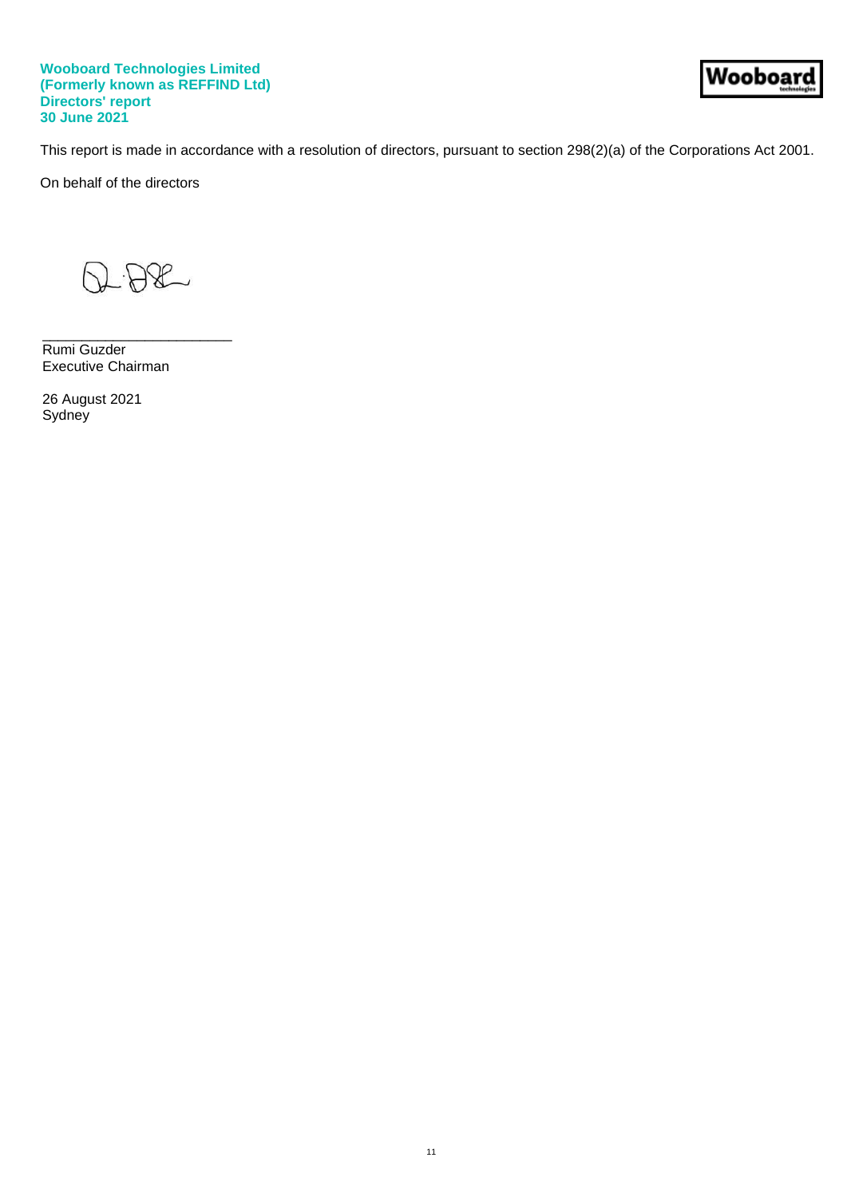This report is made in accordance with a resolution of directors, pursuant to section 298(2)(a) of the Corporations Act 2001.

On behalf of the directors

___________________________
Rumi Guzder
Executive Chairman

26 August 2021
Sydney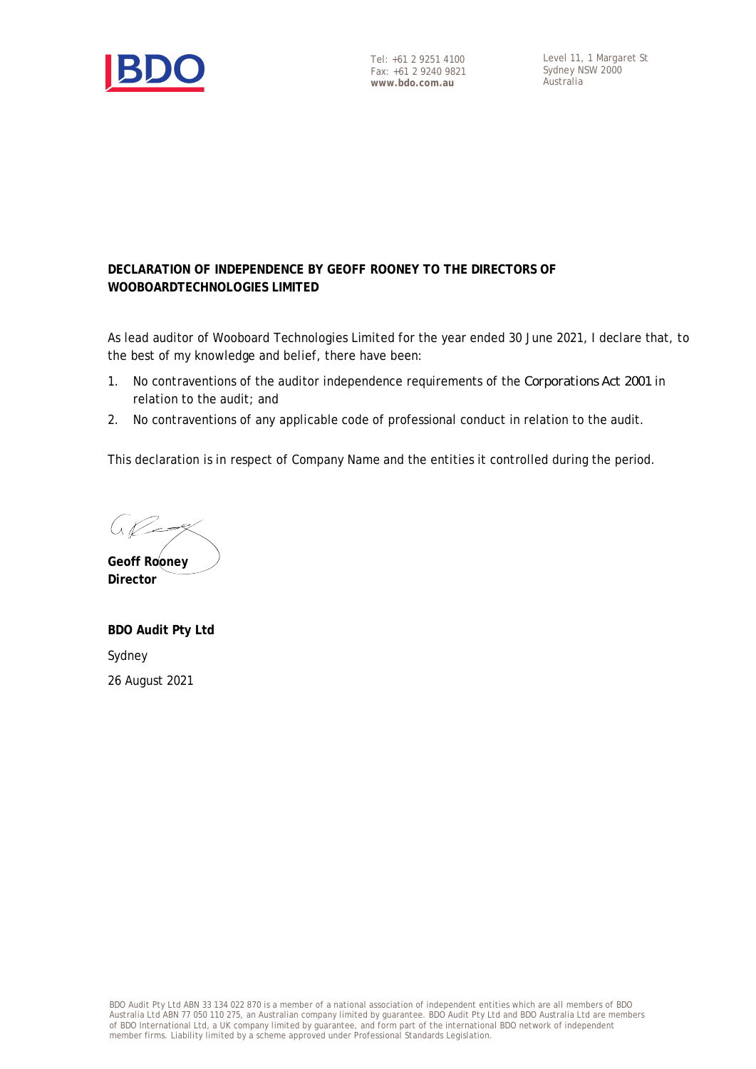Tel: +61 2 9251 4100
Fax: +61 2 9240 9821
**www.bdo.com.au**

Level 11, 1 Margaret St
Sydney NSW 2000
Australia

**DECLARATION OF INDEPENDENCE BY GEOFF ROONEY TO THE DIRECTORS OF WOOBOARDTECHNOLOGIES LIMITED**

As lead auditor of Wooboard Technologies Limited for the year ended 30 June 2021, I declare that, to the best of my knowledge and belief, there have been:

1. No contraventions of the auditor independence requirements of the *Corporations Act 2001* in relation to the audit; and
2. No contraventions of any applicable code of professional conduct in relation to the audit.

This declaration is in respect of Company Name and the entities it controlled during the period.

**Geoff Rooney**
**Director**

**BDO Audit Pty Ltd**

Sydney

26 August 2021

BDO Audit Pty Ltd ABN 33 134 022 870 is a member of a national association of independent entities which are all members of BDO Australia Ltd ABN 77 050 110 275, an Australian company limited by guarantee. BDO Audit Pty Ltd and BDO Australia Ltd are members of BDO International Ltd, a UK company limited by guarantee, and form part of the international BDO network of independent member firms. Liability limited by a scheme approved under Professional Standards Legislation.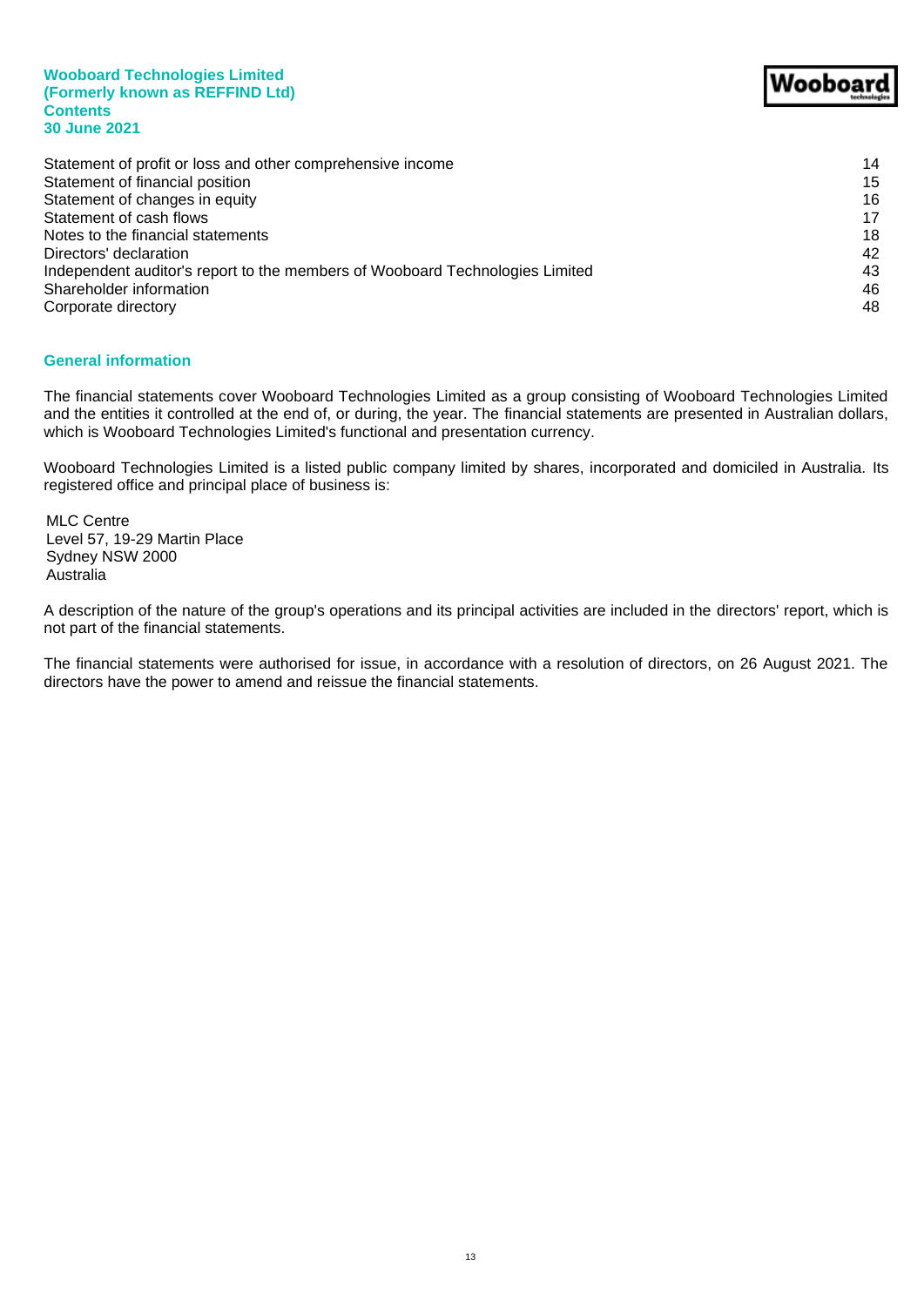# Wooboard Technologies Limited
## (Formerly known as REFFIND Ltd)
## Contents
## 30 June 2021

| | |
|---|---|
| Statement of profit or loss and other comprehensive income | 14 |
| Statement of financial position | 15 |
| Statement of changes in equity | 16 |
| Statement of cash flows | 17 |
| Notes to the financial statements | 18 |
| Directors' declaration | 42 |
| Independent auditor's report to the members of Wooboard Technologies Limited | 43 |
| Shareholder information | 46 |
| Corporate directory | 48 |

## General information

The financial statements cover Wooboard Technologies Limited as a group consisting of Wooboard Technologies Limited and the entities it controlled at the end of, or during, the year. The financial statements are presented in Australian dollars, which is Wooboard Technologies Limited's functional and presentation currency.

Wooboard Technologies Limited is a listed public company limited by shares, incorporated and domiciled in Australia. Its registered office and principal place of business is:

MLC Centre
Level 57, 19-29 Martin Place
Sydney NSW 2000
Australia

A description of the nature of the group's operations and its principal activities are included in the directors' report, which is not part of the financial statements.

The financial statements were authorised for issue, in accordance with a resolution of directors, on 26 August 2021. The directors have the power to amend and reissue the financial statements.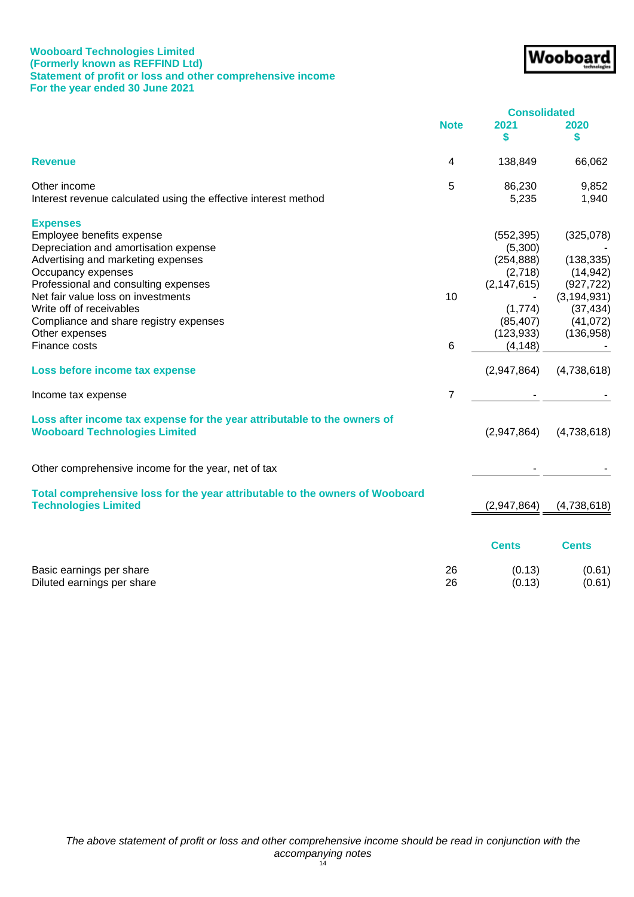**Wooboard Technologies Limited**
**(Formerly known as REFFIND Ltd)**
**Statement of profit or loss and other comprehensive income**
**For the year ended 30 June 2021**

| | Note | Consolidated 2021 $ | Consolidated 2020 $ |
|---|---|---|---|
| **Revenue** | 4 | 138,849 | 66,062 |
| | | | |
| Other income | 5 | 86,230 | 9,852 |
| Interest revenue calculated using the effective interest method | | 5,235 | 1,940 |
| | | | |
| **Expenses** | | | |
| Employee benefits expense | | (552,395) | (325,078) |
| Depreciation and amortisation expense | | (5,300) | - |
| Advertising and marketing expenses | | (254,888) | (138,335) |
| Occupancy expenses | | (2,718) | (14,942) |
| Professional and consulting expenses | | (2,147,615) | (927,722) |
| Net fair value loss on investments | 10 | - | (3,194,931) |
| Write off of receivables | | (1,774) | (37,434) |
| Compliance and share registry expenses | | (85,407) | (41,072) |
| Other expenses | | (123,933) | (136,958) |
| Finance costs | 6 | (4,148) | - |
| | | | |
| **Loss before income tax expense** | | (2,947,864) | (4,738,618) |
| | | | |
| Income tax expense | 7 | - | - |
| | | | |
| **Loss after income tax expense for the year attributable to the owners of Wooboard Technologies Limited** | | (2,947,864) | (4,738,618) |
| | | | |
| Other comprehensive income for the year, net of tax | | - | - |
| | | | |
| **Total comprehensive loss for the year attributable to the owners of Wooboard Technologies Limited** | | (2,947,864) | (4,738,618) |
| | | | |
| | | **Cents** | **Cents** |
| Basic earnings per share | 26 | (0.13) | (0.61) |
| Diluted earnings per share | 26 | (0.13) | (0.61) |

*The above statement of profit or loss and other comprehensive income should be read in conjunction with the accompanying notes*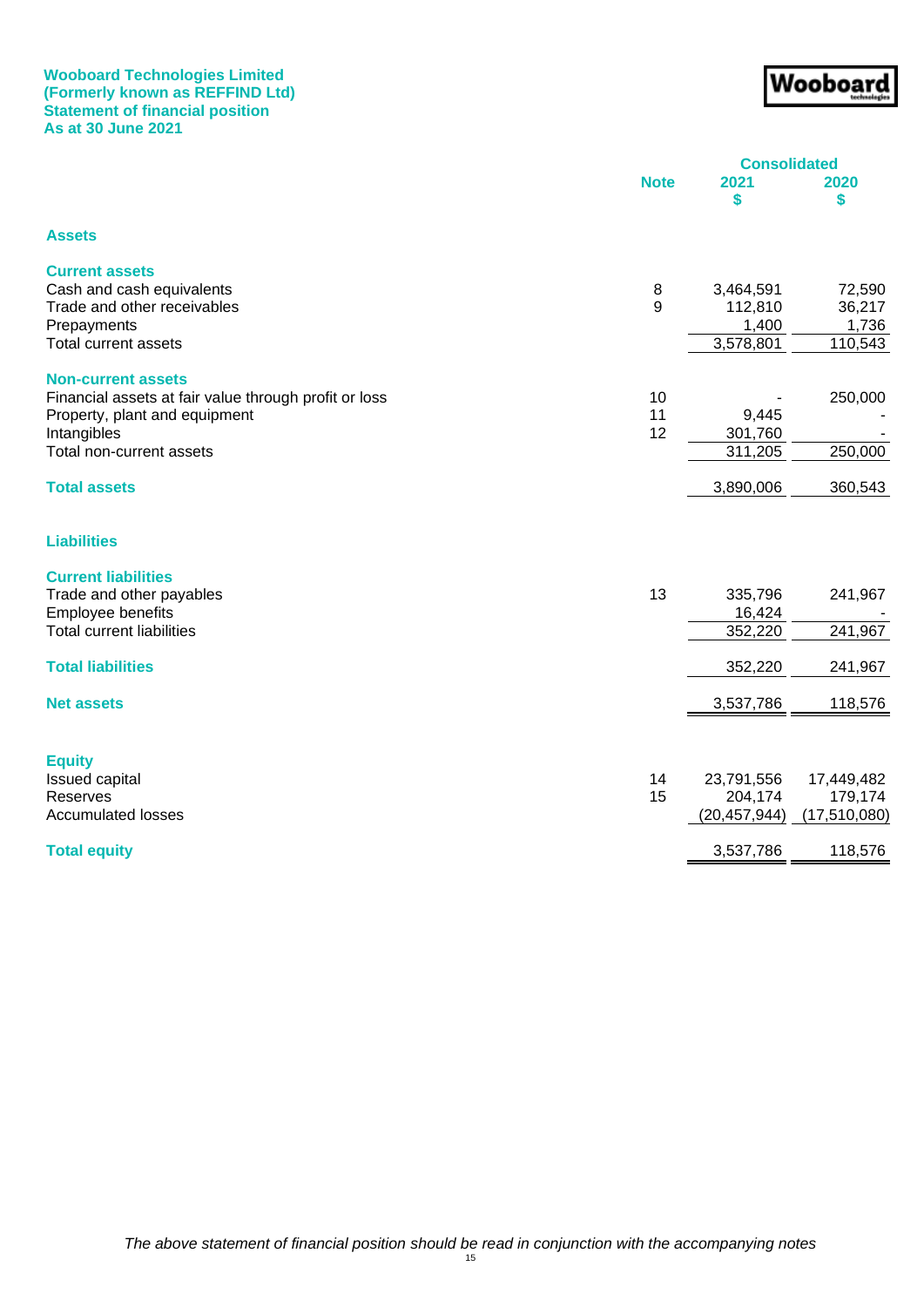**Wooboard Technologies Limited**
**(Formerly known as REFFIND Ltd)**
**Statement of financial position**
**As at 30 June 2021**

| | Note | Consolidated 2021 $ | Consolidated 2020 $ |
|---|---|---|---|
| **Assets** | | | |
| **Current assets** | | | |
| Cash and cash equivalents | 8 | 3,464,591 | 72,590 |
| Trade and other receivables | 9 | 112,810 | 36,217 |
| Prepayments | | 1,400 | 1,736 |
| Total current assets | | 3,578,801 | 110,543 |
| **Non-current assets** | | | |
| Financial assets at fair value through profit or loss | 10 | - | 250,000 |
| Property, plant and equipment | 11 | 9,445 | - |
| Intangibles | 12 | 301,760 | - |
| Total non-current assets | | 311,205 | 250,000 |
| **Total assets** | | 3,890,006 | 360,543 |
| **Liabilities** | | | |
| **Current liabilities** | | | |
| Trade and other payables | 13 | 335,796 | 241,967 |
| Employee benefits | | 16,424 | - |
| Total current liabilities | | 352,220 | 241,967 |
| **Total liabilities** | | 352,220 | 241,967 |
| **Net assets** | | 3,537,786 | 118,576 |
| **Equity** | | | |
| Issued capital | 14 | 23,791,556 | 17,449,482 |
| Reserves | 15 | 204,174 | 179,174 |
| Accumulated losses | | (20,457,944) | (17,510,080) |
| **Total equity** | | 3,537,786 | 118,576 |

*The above statement of financial position should be read in conjunction with the accompanying notes*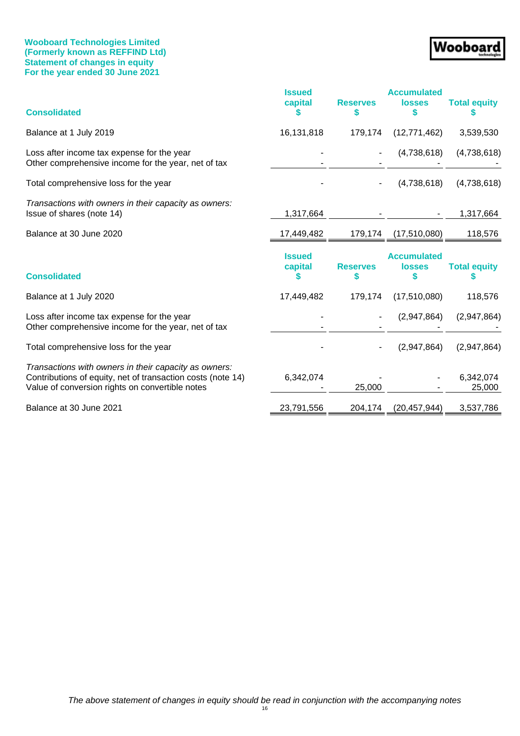**Wooboard Technologies Limited**
**(Formerly known as REFFIND Ltd)**
**Statement of changes in equity**
**For the year ended 30 June 2021**

| Consolidated | Issued capital $ | Reserves $ | Accumulated losses $ | Total equity $ |
|---|---|---|---|---|
| Balance at 1 July 2019 | 16,131,818 | 179,174 | (12,771,462) | 3,539,530 |
| Loss after income tax expense for the year | - | - | (4,738,618) | (4,738,618) |
| Other comprehensive income for the year, net of tax | - | - | - | - |
| Total comprehensive loss for the year | - | - | (4,738,618) | (4,738,618) |
| *Transactions with owners in their capacity as owners:* | | | | |
| Issue of shares (note 14) | 1,317,664 | - | - | 1,317,664 |
| Balance at 30 June 2020 | 17,449,482 | 179,174 | (17,510,080) | 118,576 |

| Consolidated | Issued capital $ | Reserves $ | Accumulated losses $ | Total equity $ |
|---|---|---|---|---|
| Balance at 1 July 2020 | 17,449,482 | 179,174 | (17,510,080) | 118,576 |
| Loss after income tax expense for the year | - | - | (2,947,864) | (2,947,864) |
| Other comprehensive income for the year, net of tax | - | - | - | - |
| Total comprehensive loss for the year | - | - | (2,947,864) | (2,947,864) |
| *Transactions with owners in their capacity as owners:* | | | | |
| Contributions of equity, net of transaction costs (note 14) | 6,342,074 | - | - | 6,342,074 |
| Value of conversion rights on convertible notes | - | 25,000 | - | 25,000 |
| Balance at 30 June 2021 | 23,791,556 | 204,174 | (20,457,944) | 3,537,786 |

*The above statement of changes in equity should be read in conjunction with the accompanying notes*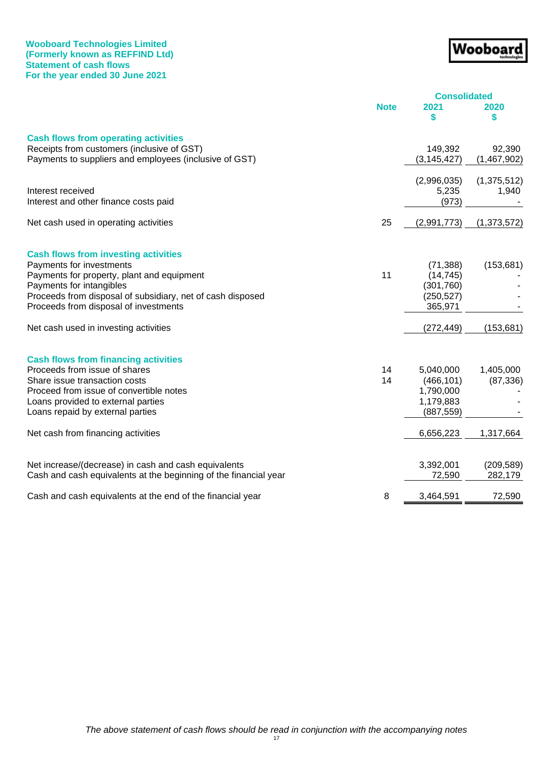**Wooboard Technologies Limited**
**(Formerly known as REFFIND Ltd)**
**Statement of cash flows**
**For the year ended 30 June 2021**

| | Note | Consolidated 2021 $ | 2020 $ |
|---|---|---|---|
| **Cash flows from operating activities** | | | |
| Receipts from customers (inclusive of GST) | | 149,392 | 92,390 |
| Payments to suppliers and employees (inclusive of GST) | | (3,145,427) | (1,467,902) |
| | | (2,996,035) | (1,375,512) |
| Interest received | | 5,235 | 1,940 |
| Interest and other finance costs paid | | (973) | - |
| Net cash used in operating activities | 25 | (2,991,773) | (1,373,572) |
| **Cash flows from investing activities** | | | |
| Payments for investments | | (71,388) | (153,681) |
| Payments for property, plant and equipment | 11 | (14,745) | - |
| Payments for intangibles | | (301,760) | - |
| Proceeds from disposal of subsidiary, net of cash disposed | | (250,527) | - |
| Proceeds from disposal of investments | | 365,971 | - |
| Net cash used in investing activities | | (272,449) | (153,681) |
| **Cash flows from financing activities** | | | |
| Proceeds from issue of shares | 14 | 5,040,000 | 1,405,000 |
| Share issue transaction costs | 14 | (466,101) | (87,336) |
| Proceed from issue of convertible notes | | 1,790,000 | - |
| Loans provided to external parties | | 1,179,883 | - |
| Loans repaid by external parties | | (887,559) | - |
| Net cash from financing activities | | 6,656,223 | 1,317,664 |
| Net increase/(decrease) in cash and cash equivalents | | 3,392,001 | (209,589) |
| Cash and cash equivalents at the beginning of the financial year | | 72,590 | 282,179 |
| Cash and cash equivalents at the end of the financial year | 8 | 3,464,591 | 72,590 |

*The above statement of cash flows should be read in conjunction with the accompanying notes*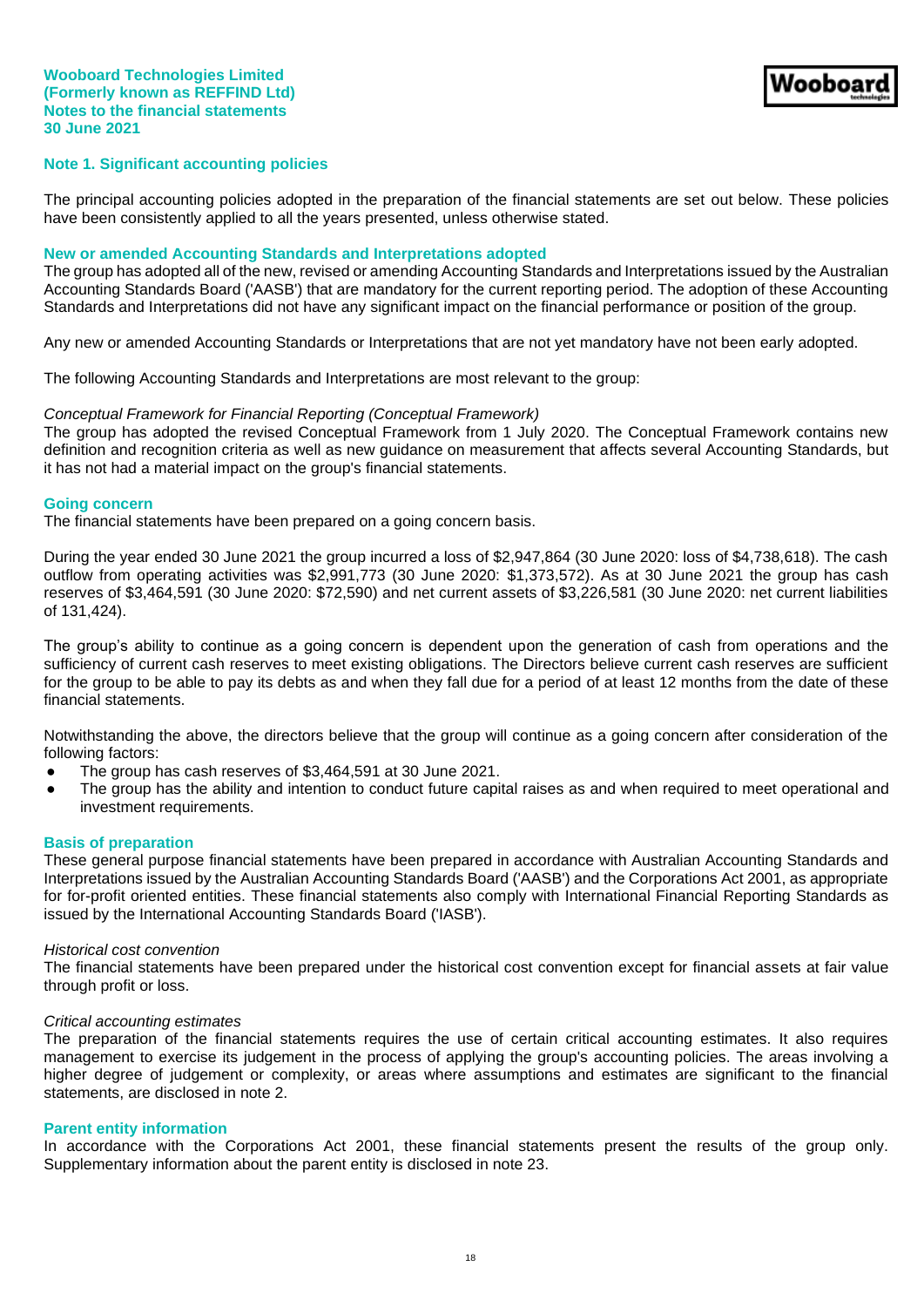**Wooboard Technologies Limited**
**(Formerly known as REFFIND Ltd)**
**Notes to the financial statements**
**30 June 2021**

## Note 1. Significant accounting policies

The principal accounting policies adopted in the preparation of the financial statements are set out below. These policies have been consistently applied to all the years presented, unless otherwise stated.

### New or amended Accounting Standards and Interpretations adopted

The group has adopted all of the new, revised or amending Accounting Standards and Interpretations issued by the Australian Accounting Standards Board ('AASB') that are mandatory for the current reporting period. The adoption of these Accounting Standards and Interpretations did not have any significant impact on the financial performance or position of the group.

Any new or amended Accounting Standards or Interpretations that are not yet mandatory have not been early adopted.

The following Accounting Standards and Interpretations are most relevant to the group:

*Conceptual Framework for Financial Reporting (Conceptual Framework)*

The group has adopted the revised Conceptual Framework from 1 July 2020. The Conceptual Framework contains new definition and recognition criteria as well as new guidance on measurement that affects several Accounting Standards, but it has not had a material impact on the group's financial statements.

### Going concern

The financial statements have been prepared on a going concern basis.

During the year ended 30 June 2021 the group incurred a loss of $2,947,864 (30 June 2020: loss of $4,738,618). The cash outflow from operating activities was $2,991,773 (30 June 2020: $1,373,572). As at 30 June 2021 the group has cash reserves of $3,464,591 (30 June 2020: $72,590) and net current assets of $3,226,581 (30 June 2020: net current liabilities of 131,424).

The group's ability to continue as a going concern is dependent upon the generation of cash from operations and the sufficiency of current cash reserves to meet existing obligations. The Directors believe current cash reserves are sufficient for the group to be able to pay its debts as and when they fall due for a period of at least 12 months from the date of these financial statements.

Notwithstanding the above, the directors believe that the group will continue as a going concern after consideration of the following factors:

- The group has cash reserves of $3,464,591 at 30 June 2021.
- The group has the ability and intention to conduct future capital raises as and when required to meet operational and investment requirements.

### Basis of preparation

These general purpose financial statements have been prepared in accordance with Australian Accounting Standards and Interpretations issued by the Australian Accounting Standards Board ('AASB') and the Corporations Act 2001, as appropriate for for-profit oriented entities. These financial statements also comply with International Financial Reporting Standards as issued by the International Accounting Standards Board ('IASB').

*Historical cost convention*

The financial statements have been prepared under the historical cost convention except for financial assets at fair value through profit or loss.

*Critical accounting estimates*

The preparation of the financial statements requires the use of certain critical accounting estimates. It also requires management to exercise its judgement in the process of applying the group's accounting policies. The areas involving a higher degree of judgement or complexity, or areas where assumptions and estimates are significant to the financial statements, are disclosed in note 2.

### Parent entity information

In accordance with the Corporations Act 2001, these financial statements present the results of the group only. Supplementary information about the parent entity is disclosed in note 23.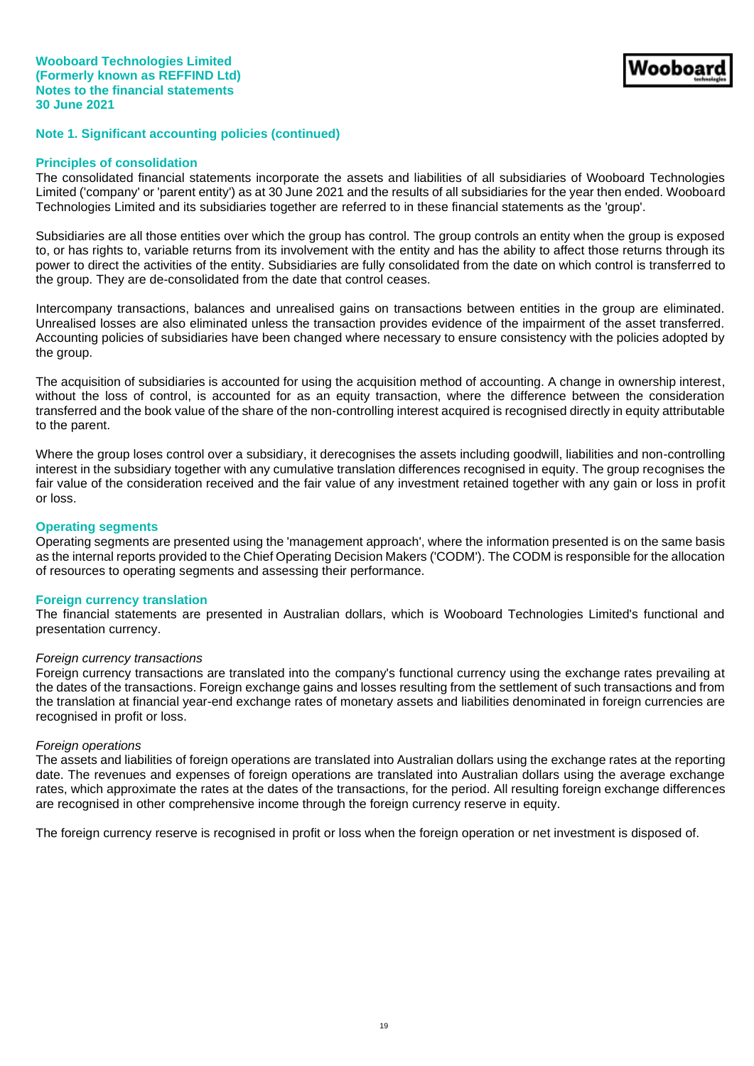## Note 1. Significant accounting policies (continued)

### Principles of consolidation

The consolidated financial statements incorporate the assets and liabilities of all subsidiaries of Wooboard Technologies Limited ('company' or 'parent entity') as at 30 June 2021 and the results of all subsidiaries for the year then ended. Wooboard Technologies Limited and its subsidiaries together are referred to in these financial statements as the 'group'.

Subsidiaries are all those entities over which the group has control. The group controls an entity when the group is exposed to, or has rights to, variable returns from its involvement with the entity and has the ability to affect those returns through its power to direct the activities of the entity. Subsidiaries are fully consolidated from the date on which control is transferred to the group. They are de-consolidated from the date that control ceases.

Intercompany transactions, balances and unrealised gains on transactions between entities in the group are eliminated. Unrealised losses are also eliminated unless the transaction provides evidence of the impairment of the asset transferred. Accounting policies of subsidiaries have been changed where necessary to ensure consistency with the policies adopted by the group.

The acquisition of subsidiaries is accounted for using the acquisition method of accounting. A change in ownership interest, without the loss of control, is accounted for as an equity transaction, where the difference between the consideration transferred and the book value of the share of the non-controlling interest acquired is recognised directly in equity attributable to the parent.

Where the group loses control over a subsidiary, it derecognises the assets including goodwill, liabilities and non-controlling interest in the subsidiary together with any cumulative translation differences recognised in equity. The group recognises the fair value of the consideration received and the fair value of any investment retained together with any gain or loss in profit or loss.

### Operating segments

Operating segments are presented using the 'management approach', where the information presented is on the same basis as the internal reports provided to the Chief Operating Decision Makers ('CODM'). The CODM is responsible for the allocation of resources to operating segments and assessing their performance.

### Foreign currency translation

The financial statements are presented in Australian dollars, which is Wooboard Technologies Limited's functional and presentation currency.

*Foreign currency transactions*

Foreign currency transactions are translated into the company's functional currency using the exchange rates prevailing at the dates of the transactions. Foreign exchange gains and losses resulting from the settlement of such transactions and from the translation at financial year-end exchange rates of monetary assets and liabilities denominated in foreign currencies are recognised in profit or loss.

*Foreign operations*

The assets and liabilities of foreign operations are translated into Australian dollars using the exchange rates at the reporting date. The revenues and expenses of foreign operations are translated into Australian dollars using the average exchange rates, which approximate the rates at the dates of the transactions, for the period. All resulting foreign exchange differences are recognised in other comprehensive income through the foreign currency reserve in equity.

The foreign currency reserve is recognised in profit or loss when the foreign operation or net investment is disposed of.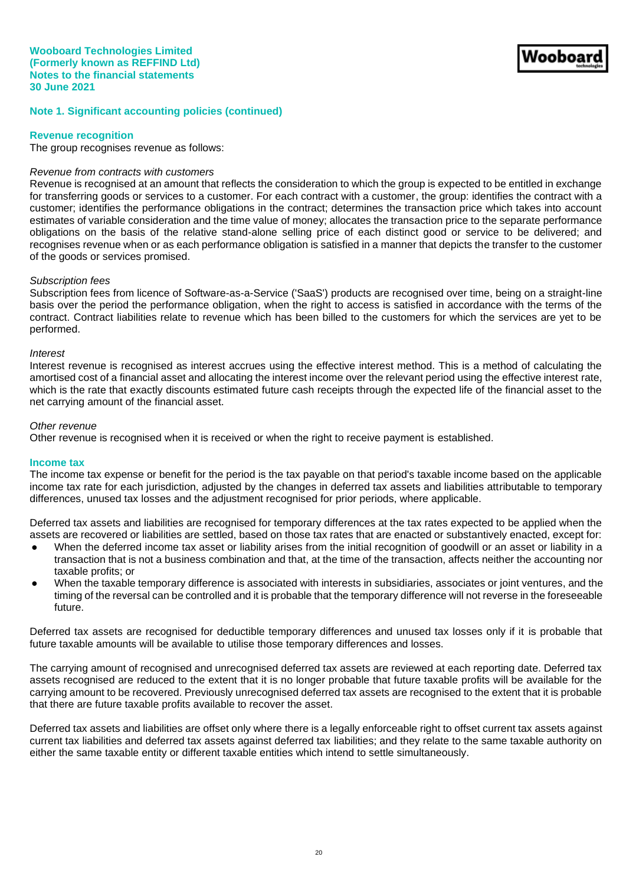## Note 1. Significant accounting policies (continued)

### Revenue recognition

The group recognises revenue as follows:

*Revenue from contracts with customers*

Revenue is recognised at an amount that reflects the consideration to which the group is expected to be entitled in exchange for transferring goods or services to a customer. For each contract with a customer, the group: identifies the contract with a customer; identifies the performance obligations in the contract; determines the transaction price which takes into account estimates of variable consideration and the time value of money; allocates the transaction price to the separate performance obligations on the basis of the relative stand-alone selling price of each distinct good or service to be delivered; and recognises revenue when or as each performance obligation is satisfied in a manner that depicts the transfer to the customer of the goods or services promised.

*Subscription fees*

Subscription fees from licence of Software-as-a-Service ('SaaS') products are recognised over time, being on a straight-line basis over the period the performance obligation, when the right to access is satisfied in accordance with the terms of the contract. Contract liabilities relate to revenue which has been billed to the customers for which the services are yet to be performed.

*Interest*

Interest revenue is recognised as interest accrues using the effective interest method. This is a method of calculating the amortised cost of a financial asset and allocating the interest income over the relevant period using the effective interest rate, which is the rate that exactly discounts estimated future cash receipts through the expected life of the financial asset to the net carrying amount of the financial asset.

*Other revenue*

Other revenue is recognised when it is received or when the right to receive payment is established.

### Income tax

The income tax expense or benefit for the period is the tax payable on that period's taxable income based on the applicable income tax rate for each jurisdiction, adjusted by the changes in deferred tax assets and liabilities attributable to temporary differences, unused tax losses and the adjustment recognised for prior periods, where applicable.

Deferred tax assets and liabilities are recognised for temporary differences at the tax rates expected to be applied when the assets are recovered or liabilities are settled, based on those tax rates that are enacted or substantively enacted, except for:

- When the deferred income tax asset or liability arises from the initial recognition of goodwill or an asset or liability in a transaction that is not a business combination and that, at the time of the transaction, affects neither the accounting nor taxable profits; or
- When the taxable temporary difference is associated with interests in subsidiaries, associates or joint ventures, and the timing of the reversal can be controlled and it is probable that the temporary difference will not reverse in the foreseeable future.

Deferred tax assets are recognised for deductible temporary differences and unused tax losses only if it is probable that future taxable amounts will be available to utilise those temporary differences and losses.

The carrying amount of recognised and unrecognised deferred tax assets are reviewed at each reporting date. Deferred tax assets recognised are reduced to the extent that it is no longer probable that future taxable profits will be available for the carrying amount to be recovered. Previously unrecognised deferred tax assets are recognised to the extent that it is probable that there are future taxable profits available to recover the asset.

Deferred tax assets and liabilities are offset only where there is a legally enforceable right to offset current tax assets against current tax liabilities and deferred tax assets against deferred tax liabilities; and they relate to the same taxable authority on either the same taxable entity or different taxable entities which intend to settle simultaneously.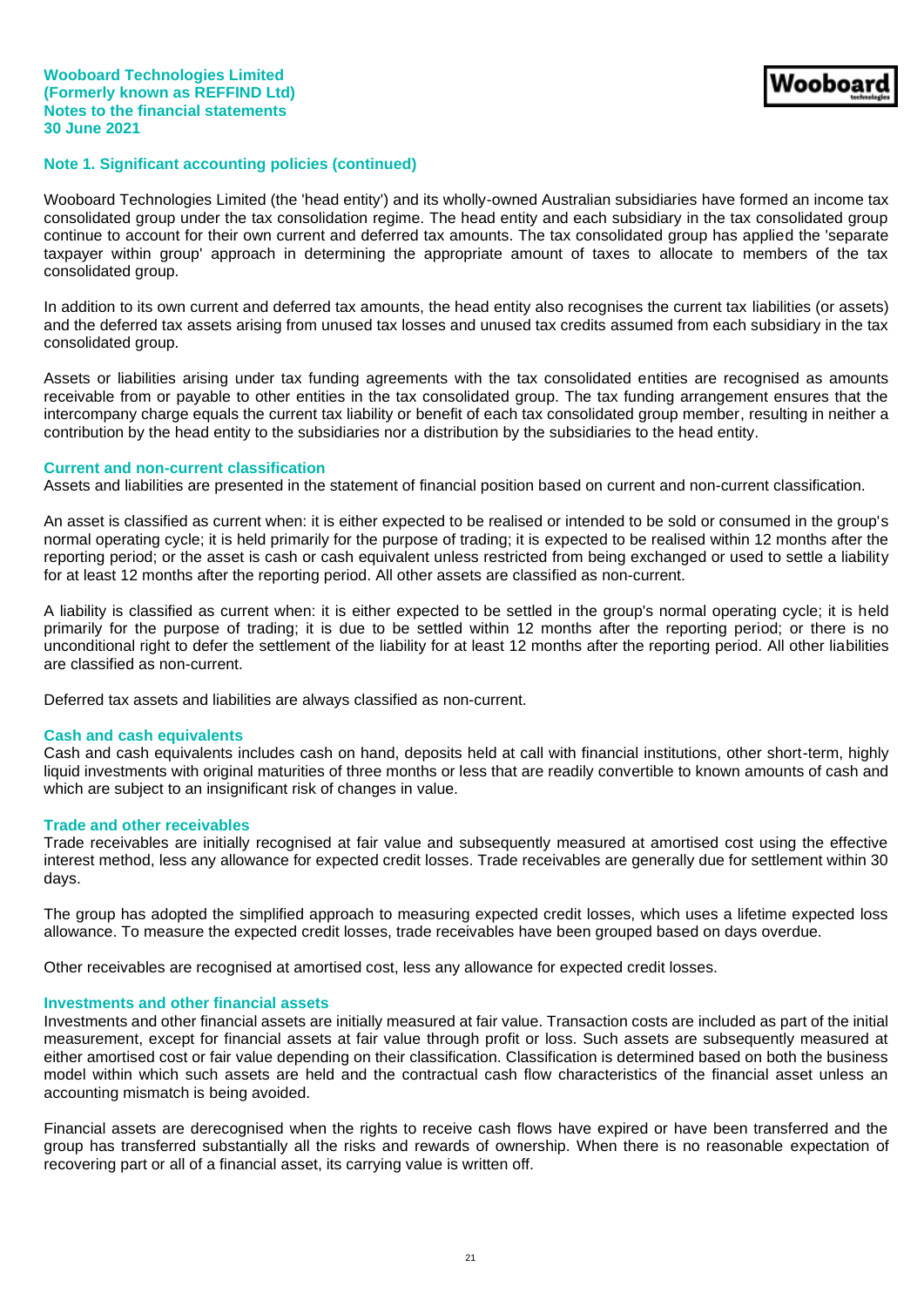## Note 1. Significant accounting policies (continued)

Wooboard Technologies Limited (the 'head entity') and its wholly-owned Australian subsidiaries have formed an income tax consolidated group under the tax consolidation regime. The head entity and each subsidiary in the tax consolidated group continue to account for their own current and deferred tax amounts. The tax consolidated group has applied the 'separate taxpayer within group' approach in determining the appropriate amount of taxes to allocate to members of the tax consolidated group.

In addition to its own current and deferred tax amounts, the head entity also recognises the current tax liabilities (or assets) and the deferred tax assets arising from unused tax losses and unused tax credits assumed from each subsidiary in the tax consolidated group.

Assets or liabilities arising under tax funding agreements with the tax consolidated entities are recognised as amounts receivable from or payable to other entities in the tax consolidated group. The tax funding arrangement ensures that the intercompany charge equals the current tax liability or benefit of each tax consolidated group member, resulting in neither a contribution by the head entity to the subsidiaries nor a distribution by the subsidiaries to the head entity.

### Current and non-current classification

Assets and liabilities are presented in the statement of financial position based on current and non-current classification.

An asset is classified as current when: it is either expected to be realised or intended to be sold or consumed in the group's normal operating cycle; it is held primarily for the purpose of trading; it is expected to be realised within 12 months after the reporting period; or the asset is cash or cash equivalent unless restricted from being exchanged or used to settle a liability for at least 12 months after the reporting period. All other assets are classified as non-current.

A liability is classified as current when: it is either expected to be settled in the group's normal operating cycle; it is held primarily for the purpose of trading; it is due to be settled within 12 months after the reporting period; or there is no unconditional right to defer the settlement of the liability for at least 12 months after the reporting period. All other liabilities are classified as non-current.

Deferred tax assets and liabilities are always classified as non-current.

### Cash and cash equivalents

Cash and cash equivalents includes cash on hand, deposits held at call with financial institutions, other short-term, highly liquid investments with original maturities of three months or less that are readily convertible to known amounts of cash and which are subject to an insignificant risk of changes in value.

### Trade and other receivables

Trade receivables are initially recognised at fair value and subsequently measured at amortised cost using the effective interest method, less any allowance for expected credit losses. Trade receivables are generally due for settlement within 30 days.

The group has adopted the simplified approach to measuring expected credit losses, which uses a lifetime expected loss allowance. To measure the expected credit losses, trade receivables have been grouped based on days overdue.

Other receivables are recognised at amortised cost, less any allowance for expected credit losses.

### Investments and other financial assets

Investments and other financial assets are initially measured at fair value. Transaction costs are included as part of the initial measurement, except for financial assets at fair value through profit or loss. Such assets are subsequently measured at either amortised cost or fair value depending on their classification. Classification is determined based on both the business model within which such assets are held and the contractual cash flow characteristics of the financial asset unless an accounting mismatch is being avoided.

Financial assets are derecognised when the rights to receive cash flows have expired or have been transferred and the group has transferred substantially all the risks and rewards of ownership. When there is no reasonable expectation of recovering part or all of a financial asset, its carrying value is written off.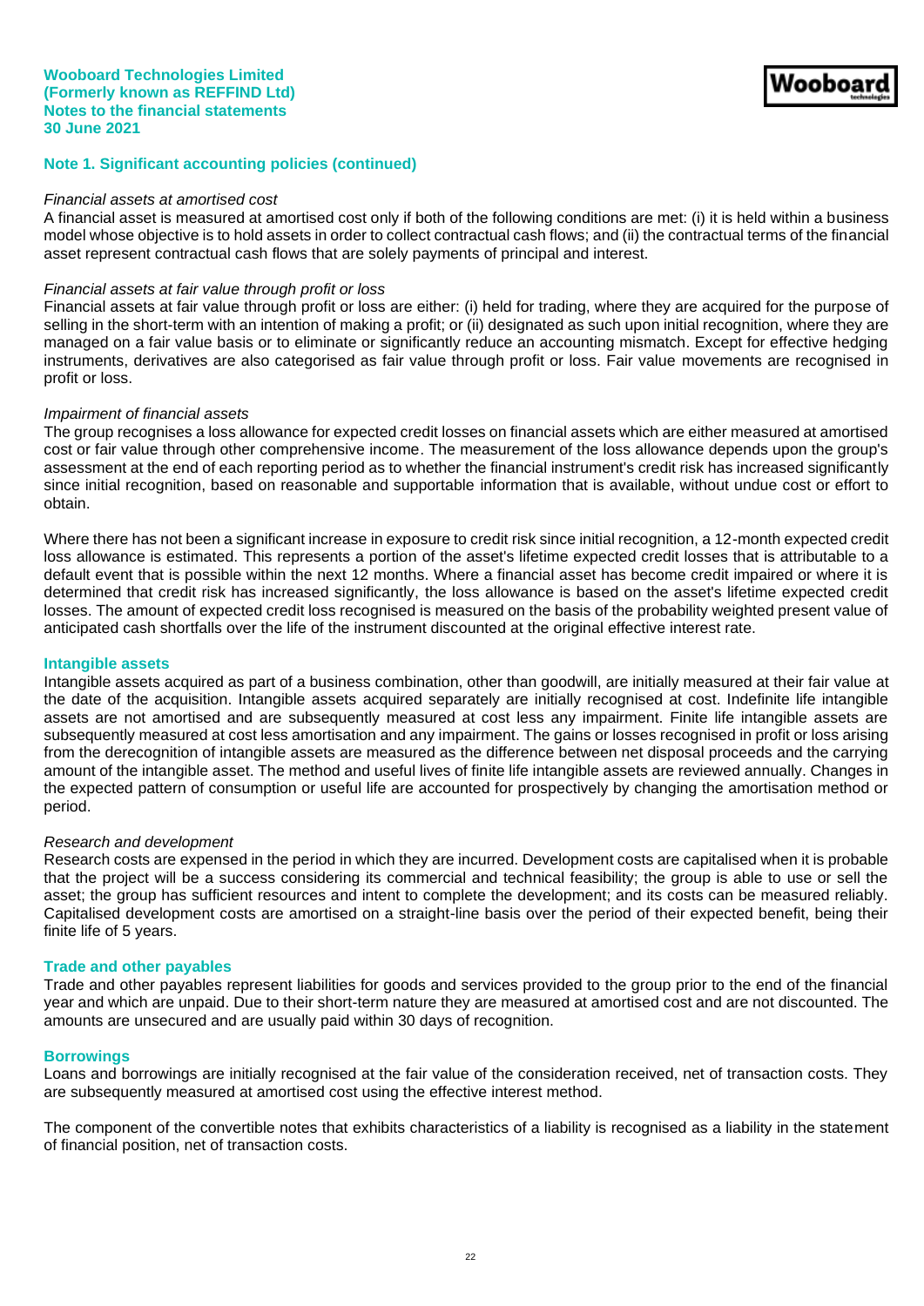## Note 1. Significant accounting policies (continued)

*Financial assets at amortised cost*

A financial asset is measured at amortised cost only if both of the following conditions are met: (i) it is held within a business model whose objective is to hold assets in order to collect contractual cash flows; and (ii) the contractual terms of the financial asset represent contractual cash flows that are solely payments of principal and interest.

*Financial assets at fair value through profit or loss*

Financial assets at fair value through profit or loss are either: (i) held for trading, where they are acquired for the purpose of selling in the short-term with an intention of making a profit; or (ii) designated as such upon initial recognition, where they are managed on a fair value basis or to eliminate or significantly reduce an accounting mismatch. Except for effective hedging instruments, derivatives are also categorised as fair value through profit or loss. Fair value movements are recognised in profit or loss.

*Impairment of financial assets*

The group recognises a loss allowance for expected credit losses on financial assets which are either measured at amortised cost or fair value through other comprehensive income. The measurement of the loss allowance depends upon the group's assessment at the end of each reporting period as to whether the financial instrument's credit risk has increased significantly since initial recognition, based on reasonable and supportable information that is available, without undue cost or effort to obtain.

Where there has not been a significant increase in exposure to credit risk since initial recognition, a 12-month expected credit loss allowance is estimated. This represents a portion of the asset's lifetime expected credit losses that is attributable to a default event that is possible within the next 12 months. Where a financial asset has become credit impaired or where it is determined that credit risk has increased significantly, the loss allowance is based on the asset's lifetime expected credit losses. The amount of expected credit loss recognised is measured on the basis of the probability weighted present value of anticipated cash shortfalls over the life of the instrument discounted at the original effective interest rate.

### Intangible assets

Intangible assets acquired as part of a business combination, other than goodwill, are initially measured at their fair value at the date of the acquisition. Intangible assets acquired separately are initially recognised at cost. Indefinite life intangible assets are not amortised and are subsequently measured at cost less any impairment. Finite life intangible assets are subsequently measured at cost less amortisation and any impairment. The gains or losses recognised in profit or loss arising from the derecognition of intangible assets are measured as the difference between net disposal proceeds and the carrying amount of the intangible asset. The method and useful lives of finite life intangible assets are reviewed annually. Changes in the expected pattern of consumption or useful life are accounted for prospectively by changing the amortisation method or period.

*Research and development*

Research costs are expensed in the period in which they are incurred. Development costs are capitalised when it is probable that the project will be a success considering its commercial and technical feasibility; the group is able to use or sell the asset; the group has sufficient resources and intent to complete the development; and its costs can be measured reliably. Capitalised development costs are amortised on a straight-line basis over the period of their expected benefit, being their finite life of 5 years.

### Trade and other payables

Trade and other payables represent liabilities for goods and services provided to the group prior to the end of the financial year and which are unpaid. Due to their short-term nature they are measured at amortised cost and are not discounted. The amounts are unsecured and are usually paid within 30 days of recognition.

### Borrowings

Loans and borrowings are initially recognised at the fair value of the consideration received, net of transaction costs. They are subsequently measured at amortised cost using the effective interest method.

The component of the convertible notes that exhibits characteristics of a liability is recognised as a liability in the statement of financial position, net of transaction costs.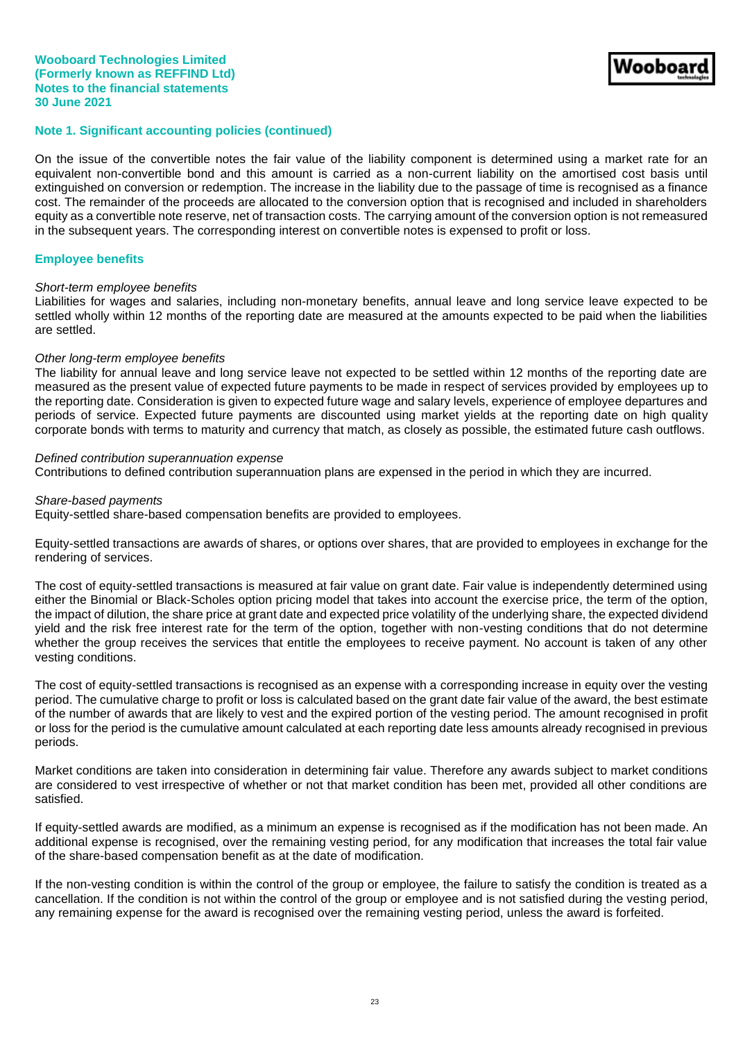## Note 1. Significant accounting policies (continued)

On the issue of the convertible notes the fair value of the liability component is determined using a market rate for an equivalent non-convertible bond and this amount is carried as a non-current liability on the amortised cost basis until extinguished on conversion or redemption. The increase in the liability due to the passage of time is recognised as a finance cost. The remainder of the proceeds are allocated to the conversion option that is recognised and included in shareholders equity as a convertible note reserve, net of transaction costs. The carrying amount of the conversion option is not remeasured in the subsequent years. The corresponding interest on convertible notes is expensed to profit or loss.

### Employee benefits

*Short-term employee benefits*
Liabilities for wages and salaries, including non-monetary benefits, annual leave and long service leave expected to be settled wholly within 12 months of the reporting date are measured at the amounts expected to be paid when the liabilities are settled.

*Other long-term employee benefits*
The liability for annual leave and long service leave not expected to be settled within 12 months of the reporting date are measured as the present value of expected future payments to be made in respect of services provided by employees up to the reporting date. Consideration is given to expected future wage and salary levels, experience of employee departures and periods of service. Expected future payments are discounted using market yields at the reporting date on high quality corporate bonds with terms to maturity and currency that match, as closely as possible, the estimated future cash outflows.

*Defined contribution superannuation expense*
Contributions to defined contribution superannuation plans are expensed in the period in which they are incurred.

*Share-based payments*
Equity-settled share-based compensation benefits are provided to employees.

Equity-settled transactions are awards of shares, or options over shares, that are provided to employees in exchange for the rendering of services.

The cost of equity-settled transactions is measured at fair value on grant date. Fair value is independently determined using either the Binomial or Black-Scholes option pricing model that takes into account the exercise price, the term of the option, the impact of dilution, the share price at grant date and expected price volatility of the underlying share, the expected dividend yield and the risk free interest rate for the term of the option, together with non-vesting conditions that do not determine whether the group receives the services that entitle the employees to receive payment. No account is taken of any other vesting conditions.

The cost of equity-settled transactions is recognised as an expense with a corresponding increase in equity over the vesting period. The cumulative charge to profit or loss is calculated based on the grant date fair value of the award, the best estimate of the number of awards that are likely to vest and the expired portion of the vesting period. The amount recognised in profit or loss for the period is the cumulative amount calculated at each reporting date less amounts already recognised in previous periods.

Market conditions are taken into consideration in determining fair value. Therefore any awards subject to market conditions are considered to vest irrespective of whether or not that market condition has been met, provided all other conditions are satisfied.

If equity-settled awards are modified, as a minimum an expense is recognised as if the modification has not been made. An additional expense is recognised, over the remaining vesting period, for any modification that increases the total fair value of the share-based compensation benefit as at the date of modification.

If the non-vesting condition is within the control of the group or employee, the failure to satisfy the condition is treated as a cancellation. If the condition is not within the control of the group or employee and is not satisfied during the vesting period, any remaining expense for the award is recognised over the remaining vesting period, unless the award is forfeited.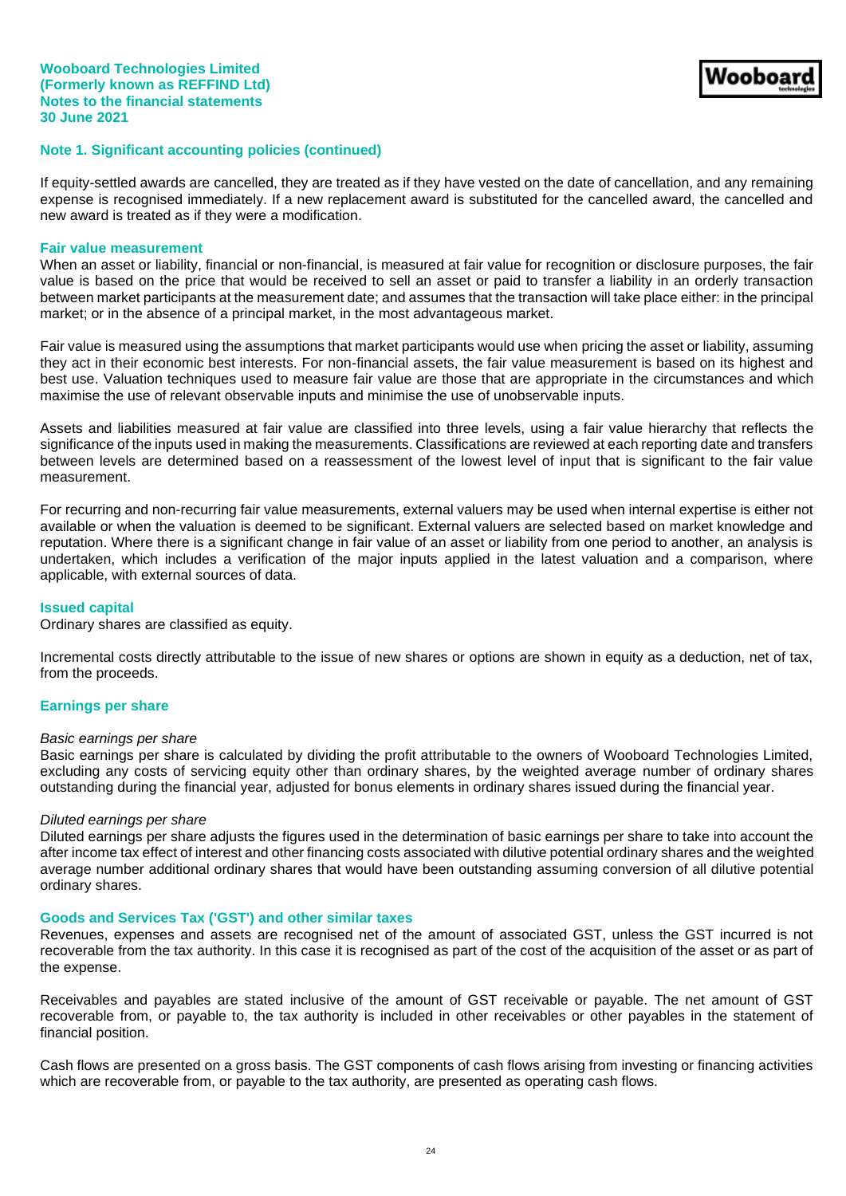## Note 1. Significant accounting policies (continued)

If equity-settled awards are cancelled, they are treated as if they have vested on the date of cancellation, and any remaining expense is recognised immediately. If a new replacement award is substituted for the cancelled award, the cancelled and new award is treated as if they were a modification.

### Fair value measurement

When an asset or liability, financial or non-financial, is measured at fair value for recognition or disclosure purposes, the fair value is based on the price that would be received to sell an asset or paid to transfer a liability in an orderly transaction between market participants at the measurement date; and assumes that the transaction will take place either: in the principal market; or in the absence of a principal market, in the most advantageous market.

Fair value is measured using the assumptions that market participants would use when pricing the asset or liability, assuming they act in their economic best interests. For non-financial assets, the fair value measurement is based on its highest and best use. Valuation techniques used to measure fair value are those that are appropriate in the circumstances and which maximise the use of relevant observable inputs and minimise the use of unobservable inputs.

Assets and liabilities measured at fair value are classified into three levels, using a fair value hierarchy that reflects the significance of the inputs used in making the measurements. Classifications are reviewed at each reporting date and transfers between levels are determined based on a reassessment of the lowest level of input that is significant to the fair value measurement.

For recurring and non-recurring fair value measurements, external valuers may be used when internal expertise is either not available or when the valuation is deemed to be significant. External valuers are selected based on market knowledge and reputation. Where there is a significant change in fair value of an asset or liability from one period to another, an analysis is undertaken, which includes a verification of the major inputs applied in the latest valuation and a comparison, where applicable, with external sources of data.

### Issued capital

Ordinary shares are classified as equity.

Incremental costs directly attributable to the issue of new shares or options are shown in equity as a deduction, net of tax, from the proceeds.

### Earnings per share

*Basic earnings per share*

Basic earnings per share is calculated by dividing the profit attributable to the owners of Wooboard Technologies Limited, excluding any costs of servicing equity other than ordinary shares, by the weighted average number of ordinary shares outstanding during the financial year, adjusted for bonus elements in ordinary shares issued during the financial year.

*Diluted earnings per share*

Diluted earnings per share adjusts the figures used in the determination of basic earnings per share to take into account the after income tax effect of interest and other financing costs associated with dilutive potential ordinary shares and the weighted average number additional ordinary shares that would have been outstanding assuming conversion of all dilutive potential ordinary shares.

### Goods and Services Tax ('GST') and other similar taxes

Revenues, expenses and assets are recognised net of the amount of associated GST, unless the GST incurred is not recoverable from the tax authority. In this case it is recognised as part of the cost of the acquisition of the asset or as part of the expense.

Receivables and payables are stated inclusive of the amount of GST receivable or payable. The net amount of GST recoverable from, or payable to, the tax authority is included in other receivables or other payables in the statement of financial position.

Cash flows are presented on a gross basis. The GST components of cash flows arising from investing or financing activities which are recoverable from, or payable to the tax authority, are presented as operating cash flows.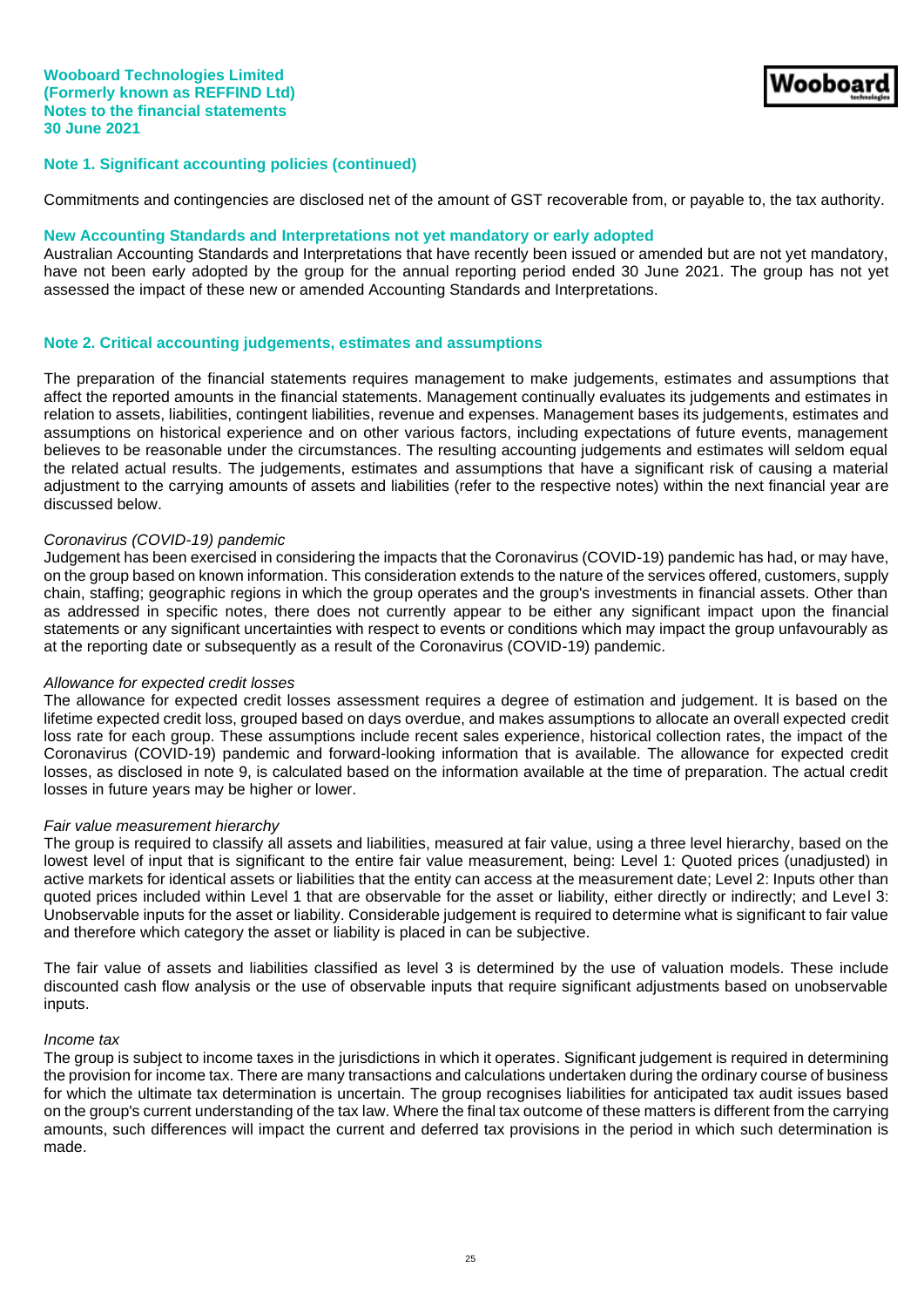## Note 1. Significant accounting policies (continued)

Commitments and contingencies are disclosed net of the amount of GST recoverable from, or payable to, the tax authority.

### New Accounting Standards and Interpretations not yet mandatory or early adopted

Australian Accounting Standards and Interpretations that have recently been issued or amended but are not yet mandatory, have not been early adopted by the group for the annual reporting period ended 30 June 2021. The group has not yet assessed the impact of these new or amended Accounting Standards and Interpretations.

## Note 2. Critical accounting judgements, estimates and assumptions

The preparation of the financial statements requires management to make judgements, estimates and assumptions that affect the reported amounts in the financial statements. Management continually evaluates its judgements and estimates in relation to assets, liabilities, contingent liabilities, revenue and expenses. Management bases its judgements, estimates and assumptions on historical experience and on other various factors, including expectations of future events, management believes to be reasonable under the circumstances. The resulting accounting judgements and estimates will seldom equal the related actual results. The judgements, estimates and assumptions that have a significant risk of causing a material adjustment to the carrying amounts of assets and liabilities (refer to the respective notes) within the next financial year are discussed below.

*Coronavirus (COVID-19) pandemic*

Judgement has been exercised in considering the impacts that the Coronavirus (COVID-19) pandemic has had, or may have, on the group based on known information. This consideration extends to the nature of the services offered, customers, supply chain, staffing; geographic regions in which the group operates and the group's investments in financial assets. Other than as addressed in specific notes, there does not currently appear to be either any significant impact upon the financial statements or any significant uncertainties with respect to events or conditions which may impact the group unfavourably as at the reporting date or subsequently as a result of the Coronavirus (COVID-19) pandemic.

*Allowance for expected credit losses*

The allowance for expected credit losses assessment requires a degree of estimation and judgement. It is based on the lifetime expected credit loss, grouped based on days overdue, and makes assumptions to allocate an overall expected credit loss rate for each group. These assumptions include recent sales experience, historical collection rates, the impact of the Coronavirus (COVID-19) pandemic and forward-looking information that is available. The allowance for expected credit losses, as disclosed in note 9, is calculated based on the information available at the time of preparation. The actual credit losses in future years may be higher or lower.

*Fair value measurement hierarchy*

The group is required to classify all assets and liabilities, measured at fair value, using a three level hierarchy, based on the lowest level of input that is significant to the entire fair value measurement, being: Level 1: Quoted prices (unadjusted) in active markets for identical assets or liabilities that the entity can access at the measurement date; Level 2: Inputs other than quoted prices included within Level 1 that are observable for the asset or liability, either directly or indirectly; and Level 3: Unobservable inputs for the asset or liability. Considerable judgement is required to determine what is significant to fair value and therefore which category the asset or liability is placed in can be subjective.

The fair value of assets and liabilities classified as level 3 is determined by the use of valuation models. These include discounted cash flow analysis or the use of observable inputs that require significant adjustments based on unobservable inputs.

*Income tax*

The group is subject to income taxes in the jurisdictions in which it operates. Significant judgement is required in determining the provision for income tax. There are many transactions and calculations undertaken during the ordinary course of business for which the ultimate tax determination is uncertain. The group recognises liabilities for anticipated tax audit issues based on the group's current understanding of the tax law. Where the final tax outcome of these matters is different from the carrying amounts, such differences will impact the current and deferred tax provisions in the period in which such determination is made.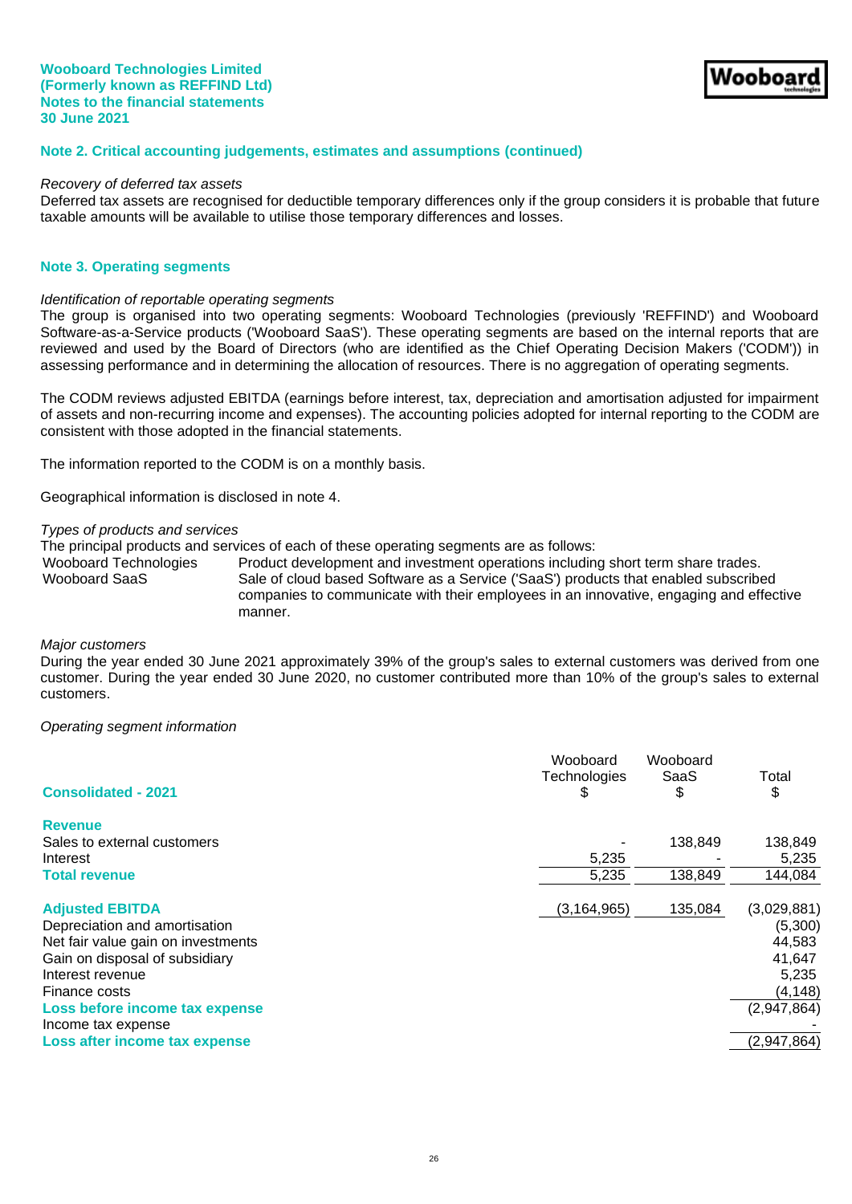## Note 2. Critical accounting judgements, estimates and assumptions (continued)

*Recovery of deferred tax assets*

Deferred tax assets are recognised for deductible temporary differences only if the group considers it is probable that future taxable amounts will be available to utilise those temporary differences and losses.

## Note 3. Operating segments

*Identification of reportable operating segments*

The group is organised into two operating segments: Wooboard Technologies (previously 'REFFIND') and Wooboard Software-as-a-Service products ('Wooboard SaaS'). These operating segments are based on the internal reports that are reviewed and used by the Board of Directors (who are identified as the Chief Operating Decision Makers ('CODM')) in assessing performance and in determining the allocation of resources. There is no aggregation of operating segments.

The CODM reviews adjusted EBITDA (earnings before interest, tax, depreciation and amortisation adjusted for impairment of assets and non-recurring income and expenses). The accounting policies adopted for internal reporting to the CODM are consistent with those adopted in the financial statements.

The information reported to the CODM is on a monthly basis.

Geographical information is disclosed in note 4.

*Types of products and services*

The principal products and services of each of these operating segments are as follows:

| | |
|---|---|
| Wooboard Technologies | Product development and investment operations including short term share trades. |
| Wooboard SaaS | Sale of cloud based Software as a Service ('SaaS') products that enabled subscribed companies to communicate with their employees in an innovative, engaging and effective manner. |

*Major customers*

During the year ended 30 June 2021 approximately 39% of the group's sales to external customers was derived from one customer. During the year ended 30 June 2020, no customer contributed more than 10% of the group's sales to external customers.

*Operating segment information*

| Consolidated - 2021 | Wooboard Technologies $ | Wooboard SaaS $ | Total $ |
|---|---|---|---|
| **Revenue** | | | |
| Sales to external customers | - | 138,849 | 138,849 |
| Interest | 5,235 | - | 5,235 |
| **Total revenue** | 5,235 | 138,849 | 144,084 |
| | | | |
| **Adjusted EBITDA** | (3,164,965) | 135,084 | (3,029,881) |
| Depreciation and amortisation | | | (5,300) |
| Net fair value gain on investments | | | 44,583 |
| Gain on disposal of subsidiary | | | 41,647 |
| Interest revenue | | | 5,235 |
| Finance costs | | | (4,148) |
| **Loss before income tax expense** | | | (2,947,864) |
| Income tax expense | | | - |
| **Loss after income tax expense** | | | (2,947,864) |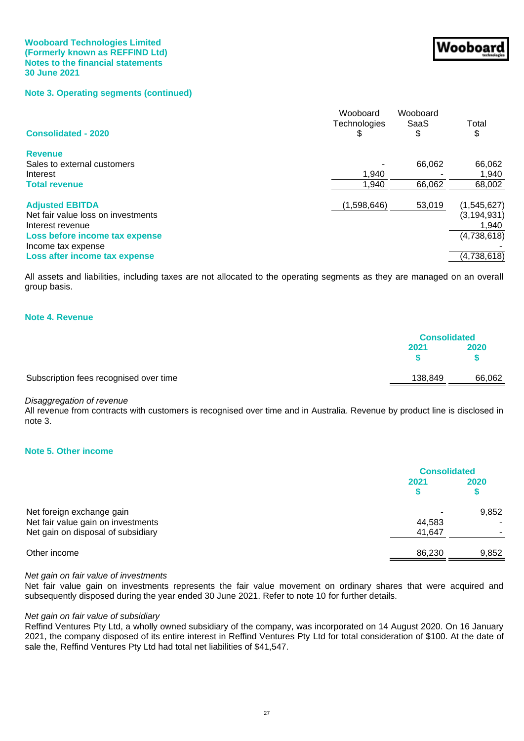## Note 3. Operating segments (continued)

| Consolidated - 2020 | Wooboard Technologies $ | Wooboard SaaS $ | Total $ |
|---|---|---|---|
| **Revenue** | | | |
| Sales to external customers | - | 66,062 | 66,062 |
| Interest | 1,940 | - | 1,940 |
| **Total revenue** | 1,940 | 66,062 | 68,002 |
| | | | |
| **Adjusted EBITDA** | (1,598,646) | 53,019 | (1,545,627) |
| Net fair value loss on investments | | | (3,194,931) |
| Interest revenue | | | 1,940 |
| **Loss before income tax expense** | | | (4,738,618) |
| Income tax expense | | | - |
| **Loss after income tax expense** | | | (4,738,618) |

All assets and liabilities, including taxes are not allocated to the operating segments as they are managed on an overall group basis.

## Note 4. Revenue

| | Consolidated | |
|---|---|---|
| | 2021 $ | 2020 $ |
| Subscription fees recognised over time | 138,849 | 66,062 |

*Disaggregation of revenue*

All revenue from contracts with customers is recognised over time and in Australia. Revenue by product line is disclosed in note 3.

## Note 5. Other income

| | Consolidated | |
|---|---|---|
| | 2021 $ | 2020 $ |
| Net foreign exchange gain | - | 9,852 |
| Net fair value gain on investments | 44,583 | - |
| Net gain on disposal of subsidiary | 41,647 | - |
| | | |
| Other income | 86,230 | 9,852 |

*Net gain on fair value of investments*

Net fair value gain on investments represents the fair value movement on ordinary shares that were acquired and subsequently disposed during the year ended 30 June 2021. Refer to note 10 for further details.

*Net gain on fair value of subsidiary*

Reffind Ventures Pty Ltd, a wholly owned subsidiary of the company, was incorporated on 14 August 2020. On 16 January 2021, the company disposed of its entire interest in Reffind Ventures Pty Ltd for total consideration of $100. At the date of sale the, Reffind Ventures Pty Ltd had total net liabilities of $41,547.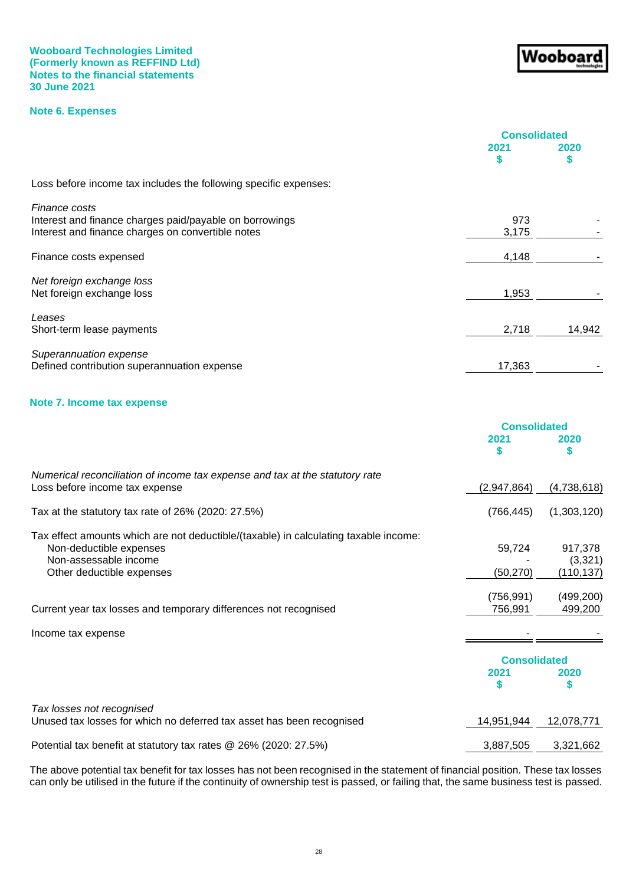## Note 6. Expenses

| | Consolidated | |
|---|---|---|
| | 2021 $ | 2020 $ |
| Loss before income tax includes the following specific expenses: | | |
| *Finance costs* | | |
| Interest and finance charges paid/payable on borrowings | 973 | - |
| Interest and finance charges on convertible notes | 3,175 | - |
| Finance costs expensed | 4,148 | - |
| *Net foreign exchange loss* | | |
| Net foreign exchange loss | 1,953 | - |
| *Leases* | | |
| Short-term lease payments | 2,718 | 14,942 |
| *Superannuation expense* | | |
| Defined contribution superannuation expense | 17,363 | - |

## Note 7. Income tax expense

| | Consolidated | |
|---|---|---|
| | 2021 $ | 2020 $ |
| *Numerical reconciliation of income tax expense and tax at the statutory rate* | | |
| Loss before income tax expense | (2,947,864) | (4,738,618) |
| Tax at the statutory tax rate of 26% (2020: 27.5%) | (766,445) | (1,303,120) |
| Tax effect amounts which are not deductible/(taxable) in calculating taxable income: | | |
| Non-deductible expenses | 59,724 | 917,378 |
| Non-assessable income | - | (3,321) |
| Other deductible expenses | (50,270) | (110,137) |
| | (756,991) | (499,200) |
| Current year tax losses and temporary differences not recognised | 756,991 | 499,200 |
| Income tax expense | - | - |

| | Consolidated | |
|---|---|---|
| | 2021 $ | 2020 $ |
| *Tax losses not recognised* | | |
| Unused tax losses for which no deferred tax asset has been recognised | 14,951,944 | 12,078,771 |
| Potential tax benefit at statutory tax rates @ 26% (2020: 27.5%) | 3,887,505 | 3,321,662 |

The above potential tax benefit for tax losses has not been recognised in the statement of financial position. These tax losses can only be utilised in the future if the continuity of ownership test is passed, or failing that, the same business test is passed.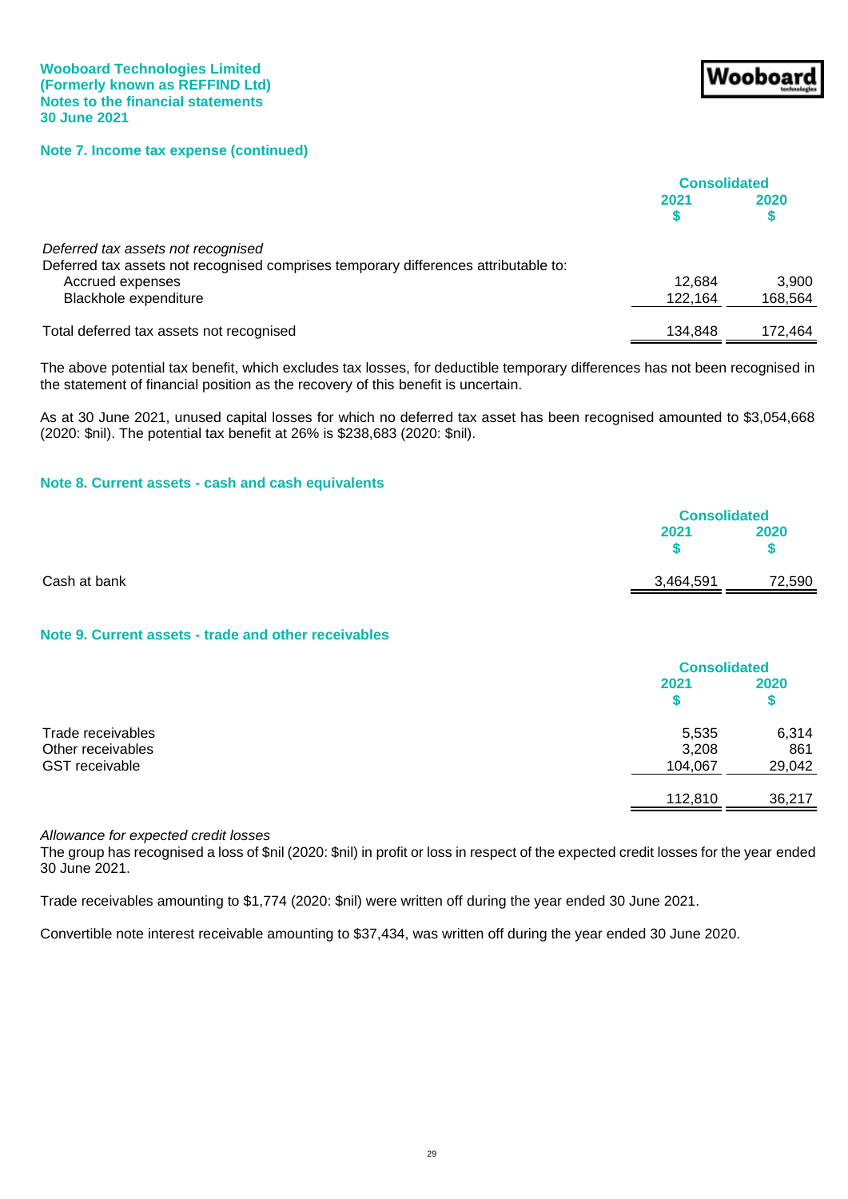## Note 7. Income tax expense (continued)

| | Consolidated | |
|---|---|---|
| | 2021 $ | 2020 $ |
| *Deferred tax assets not recognised* | | |
| Deferred tax assets not recognised comprises temporary differences attributable to: | | |
| Accrued expenses | 12,684 | 3,900 |
| Blackhole expenditure | 122,164 | 168,564 |
| Total deferred tax assets not recognised | 134,848 | 172,464 |

The above potential tax benefit, which excludes tax losses, for deductible temporary differences has not been recognised in the statement of financial position as the recovery of this benefit is uncertain.

As at 30 June 2021, unused capital losses for which no deferred tax asset has been recognised amounted to $3,054,668 (2020: $nil). The potential tax benefit at 26% is $238,683 (2020: $nil).

## Note 8. Current assets - cash and cash equivalents

| | Consolidated | |
|---|---|---|
| | 2021 $ | 2020 $ |
| Cash at bank | 3,464,591 | 72,590 |

## Note 9. Current assets - trade and other receivables

| | Consolidated | |
|---|---|---|
| | 2021 $ | 2020 $ |
| Trade receivables | 5,535 | 6,314 |
| Other receivables | 3,208 | 861 |
| GST receivable | 104,067 | 29,042 |
| | 112,810 | 36,217 |

*Allowance for expected credit losses*

The group has recognised a loss of $nil (2020: $nil) in profit or loss in respect of the expected credit losses for the year ended 30 June 2021.

Trade receivables amounting to $1,774 (2020: $nil) were written off during the year ended 30 June 2021.

Convertible note interest receivable amounting to $37,434, was written off during the year ended 30 June 2020.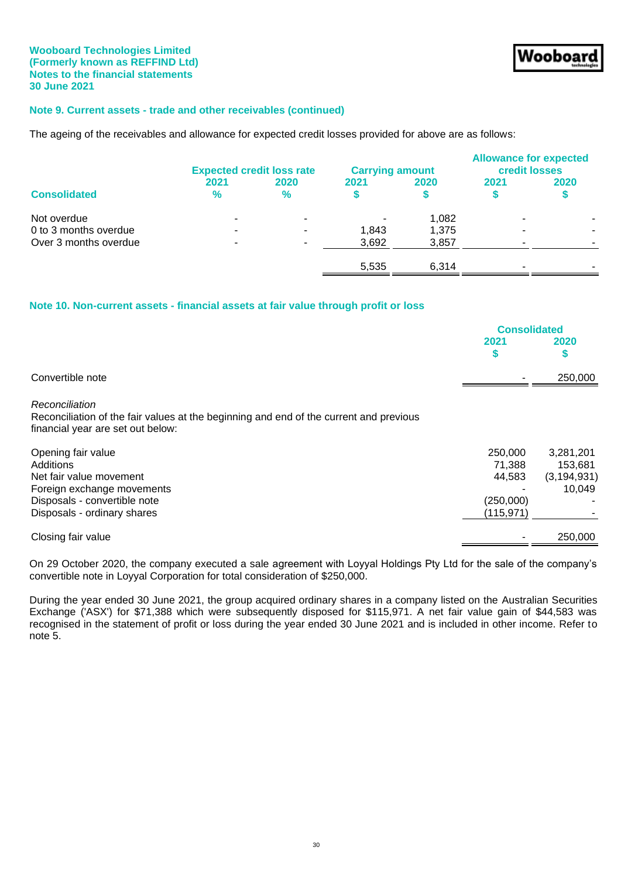## Note 9. Current assets - trade and other receivables (continued)

The ageing of the receivables and allowance for expected credit losses provided for above are as follows:

| Consolidated | Expected credit loss rate 2021 % | Expected credit loss rate 2020 % | Carrying amount 2021 $ | Carrying amount 2020 $ | Allowance for expected credit losses 2021 $ | Allowance for expected credit losses 2020 $ |
|---|---|---|---|---|---|---|
| Not overdue | - | - | - | 1,082 | - | - |
| 0 to 3 months overdue | - | - | 1,843 | 1,375 | - | - |
| Over 3 months overdue | - | - | 3,692 | 3,857 | - | - |
| | | | 5,535 | 6,314 | - | - |

## Note 10. Non-current assets - financial assets at fair value through profit or loss

| | Consolidated 2021 $ | Consolidated 2020 $ |
|---|---|---|
| Convertible note | - | 250,000 |

*Reconciliation*

Reconciliation of the fair values at the beginning and end of the current and previous financial year are set out below:

| | 2021 $ | 2020 $ |
|---|---|---|
| Opening fair value | 250,000 | 3,281,201 |
| Additions | 71,388 | 153,681 |
| Net fair value movement | 44,583 | (3,194,931) |
| Foreign exchange movements | - | 10,049 |
| Disposals - convertible note | (250,000) | - |
| Disposals - ordinary shares | (115,971) | - |
| Closing fair value | - | 250,000 |

On 29 October 2020, the company executed a sale agreement with Loyyal Holdings Pty Ltd for the sale of the company's convertible note in Loyyal Corporation for total consideration of $250,000.

During the year ended 30 June 2021, the group acquired ordinary shares in a company listed on the Australian Securities Exchange ('ASX') for $71,388 which were subsequently disposed for $115,971. A net fair value gain of $44,583 was recognised in the statement of profit or loss during the year ended 30 June 2021 and is included in other income. Refer to note 5.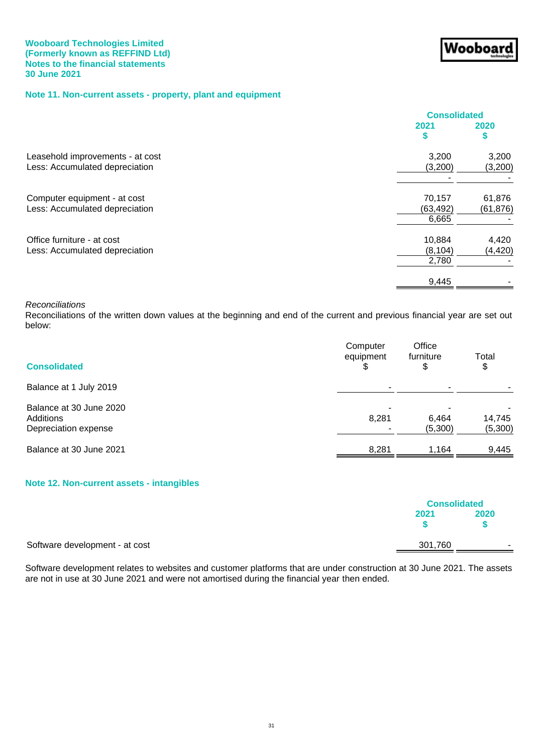**Wooboard Technologies Limited**
**(Formerly known as REFFIND Ltd)**
**Notes to the financial statements**
**30 June 2021**

## Note 11. Non-current assets - property, plant and equipment

| | Consolidated | |
|---|---|---|
| | **2021** | **2020** |
| | **$** | **$** |
| Leasehold improvements - at cost | 3,200 | 3,200 |
| Less: Accumulated depreciation | (3,200) | (3,200) |
| | - | - |
| Computer equipment - at cost | 70,157 | 61,876 |
| Less: Accumulated depreciation | (63,492) | (61,876) |
| | 6,665 | - |
| Office furniture - at cost | 10,884 | 4,420 |
| Less: Accumulated depreciation | (8,104) | (4,420) |
| | 2,780 | - |
| | 9,445 | - |

*Reconciliations*

Reconciliations of the written down values at the beginning and end of the current and previous financial year are set out below:

| **Consolidated** | Computer equipment $ | Office furniture $ | Total $ |
|---|---|---|---|
| Balance at 1 July 2019 | - | - | - |
| Balance at 30 June 2020 | - | - | - |
| Additions | 8,281 | 6,464 | 14,745 |
| Depreciation expense | - | (5,300) | (5,300) |
| Balance at 30 June 2021 | 8,281 | 1,164 | 9,445 |

## Note 12. Non-current assets - intangibles

| | Consolidated | |
|---|---|---|
| | **2021** | **2020** |
| | **$** | **$** |
| Software development - at cost | 301,760 | - |

Software development relates to websites and customer platforms that are under construction at 30 June 2021. The assets are not in use at 30 June 2021 and were not amortised during the financial year then ended.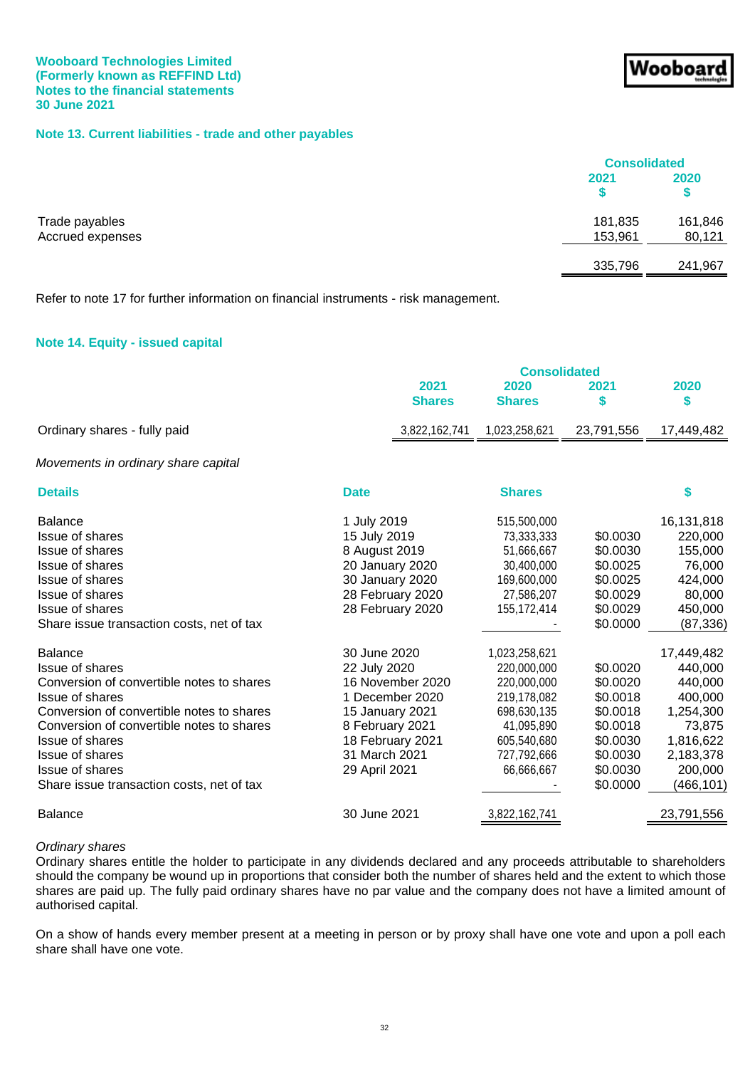**Wooboard Technologies Limited**
**(Formerly known as REFFIND Ltd)**
**Notes to the financial statements**
**30 June 2021**

## Note 13. Current liabilities - trade and other payables

| | Consolidated | |
|---|---|---|
| | 2021 $ | 2020 $ |
| Trade payables | 181,835 | 161,846 |
| Accrued expenses | 153,961 | 80,121 |
| | 335,796 | 241,967 |

Refer to note 17 for further information on financial instruments - risk management.

## Note 14. Equity - issued capital

| | Consolidated | | | |
|---|---|---|---|---|
| | 2021 Shares | 2020 Shares | 2021 $ | 2020 $ |
| Ordinary shares - fully paid | 3,822,162,741 | 1,023,258,621 | 23,791,556 | 17,449,482 |

*Movements in ordinary share capital*

| Details | Date | Shares | | $ |
|---|---|---|---|---|
| Balance | 1 July 2019 | 515,500,000 | | 16,131,818 |
| Issue of shares | 15 July 2019 | 73,333,333 | $0.0030 | 220,000 |
| Issue of shares | 8 August 2019 | 51,666,667 | $0.0030 | 155,000 |
| Issue of shares | 20 January 2020 | 30,400,000 | $0.0025 | 76,000 |
| Issue of shares | 30 January 2020 | 169,600,000 | $0.0025 | 424,000 |
| Issue of shares | 28 February 2020 | 27,586,207 | $0.0029 | 80,000 |
| Issue of shares | 28 February 2020 | 155,172,414 | $0.0029 | 450,000 |
| Share issue transaction costs, net of tax | | - | $0.0000 | (87,336) |
| Balance | 30 June 2020 | 1,023,258,621 | | 17,449,482 |
| Issue of shares | 22 July 2020 | 220,000,000 | $0.0020 | 440,000 |
| Conversion of convertible notes to shares | 16 November 2020 | 220,000,000 | $0.0020 | 440,000 |
| Issue of shares | 1 December 2020 | 219,178,082 | $0.0018 | 400,000 |
| Conversion of convertible notes to shares | 15 January 2021 | 698,630,135 | $0.0018 | 1,254,300 |
| Conversion of convertible notes to shares | 8 February 2021 | 41,095,890 | $0.0018 | 73,875 |
| Issue of shares | 18 February 2021 | 605,540,680 | $0.0030 | 1,816,622 |
| Issue of shares | 31 March 2021 | 727,792,666 | $0.0030 | 2,183,378 |
| Issue of shares | 29 April 2021 | 66,666,667 | $0.0030 | 200,000 |
| Share issue transaction costs, net of tax | | - | $0.0000 | (466,101) |
| Balance | 30 June 2021 | 3,822,162,741 | | 23,791,556 |

*Ordinary shares*

Ordinary shares entitle the holder to participate in any dividends declared and any proceeds attributable to shareholders should the company be wound up in proportions that consider both the number of shares held and the extent to which those shares are paid up. The fully paid ordinary shares have no par value and the company does not have a limited amount of authorised capital.

On a show of hands every member present at a meeting in person or by proxy shall have one vote and upon a poll each share shall have one vote.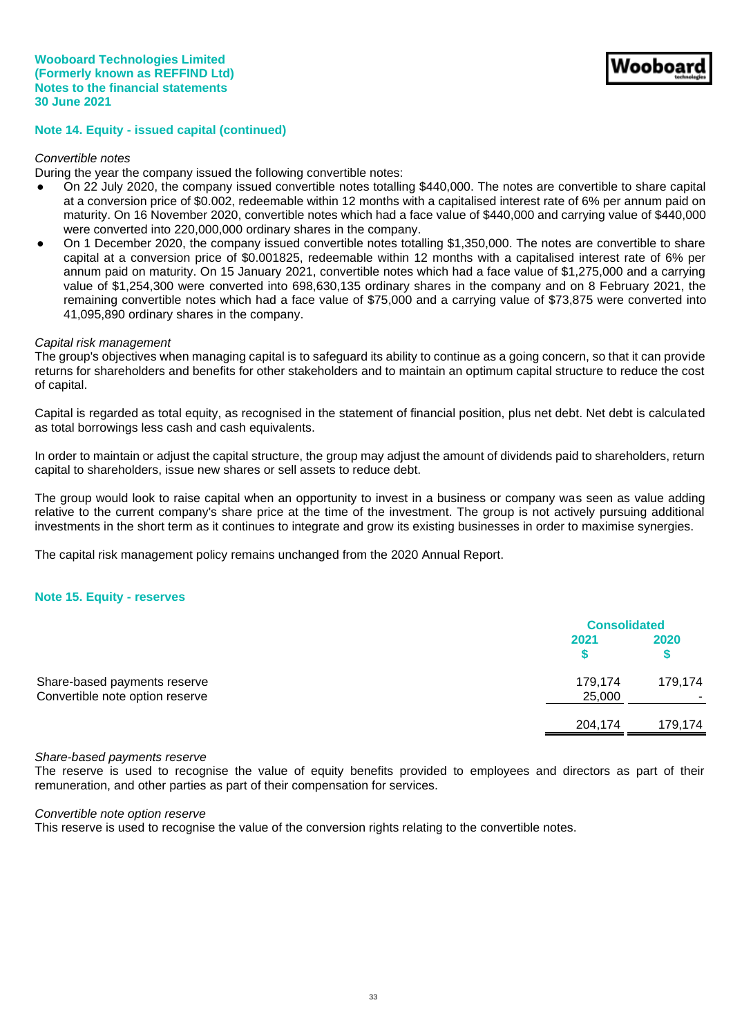## Note 14. Equity - issued capital (continued)

*Convertible notes*

During the year the company issued the following convertible notes:

- On 22 July 2020, the company issued convertible notes totalling $440,000. The notes are convertible to share capital at a conversion price of $0.002, redeemable within 12 months with a capitalised interest rate of 6% per annum paid on maturity. On 16 November 2020, convertible notes which had a face value of $440,000 and carrying value of $440,000 were converted into 220,000,000 ordinary shares in the company.
- On 1 December 2020, the company issued convertible notes totalling $1,350,000. The notes are convertible to share capital at a conversion price of $0.001825, redeemable within 12 months with a capitalised interest rate of 6% per annum paid on maturity. On 15 January 2021, convertible notes which had a face value of $1,275,000 and a carrying value of $1,254,300 were converted into 698,630,135 ordinary shares in the company and on 8 February 2021, the remaining convertible notes which had a face value of $75,000 and a carrying value of $73,875 were converted into 41,095,890 ordinary shares in the company.

*Capital risk management*

The group's objectives when managing capital is to safeguard its ability to continue as a going concern, so that it can provide returns for shareholders and benefits for other stakeholders and to maintain an optimum capital structure to reduce the cost of capital.

Capital is regarded as total equity, as recognised in the statement of financial position, plus net debt. Net debt is calculated as total borrowings less cash and cash equivalents.

In order to maintain or adjust the capital structure, the group may adjust the amount of dividends paid to shareholders, return capital to shareholders, issue new shares or sell assets to reduce debt.

The group would look to raise capital when an opportunity to invest in a business or company was seen as value adding relative to the current company's share price at the time of the investment. The group is not actively pursuing additional investments in the short term as it continues to integrate and grow its existing businesses in order to maximise synergies.

The capital risk management policy remains unchanged from the 2020 Annual Report.

## Note 15. Equity - reserves

| | Consolidated | |
|---|---|---|
| | 2021 $ | 2020 $ |
| Share-based payments reserve | 179,174 | 179,174 |
| Convertible note option reserve | 25,000 | - |
| | 204,174 | 179,174 |

*Share-based payments reserve*

The reserve is used to recognise the value of equity benefits provided to employees and directors as part of their remuneration, and other parties as part of their compensation for services.

*Convertible note option reserve*

This reserve is used to recognise the value of the conversion rights relating to the convertible notes.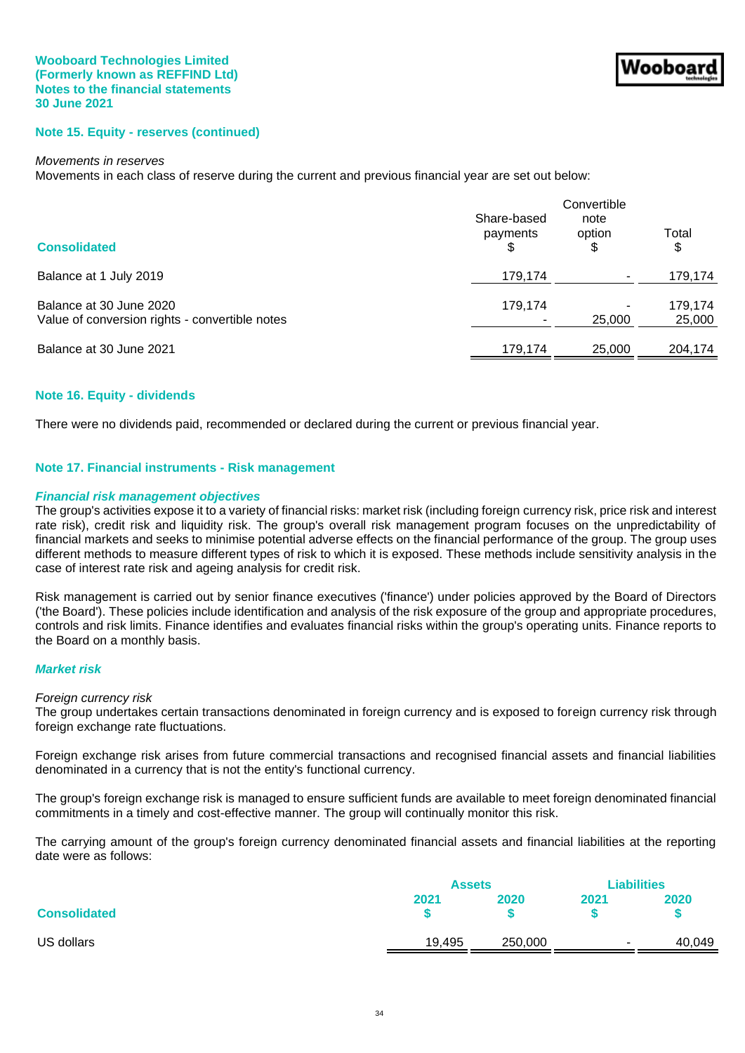## Note 15. Equity - reserves (continued)

*Movements in reserves*
Movements in each class of reserve during the current and previous financial year are set out below:

| Consolidated | Share-based payments $ | Convertible note option $ | Total $ |
|---|---|---|---|
| Balance at 1 July 2019 | 179,174 | - | 179,174 |
| Balance at 30 June 2020 | 179,174 | - | 179,174 |
| Value of conversion rights - convertible notes | - | 25,000 | 25,000 |
| Balance at 30 June 2021 | 179,174 | 25,000 | 204,174 |

## Note 16. Equity - dividends

There were no dividends paid, recommended or declared during the current or previous financial year.

## Note 17. Financial instruments - Risk management

### *Financial risk management objectives*

The group's activities expose it to a variety of financial risks: market risk (including foreign currency risk, price risk and interest rate risk), credit risk and liquidity risk. The group's overall risk management program focuses on the unpredictability of financial markets and seeks to minimise potential adverse effects on the financial performance of the group. The group uses different methods to measure different types of risk to which it is exposed. These methods include sensitivity analysis in the case of interest rate risk and ageing analysis for credit risk.

Risk management is carried out by senior finance executives ('finance') under policies approved by the Board of Directors ('the Board'). These policies include identification and analysis of the risk exposure of the group and appropriate procedures, controls and risk limits. Finance identifies and evaluates financial risks within the group's operating units. Finance reports to the Board on a monthly basis.

### *Market risk*

*Foreign currency risk*
The group undertakes certain transactions denominated in foreign currency and is exposed to foreign currency risk through foreign exchange rate fluctuations.

Foreign exchange risk arises from future commercial transactions and recognised financial assets and financial liabilities denominated in a currency that is not the entity's functional currency.

The group's foreign exchange risk is managed to ensure sufficient funds are available to meet foreign denominated financial commitments in a timely and cost-effective manner. The group will continually monitor this risk.

The carrying amount of the group's foreign currency denominated financial assets and financial liabilities at the reporting date were as follows:

| | Assets | | Liabilities | |
|---|---|---|---|---|
| Consolidated | 2021 $ | 2020 $ | 2021 $ | 2020 $ |
| US dollars | 19,495 | 250,000 | - | 40,049 |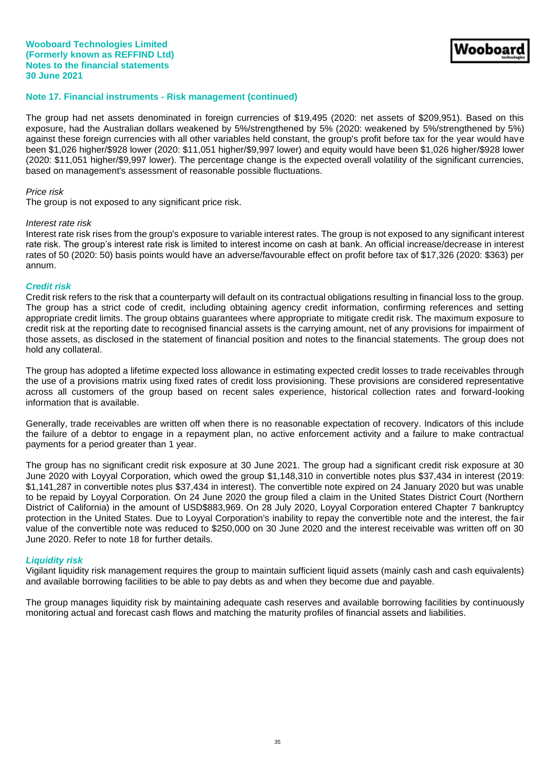## Note 17. Financial instruments - Risk management (continued)

The group had net assets denominated in foreign currencies of $19,495 (2020: net assets of $209,951). Based on this exposure, had the Australian dollars weakened by 5%/strengthened by 5% (2020: weakened by 5%/strengthened by 5%) against these foreign currencies with all other variables held constant, the group's profit before tax for the year would have been $1,026 higher/$928 lower (2020: $11,051 higher/$9,997 lower) and equity would have been $1,026 higher/$928 lower (2020: $11,051 higher/$9,997 lower). The percentage change is the expected overall volatility of the significant currencies, based on management's assessment of reasonable possible fluctuations.

*Price risk*
The group is not exposed to any significant price risk.

*Interest rate risk*
Interest rate risk rises from the group's exposure to variable interest rates. The group is not exposed to any significant interest rate risk. The group's interest rate risk is limited to interest income on cash at bank. An official increase/decrease in interest rates of 50 (2020: 50) basis points would have an adverse/favourable effect on profit before tax of $17,326 (2020: $363) per annum.

***Credit risk***
Credit risk refers to the risk that a counterparty will default on its contractual obligations resulting in financial loss to the group. The group has a strict code of credit, including obtaining agency credit information, confirming references and setting appropriate credit limits. The group obtains guarantees where appropriate to mitigate credit risk. The maximum exposure to credit risk at the reporting date to recognised financial assets is the carrying amount, net of any provisions for impairment of those assets, as disclosed in the statement of financial position and notes to the financial statements. The group does not hold any collateral.

The group has adopted a lifetime expected loss allowance in estimating expected credit losses to trade receivables through the use of a provisions matrix using fixed rates of credit loss provisioning. These provisions are considered representative across all customers of the group based on recent sales experience, historical collection rates and forward-looking information that is available.

Generally, trade receivables are written off when there is no reasonable expectation of recovery. Indicators of this include the failure of a debtor to engage in a repayment plan, no active enforcement activity and a failure to make contractual payments for a period greater than 1 year.

The group has no significant credit risk exposure at 30 June 2021. The group had a significant credit risk exposure at 30 June 2020 with Loyyal Corporation, which owed the group $1,148,310 in convertible notes plus $37,434 in interest (2019: $1,141,287 in convertible notes plus $37,434 in interest). The convertible note expired on 24 January 2020 but was unable to be repaid by Loyyal Corporation. On 24 June 2020 the group filed a claim in the United States District Court (Northern District of California) in the amount of USD$883,969. On 28 July 2020, Loyyal Corporation entered Chapter 7 bankruptcy protection in the United States. Due to Loyyal Corporation's inability to repay the convertible note and the interest, the fair value of the convertible note was reduced to $250,000 on 30 June 2020 and the interest receivable was written off on 30 June 2020. Refer to note 18 for further details.

***Liquidity risk***
Vigilant liquidity risk management requires the group to maintain sufficient liquid assets (mainly cash and cash equivalents) and available borrowing facilities to be able to pay debts as and when they become due and payable.

The group manages liquidity risk by maintaining adequate cash reserves and available borrowing facilities by continuously monitoring actual and forecast cash flows and matching the maturity profiles of financial assets and liabilities.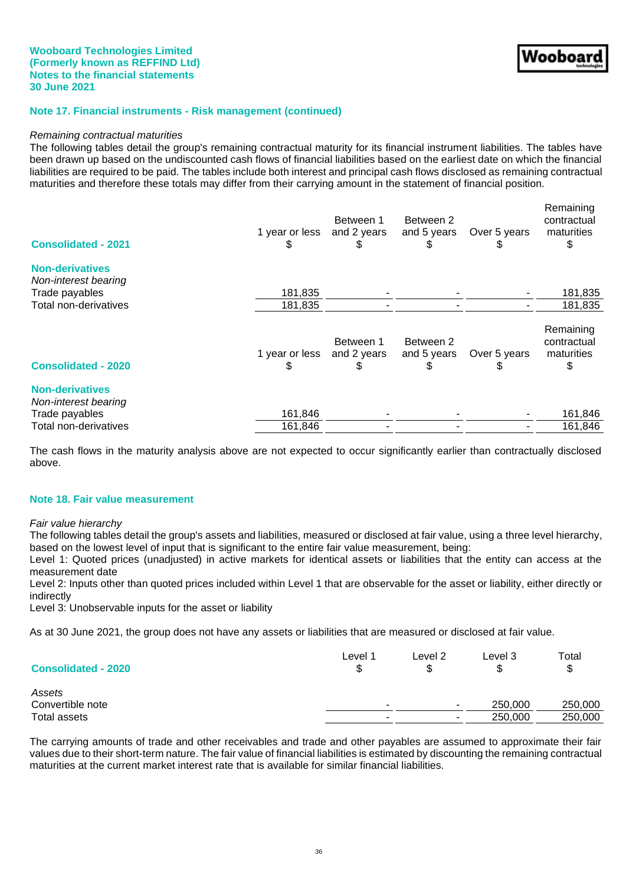## Note 17. Financial instruments - Risk management (continued)

*Remaining contractual maturities*

The following tables detail the group's remaining contractual maturity for its financial instrument liabilities. The tables have been drawn up based on the undiscounted cash flows of financial liabilities based on the earliest date on which the financial liabilities are required to be paid. The tables include both interest and principal cash flows disclosed as remaining contractual maturities and therefore these totals may differ from their carrying amount in the statement of financial position.

| Consolidated - 2021 | 1 year or less $ | Between 1 and 2 years $ | Between 2 and 5 years $ | Over 5 years $ | Remaining contractual maturities $ |
|---|---|---|---|---|---|
| **Non-derivatives** | | | | | |
| *Non-interest bearing* | | | | | |
| Trade payables | 181,835 | - | - | - | 181,835 |
| Total non-derivatives | 181,835 | - | - | - | 181,835 |

| Consolidated - 2020 | 1 year or less $ | Between 1 and 2 years $ | Between 2 and 5 years $ | Over 5 years $ | Remaining contractual maturities $ |
|---|---|---|---|---|---|
| **Non-derivatives** | | | | | |
| *Non-interest bearing* | | | | | |
| Trade payables | 161,846 | - | - | - | 161,846 |
| Total non-derivatives | 161,846 | - | - | - | 161,846 |

The cash flows in the maturity analysis above are not expected to occur significantly earlier than contractually disclosed above.

## Note 18. Fair value measurement

*Fair value hierarchy*

The following tables detail the group's assets and liabilities, measured or disclosed at fair value, using a three level hierarchy, based on the lowest level of input that is significant to the entire fair value measurement, being:

Level 1: Quoted prices (unadjusted) in active markets for identical assets or liabilities that the entity can access at the measurement date

Level 2: Inputs other than quoted prices included within Level 1 that are observable for the asset or liability, either directly or indirectly

Level 3: Unobservable inputs for the asset or liability

As at 30 June 2021, the group does not have any assets or liabilities that are measured or disclosed at fair value.

| Consolidated - 2020 | Level 1 $ | Level 2 $ | Level 3 $ | Total $ |
|---|---|---|---|---|
| *Assets* | | | | |
| Convertible note | - | - | 250,000 | 250,000 |
| Total assets | - | - | 250,000 | 250,000 |

The carrying amounts of trade and other receivables and trade and other payables are assumed to approximate their fair values due to their short-term nature. The fair value of financial liabilities is estimated by discounting the remaining contractual maturities at the current market interest rate that is available for similar financial liabilities.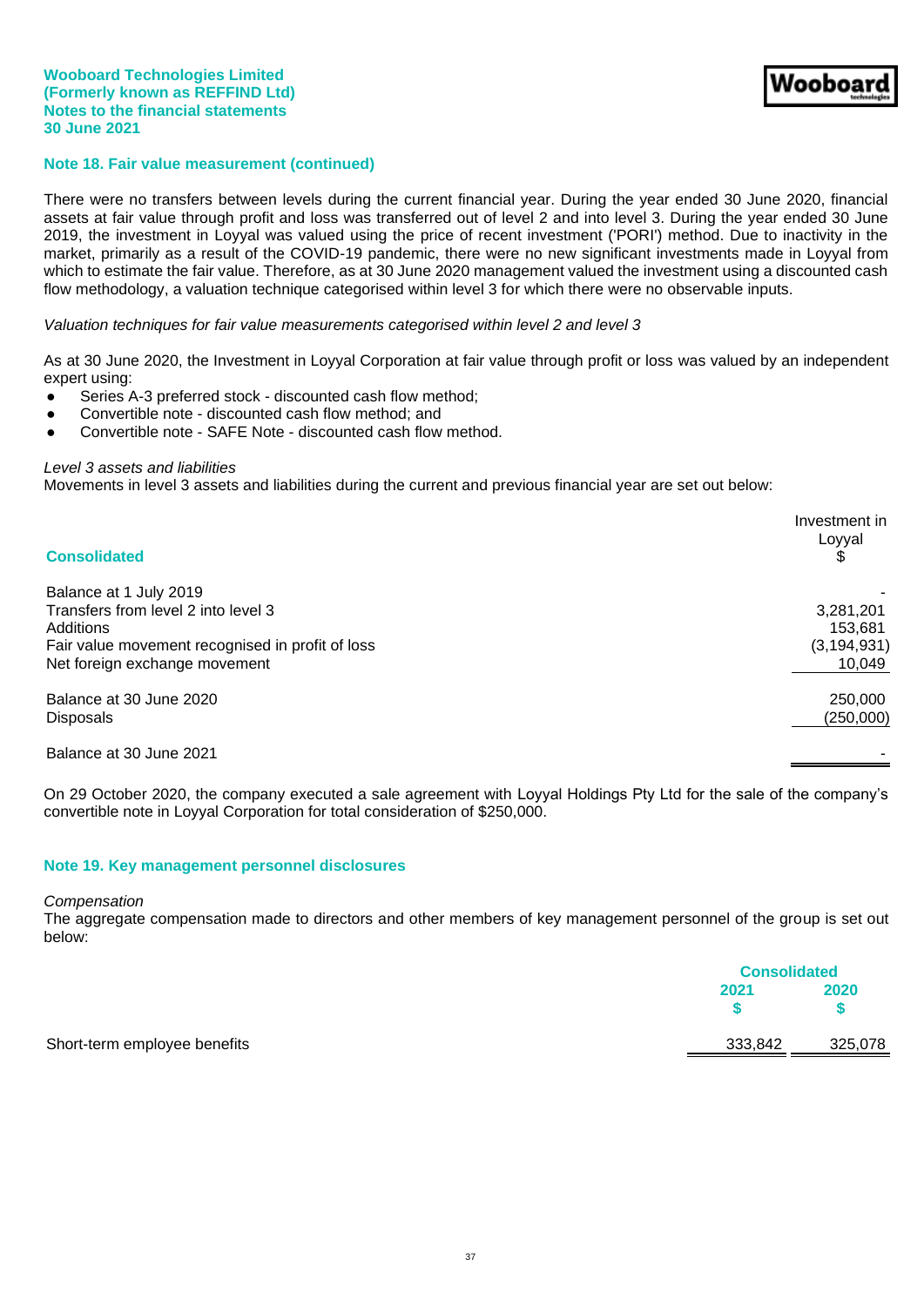## Note 18. Fair value measurement (continued)

There were no transfers between levels during the current financial year. During the year ended 30 June 2020, financial assets at fair value through profit and loss was transferred out of level 2 and into level 3. During the year ended 30 June 2019, the investment in Loyyal was valued using the price of recent investment ('PORI') method. Due to inactivity in the market, primarily as a result of the COVID-19 pandemic, there were no new significant investments made in Loyyal from which to estimate the fair value. Therefore, as at 30 June 2020 management valued the investment using a discounted cash flow methodology, a valuation technique categorised within level 3 for which there were no observable inputs.

*Valuation techniques for fair value measurements categorised within level 2 and level 3*

As at 30 June 2020, the Investment in Loyyal Corporation at fair value through profit or loss was valued by an independent expert using:

- Series A-3 preferred stock - discounted cash flow method;
- Convertible note - discounted cash flow method; and
- Convertible note - SAFE Note - discounted cash flow method.

*Level 3 assets and liabilities*
Movements in level 3 assets and liabilities during the current and previous financial year are set out below:

| Consolidated | Investment in Loyyal $ |
|---|---|
| Balance at 1 July 2019 | - |
| Transfers from level 2 into level 3 | 3,281,201 |
| Additions | 153,681 |
| Fair value movement recognised in profit of loss | (3,194,931) |
| Net foreign exchange movement | 10,049 |
| Balance at 30 June 2020 | 250,000 |
| Disposals | (250,000) |
| Balance at 30 June 2021 | - |

On 29 October 2020, the company executed a sale agreement with Loyyal Holdings Pty Ltd for the sale of the company's convertible note in Loyyal Corporation for total consideration of $250,000.

## Note 19. Key management personnel disclosures

*Compensation*
The aggregate compensation made to directors and other members of key management personnel of the group is set out below:

| | Consolidated | |
|---|---|---|
| | 2021 $ | 2020 $ |
| Short-term employee benefits | 333,842 | 325,078 |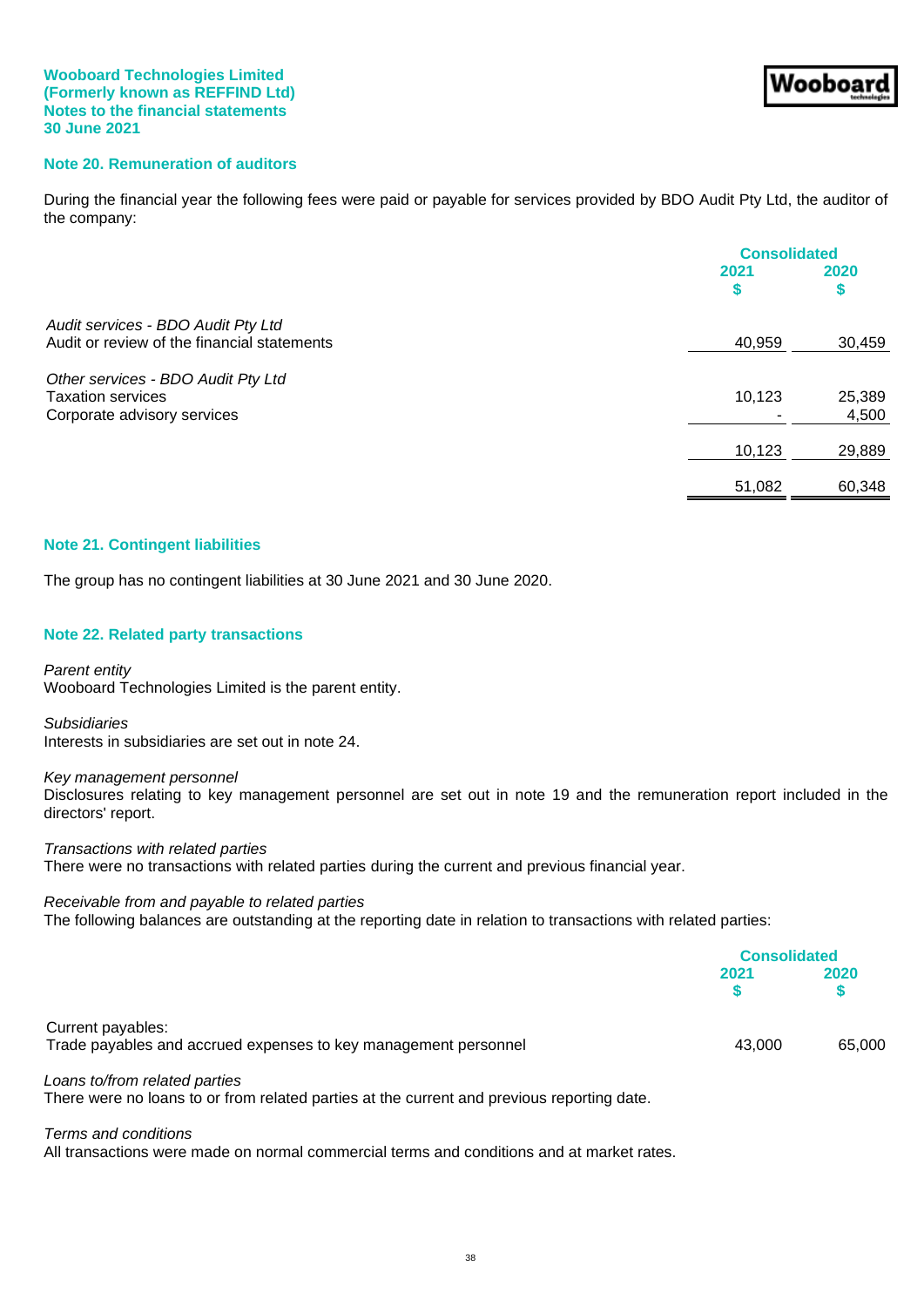Wooboard Technologies Limited
(Formerly known as REFFIND Ltd)
Notes to the financial statements
30 June 2021

## Note 20. Remuneration of auditors

During the financial year the following fees were paid or payable for services provided by BDO Audit Pty Ltd, the auditor of the company:

| | Consolidated | |
|---|---|---|
| | 2021 $ | 2020 $ |
| *Audit services - BDO Audit Pty Ltd* | | |
| Audit or review of the financial statements | 40,959 | 30,459 |
| *Other services - BDO Audit Pty Ltd* | | |
| Taxation services | 10,123 | 25,389 |
| Corporate advisory services | - | 4,500 |
| | 10,123 | 29,889 |
| | 51,082 | 60,348 |

## Note 21. Contingent liabilities

The group has no contingent liabilities at 30 June 2021 and 30 June 2020.

## Note 22. Related party transactions

*Parent entity*
Wooboard Technologies Limited is the parent entity.

*Subsidiaries*
Interests in subsidiaries are set out in note 24.

*Key management personnel*
Disclosures relating to key management personnel are set out in note 19 and the remuneration report included in the directors' report.

*Transactions with related parties*
There were no transactions with related parties during the current and previous financial year.

*Receivable from and payable to related parties*
The following balances are outstanding at the reporting date in relation to transactions with related parties:

| | Consolidated | |
|---|---|---|
| | 2021 $ | 2020 $ |
| Current payables: | | |
| Trade payables and accrued expenses to key management personnel | 43,000 | 65,000 |

*Loans to/from related parties*
There were no loans to or from related parties at the current and previous reporting date.

*Terms and conditions*
All transactions were made on normal commercial terms and conditions and at market rates.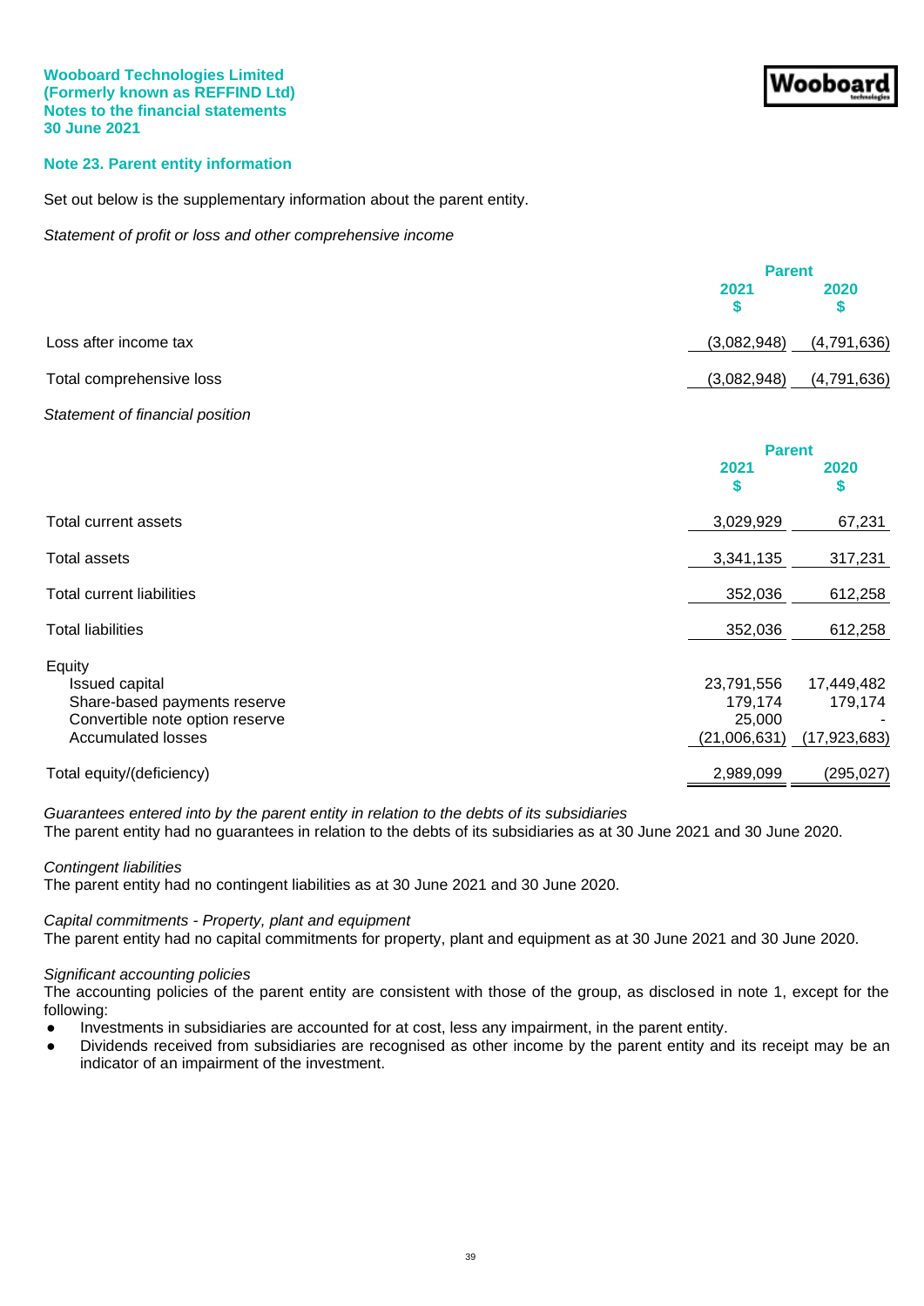## Note 23. Parent entity information

Set out below is the supplementary information about the parent entity.

*Statement of profit or loss and other comprehensive income*

| | Parent | |
|---|---|---|
| | 2021 $ | 2020 $ |
| Loss after income tax | (3,082,948) | (4,791,636) |
| Total comprehensive loss | (3,082,948) | (4,791,636) |

*Statement of financial position*

| | Parent | |
|---|---|---|
| | 2021 $ | 2020 $ |
| Total current assets | 3,029,929 | 67,231 |
| Total assets | 3,341,135 | 317,231 |
| Total current liabilities | 352,036 | 612,258 |
| Total liabilities | 352,036 | 612,258 |
| Equity | | |
| Issued capital | 23,791,556 | 17,449,482 |
| Share-based payments reserve | 179,174 | 179,174 |
| Convertible note option reserve | 25,000 | - |
| Accumulated losses | (21,006,631) | (17,923,683) |
| Total equity/(deficiency) | 2,989,099 | (295,027) |

*Guarantees entered into by the parent entity in relation to the debts of its subsidiaries*
The parent entity had no guarantees in relation to the debts of its subsidiaries as at 30 June 2021 and 30 June 2020.

*Contingent liabilities*
The parent entity had no contingent liabilities as at 30 June 2021 and 30 June 2020.

*Capital commitments - Property, plant and equipment*
The parent entity had no capital commitments for property, plant and equipment as at 30 June 2021 and 30 June 2020.

*Significant accounting policies*
The accounting policies of the parent entity are consistent with those of the group, as disclosed in note 1, except for the following:

- Investments in subsidiaries are accounted for at cost, less any impairment, in the parent entity.
- Dividends received from subsidiaries are recognised as other income by the parent entity and its receipt may be an indicator of an impairment of the investment.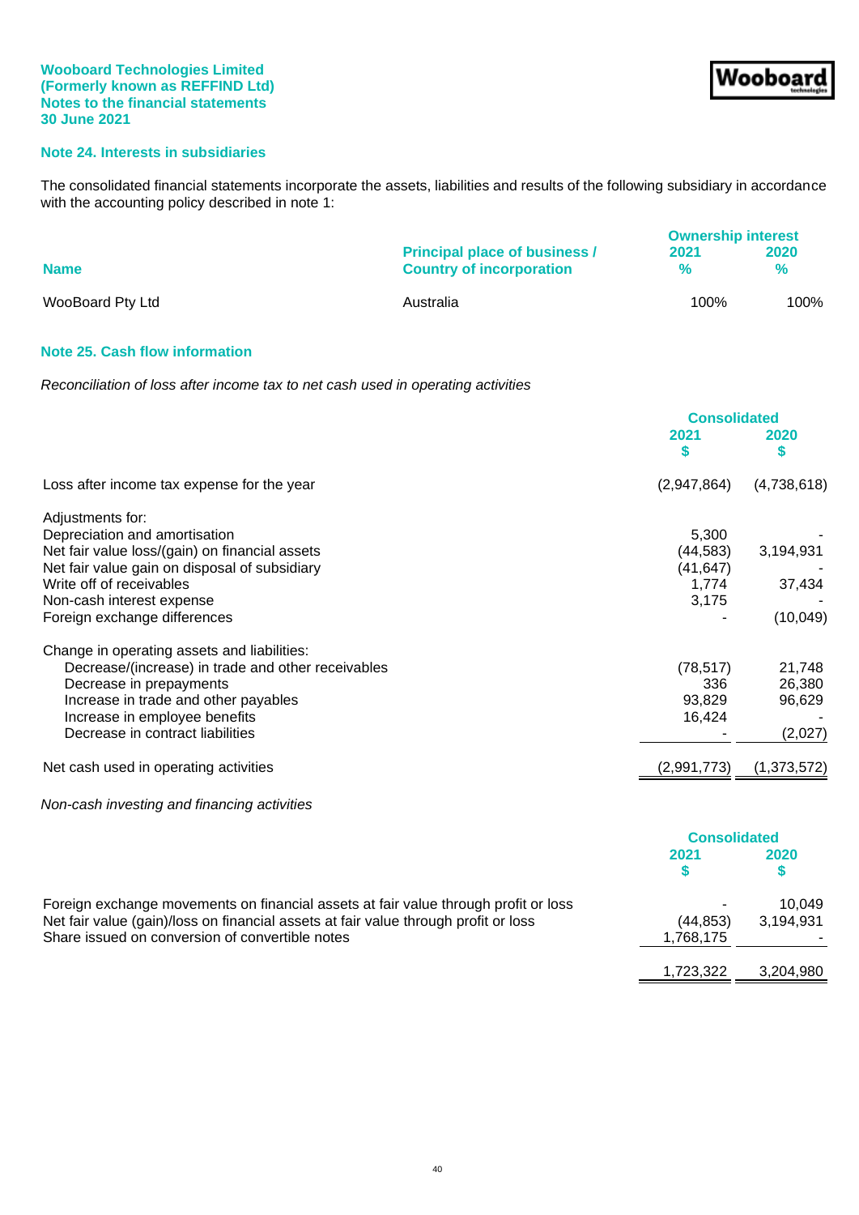**Wooboard Technologies Limited**
**(Formerly known as REFFIND Ltd)**
**Notes to the financial statements**
**30 June 2021**

## Note 24. Interests in subsidiaries

The consolidated financial statements incorporate the assets, liabilities and results of the following subsidiary in accordance with the accounting policy described in note 1:

| Name | Principal place of business / Country of incorporation | Ownership interest 2021 % | Ownership interest 2020 % |
|---|---|---|---|
| WooBoard Pty Ltd | Australia | 100% | 100% |

## Note 25. Cash flow information

*Reconciliation of loss after income tax to net cash used in operating activities*

| | Consolidated 2021 $ | Consolidated 2020 $ |
|---|---|---|
| Loss after income tax expense for the year | (2,947,864) | (4,738,618) |
| Adjustments for: | | |
| Depreciation and amortisation | 5,300 | - |
| Net fair value loss/(gain) on financial assets | (44,583) | 3,194,931 |
| Net fair value gain on disposal of subsidiary | (41,647) | - |
| Write off of receivables | 1,774 | 37,434 |
| Non-cash interest expense | 3,175 | - |
| Foreign exchange differences | - | (10,049) |
| Change in operating assets and liabilities: | | |
| Decrease/(increase) in trade and other receivables | (78,517) | 21,748 |
| Decrease in prepayments | 336 | 26,380 |
| Increase in trade and other payables | 93,829 | 96,629 |
| Increase in employee benefits | 16,424 | - |
| Decrease in contract liabilities | - | (2,027) |
| Net cash used in operating activities | (2,991,773) | (1,373,572) |

*Non-cash investing and financing activities*

| | Consolidated 2021 $ | Consolidated 2020 $ |
|---|---|---|
| Foreign exchange movements on financial assets at fair value through profit or loss | - | 10,049 |
| Net fair value (gain)/loss on financial assets at fair value through profit or loss | (44,853) | 3,194,931 |
| Share issued on conversion of convertible notes | 1,768,175 | - |
| | 1,723,322 | 3,204,980 |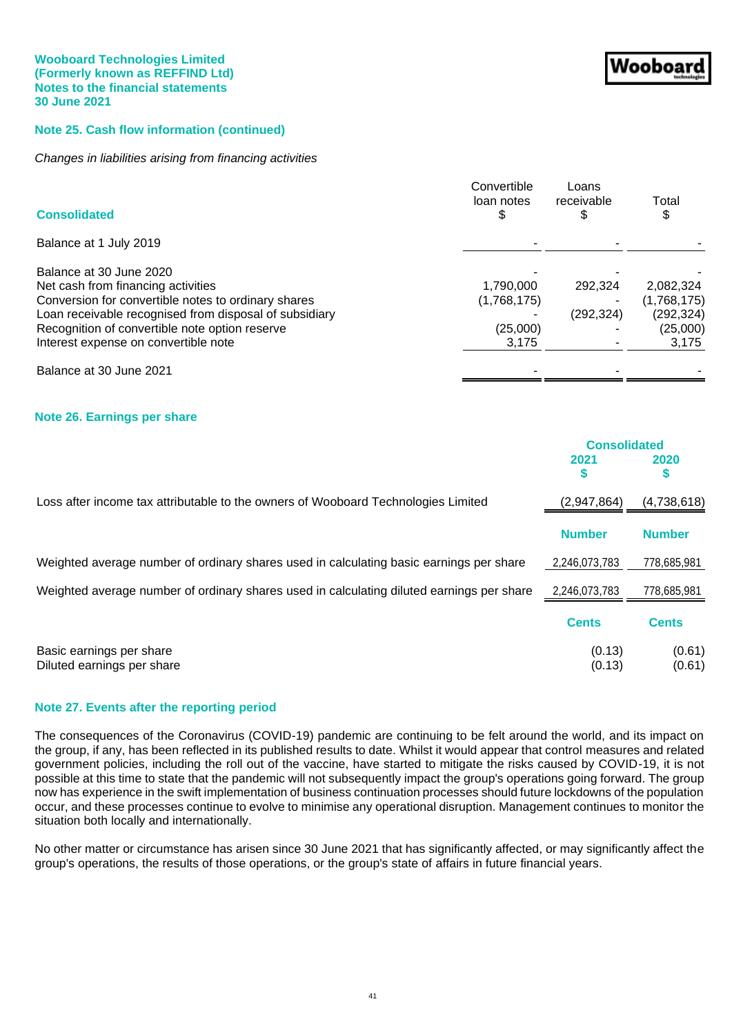## Note 25. Cash flow information (continued)

*Changes in liabilities arising from financing activities*

| Consolidated | Convertible loan notes $ | Loans receivable $ | Total $ |
|---|---|---|---|
| Balance at 1 July 2019 | - | - | - |
| | | | |
| Balance at 30 June 2020 | - | - | - |
| Net cash from financing activities | 1,790,000 | 292,324 | 2,082,324 |
| Conversion for convertible notes to ordinary shares | (1,768,175) | - | (1,768,175) |
| Loan receivable recognised from disposal of subsidiary | - | (292,324) | (292,324) |
| Recognition of convertible note option reserve | (25,000) | - | (25,000) |
| Interest expense on convertible note | 3,175 | - | 3,175 |
| | | | |
| Balance at 30 June 2021 | - | - | - |

## Note 26. Earnings per share

| | Consolidated | |
|---|---|---|
| | 2021 $ | 2020 $ |
| Loss after income tax attributable to the owners of Wooboard Technologies Limited | (2,947,864) | (4,738,618) |
| | **Number** | **Number** |
| Weighted average number of ordinary shares used in calculating basic earnings per share | 2,246,073,783 | 778,685,981 |
| Weighted average number of ordinary shares used in calculating diluted earnings per share | 2,246,073,783 | 778,685,981 |
| | **Cents** | **Cents** |
| Basic earnings per share | (0.13) | (0.61) |
| Diluted earnings per share | (0.13) | (0.61) |

## Note 27. Events after the reporting period

The consequences of the Coronavirus (COVID-19) pandemic are continuing to be felt around the world, and its impact on the group, if any, has been reflected in its published results to date. Whilst it would appear that control measures and related government policies, including the roll out of the vaccine, have started to mitigate the risks caused by COVID-19, it is not possible at this time to state that the pandemic will not subsequently impact the group's operations going forward. The group now has experience in the swift implementation of business continuation processes should future lockdowns of the population occur, and these processes continue to evolve to minimise any operational disruption. Management continues to monitor the situation both locally and internationally.

No other matter or circumstance has arisen since 30 June 2021 that has significantly affected, or may significantly affect the group's operations, the results of those operations, or the group's state of affairs in future financial years.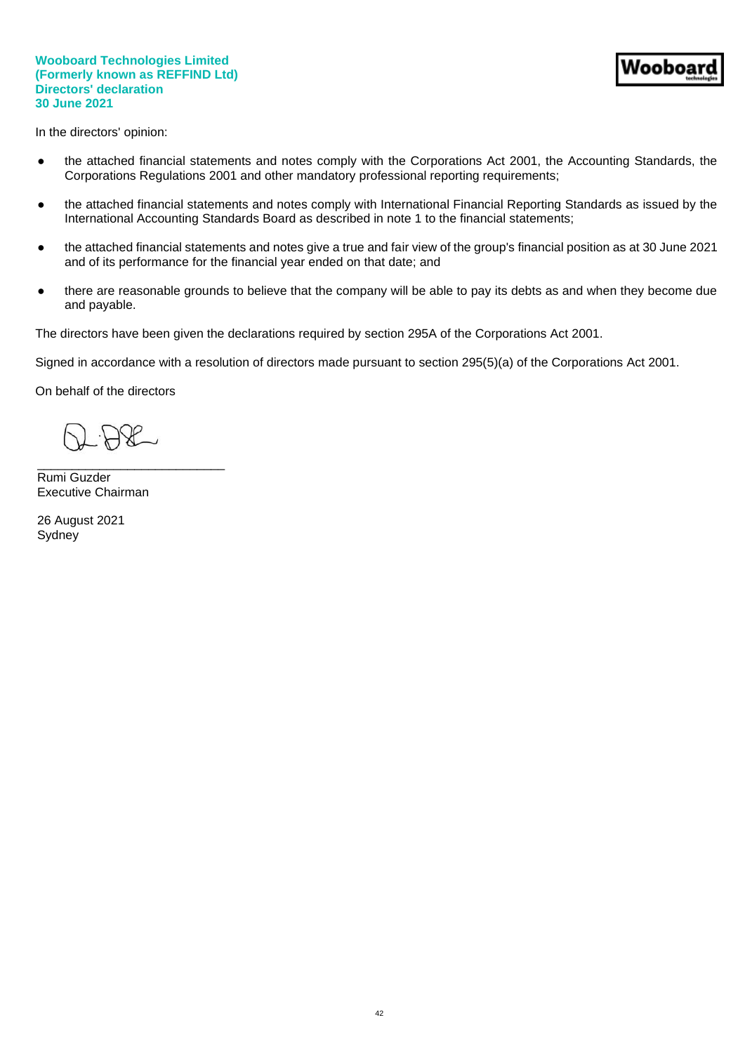**Wooboard Technologies Limited**
**(Formerly known as REFFIND Ltd)**
**Directors' declaration**
**30 June 2021**

In the directors' opinion:

- the attached financial statements and notes comply with the Corporations Act 2001, the Accounting Standards, the Corporations Regulations 2001 and other mandatory professional reporting requirements;
- the attached financial statements and notes comply with International Financial Reporting Standards as issued by the International Accounting Standards Board as described in note 1 to the financial statements;
- the attached financial statements and notes give a true and fair view of the group's financial position as at 30 June 2021 and of its performance for the financial year ended on that date; and
- there are reasonable grounds to believe that the company will be able to pay its debts as and when they become due and payable.

The directors have been given the declarations required by section 295A of the Corporations Act 2001.

Signed in accordance with a resolution of directors made pursuant to section 295(5)(a) of the Corporations Act 2001.

On behalf of the directors

___________________________
Rumi Guzder
Executive Chairman

26 August 2021
Sydney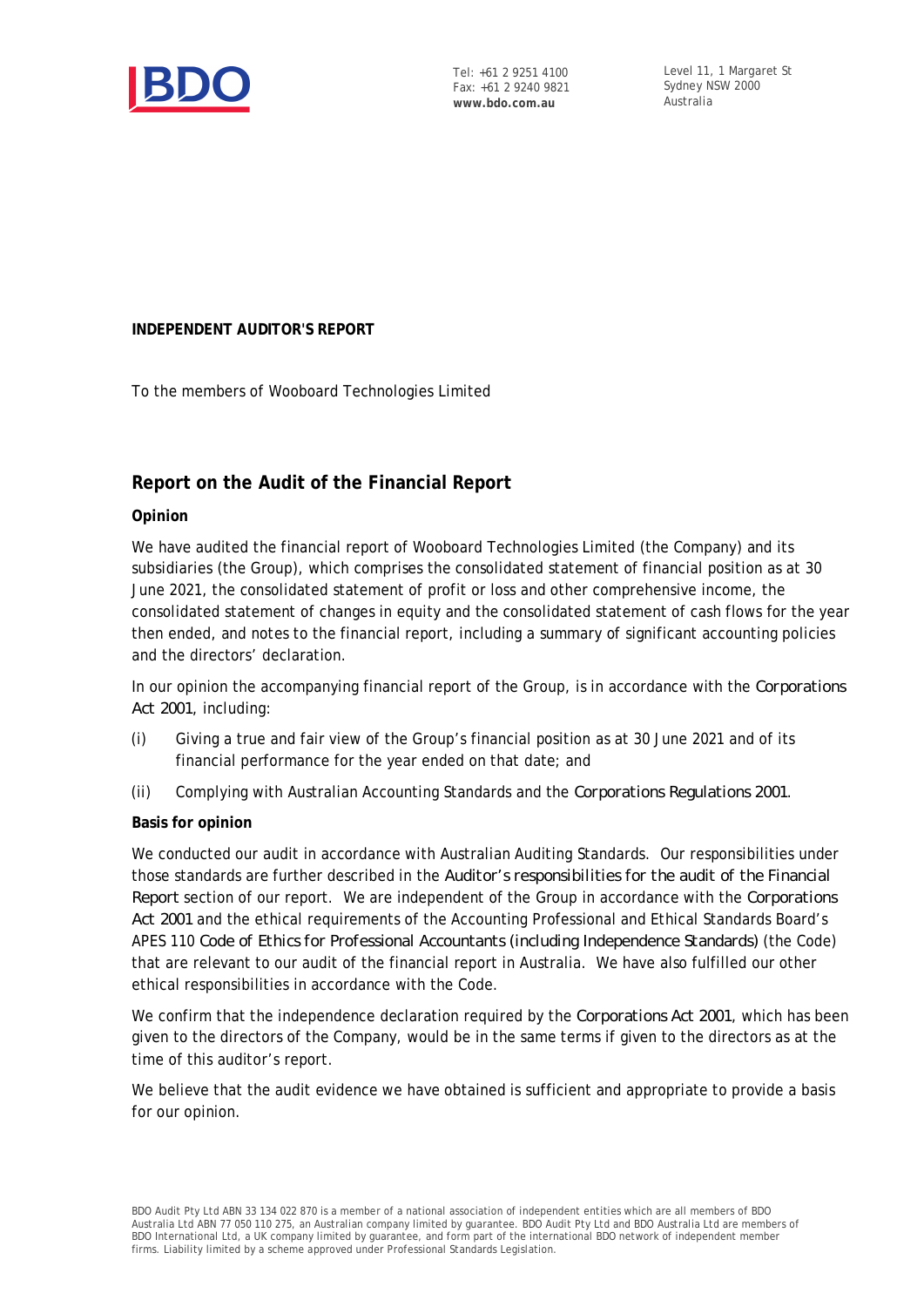Tel: +61 2 9251 4100
Fax: +61 2 9240 9821
**www.bdo.com.au**

Level 11, 1 Margaret St
Sydney NSW 2000
Australia

**INDEPENDENT AUDITOR'S REPORT**

To the members of Wooboard Technologies Limited

## Report on the Audit of the Financial Report

### Opinion

We have audited the financial report of Wooboard Technologies Limited (the Company) and its subsidiaries (the Group), which comprises the consolidated statement of financial position as at 30 June 2021, the consolidated statement of profit or loss and other comprehensive income, the consolidated statement of changes in equity and the consolidated statement of cash flows for the year then ended, and notes to the financial report, including a summary of significant accounting policies and the directors' declaration.

In our opinion the accompanying financial report of the Group, is in accordance with the *Corporations Act 2001*, including:

(i) Giving a true and fair view of the Group's financial position as at 30 June 2021 and of its financial performance for the year ended on that date; and

(ii) Complying with Australian Accounting Standards and the *Corporations Regulations 2001*.

### Basis for opinion

We conducted our audit in accordance with Australian Auditing Standards. Our responsibilities under those standards are further described in the *Auditor's responsibilities for the audit of the Financial Report* section of our report. We are independent of the Group in accordance with the *Corporations Act 2001* and the ethical requirements of the Accounting Professional and Ethical Standards Board's APES 110 *Code of Ethics for Professional Accountants (including Independence Standards)* (the Code) that are relevant to our audit of the financial report in Australia. We have also fulfilled our other ethical responsibilities in accordance with the Code.

We confirm that the independence declaration required by the *Corporations Act 2001*, which has been given to the directors of the Company, would be in the same terms if given to the directors as at the time of this auditor's report.

We believe that the audit evidence we have obtained is sufficient and appropriate to provide a basis for our opinion.

BDO Audit Pty Ltd ABN 33 134 022 870 is a member of a national association of independent entities which are all members of BDO Australia Ltd ABN 77 050 110 275, an Australian company limited by guarantee. BDO Audit Pty Ltd and BDO Australia Ltd are members of BDO International Ltd, a UK company limited by guarantee, and form part of the international BDO network of independent member firms. Liability limited by a scheme approved under Professional Standards Legislation.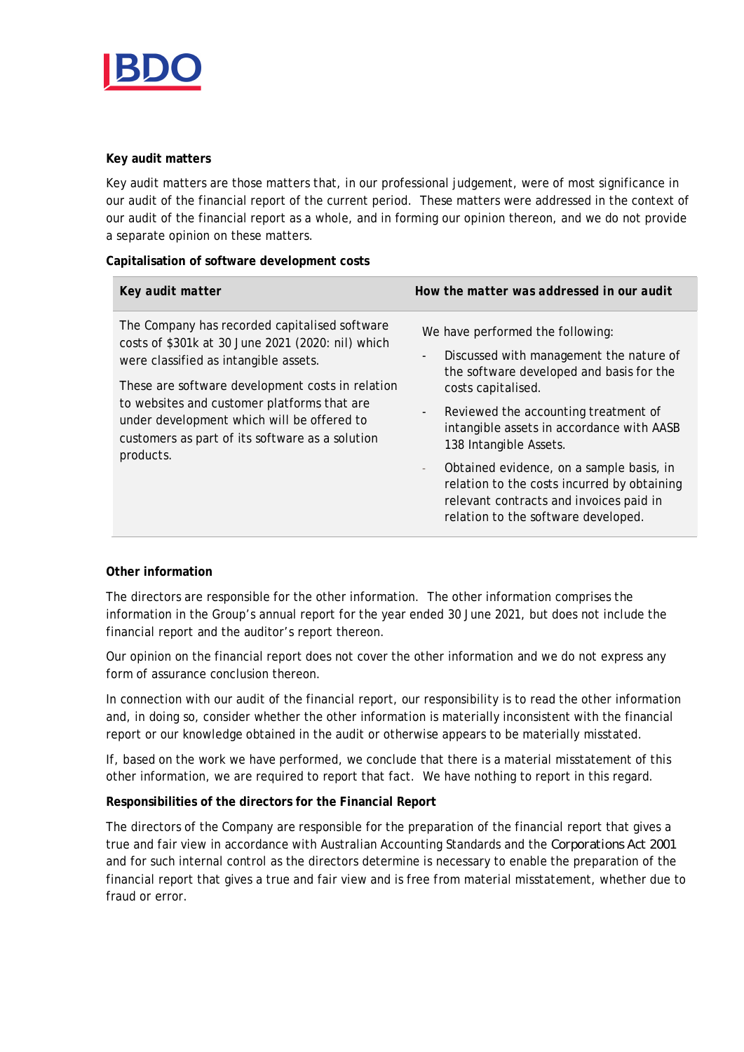**Key audit matters**

Key audit matters are those matters that, in our professional judgement, were of most significance in our audit of the financial report of the current period. These matters were addressed in the context of our audit of the financial report as a whole, and in forming our opinion thereon, and we do not provide a separate opinion on these matters.

**Capitalisation of software development costs**

| *Key audit matter* | *How the matter was addressed in our audit* |
|---|---|
| The Company has recorded capitalised software costs of $301k at 30 June 2021 (2020: nil) which were classified as intangible assets.<br><br>These are software development costs in relation to websites and customer platforms that are under development which will be offered to customers as part of its software as a solution products. | We have performed the following:<br>- Discussed with management the nature of the software developed and basis for the costs capitalised.<br>- Reviewed the accounting treatment of intangible assets in accordance with AASB 138 Intangible Assets.<br>- Obtained evidence, on a sample basis, in relation to the costs incurred by obtaining relevant contracts and invoices paid in relation to the software developed. |

**Other information**

The directors are responsible for the other information. The other information comprises the information in the Group's annual report for the year ended 30 June 2021, but does not include the financial report and the auditor's report thereon.

Our opinion on the financial report does not cover the other information and we do not express any form of assurance conclusion thereon.

In connection with our audit of the financial report, our responsibility is to read the other information and, in doing so, consider whether the other information is materially inconsistent with the financial report or our knowledge obtained in the audit or otherwise appears to be materially misstated.

If, based on the work we have performed, we conclude that there is a material misstatement of this other information, we are required to report that fact. We have nothing to report in this regard.

**Responsibilities of the directors for the Financial Report**

The directors of the Company are responsible for the preparation of the financial report that gives a true and fair view in accordance with Australian Accounting Standards and the *Corporations Act 2001* and for such internal control as the directors determine is necessary to enable the preparation of the financial report that gives a true and fair view and is free from material misstatement, whether due to fraud or error.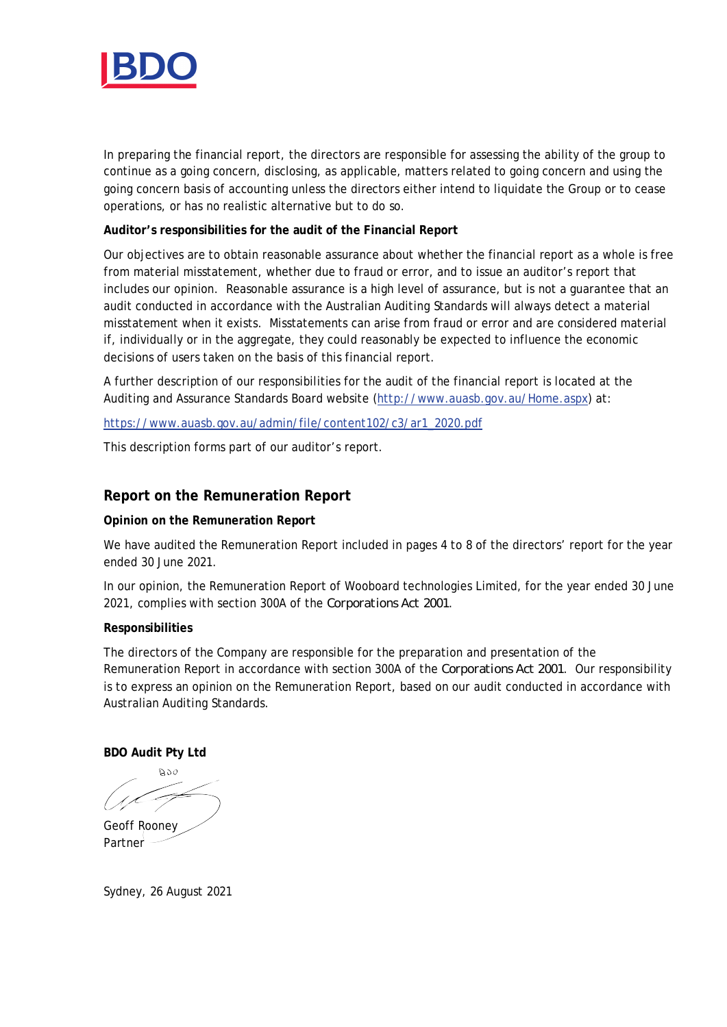In preparing the financial report, the directors are responsible for assessing the ability of the group to continue as a going concern, disclosing, as applicable, matters related to going concern and using the going concern basis of accounting unless the directors either intend to liquidate the Group or to cease operations, or has no realistic alternative but to do so.

**Auditor's responsibilities for the audit of the Financial Report**

Our objectives are to obtain reasonable assurance about whether the financial report as a whole is free from material misstatement, whether due to fraud or error, and to issue an auditor's report that includes our opinion. Reasonable assurance is a high level of assurance, but is not a guarantee that an audit conducted in accordance with the Australian Auditing Standards will always detect a material misstatement when it exists. Misstatements can arise from fraud or error and are considered material if, individually or in the aggregate, they could reasonably be expected to influence the economic decisions of users taken on the basis of this financial report.

A further description of our responsibilities for the audit of the financial report is located at the Auditing and Assurance Standards Board website (http://www.auasb.gov.au/Home.aspx) at:

https://www.auasb.gov.au/admin/file/content102/c3/ar1_2020.pdf

This description forms part of our auditor's report.

## Report on the Remuneration Report

**Opinion on the Remuneration Report**

We have audited the Remuneration Report included in pages 4 to 8 of the directors' report for the year ended 30 June 2021.

In our opinion, the Remuneration Report of Wooboard technologies Limited, for the year ended 30 June 2021, complies with section 300A of the *Corporations Act 2001*.

**Responsibilities**

The directors of the Company are responsible for the preparation and presentation of the Remuneration Report in accordance with section 300A of the *Corporations Act 2001*. Our responsibility is to express an opinion on the Remuneration Report, based on our audit conducted in accordance with Australian Auditing Standards.

**BDO Audit Pty Ltd**

Geoff Rooney
Partner

Sydney, 26 August 2021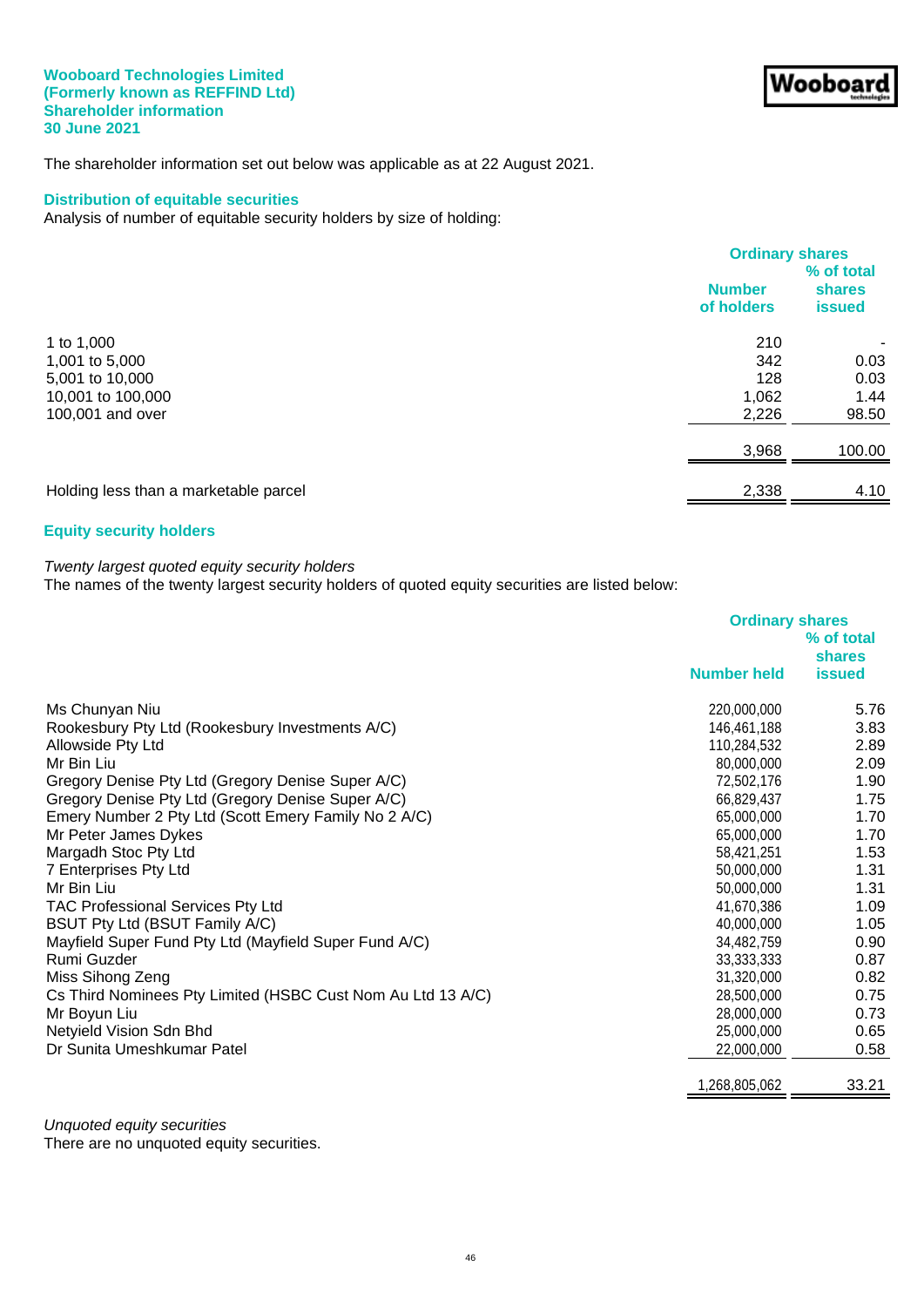**Wooboard Technologies Limited**
**(Formerly known as REFFIND Ltd)**
**Shareholder information**
**30 June 2021**

The shareholder information set out below was applicable as at 22 August 2021.

## Distribution of equitable securities

Analysis of number of equitable security holders by size of holding:

| | Ordinary shares | |
|---|---|---|
| | Number of holders | % of total shares issued |
| 1 to 1,000 | 210 | - |
| 1,001 to 5,000 | 342 | 0.03 |
| 5,001 to 10,000 | 128 | 0.03 |
| 10,001 to 100,000 | 1,062 | 1.44 |
| 100,001 and over | 2,226 | 98.50 |
| | 3,968 | 100.00 |
| Holding less than a marketable parcel | 2,338 | 4.10 |

## Equity security holders

*Twenty largest quoted equity security holders*
The names of the twenty largest security holders of quoted equity securities are listed below:

| | Ordinary shares | |
|---|---|---|
| | Number held | % of total shares issued |
| Ms Chunyan Niu | 220,000,000 | 5.76 |
| Rookesbury Pty Ltd (Rookesbury Investments A/C) | 146,461,188 | 3.83 |
| Allowside Pty Ltd | 110,284,532 | 2.89 |
| Mr Bin Liu | 80,000,000 | 2.09 |
| Gregory Denise Pty Ltd (Gregory Denise Super A/C) | 72,502,176 | 1.90 |
| Gregory Denise Pty Ltd (Gregory Denise Super A/C) | 66,829,437 | 1.75 |
| Emery Number 2 Pty Ltd (Scott Emery Family No 2 A/C) | 65,000,000 | 1.70 |
| Mr Peter James Dykes | 65,000,000 | 1.70 |
| Margadh Stoc Pty Ltd | 58,421,251 | 1.53 |
| 7 Enterprises Pty Ltd | 50,000,000 | 1.31 |
| Mr Bin Liu | 50,000,000 | 1.31 |
| TAC Professional Services Pty Ltd | 41,670,386 | 1.09 |
| BSUT Pty Ltd (BSUT Family A/C) | 40,000,000 | 1.05 |
| Mayfield Super Fund Pty Ltd (Mayfield Super Fund A/C) | 34,482,759 | 0.90 |
| Rumi Guzder | 33,333,333 | 0.87 |
| Miss Sihong Zeng | 31,320,000 | 0.82 |
| Cs Third Nominees Pty Limited (HSBC Cust Nom Au Ltd 13 A/C) | 28,500,000 | 0.75 |
| Mr Boyun Liu | 28,000,000 | 0.73 |
| Netyield Vision Sdn Bhd | 25,000,000 | 0.65 |
| Dr Sunita Umeshkumar Patel | 22,000,000 | 0.58 |
| | 1,268,805,062 | 33.21 |

*Unquoted equity securities*
There are no unquoted equity securities.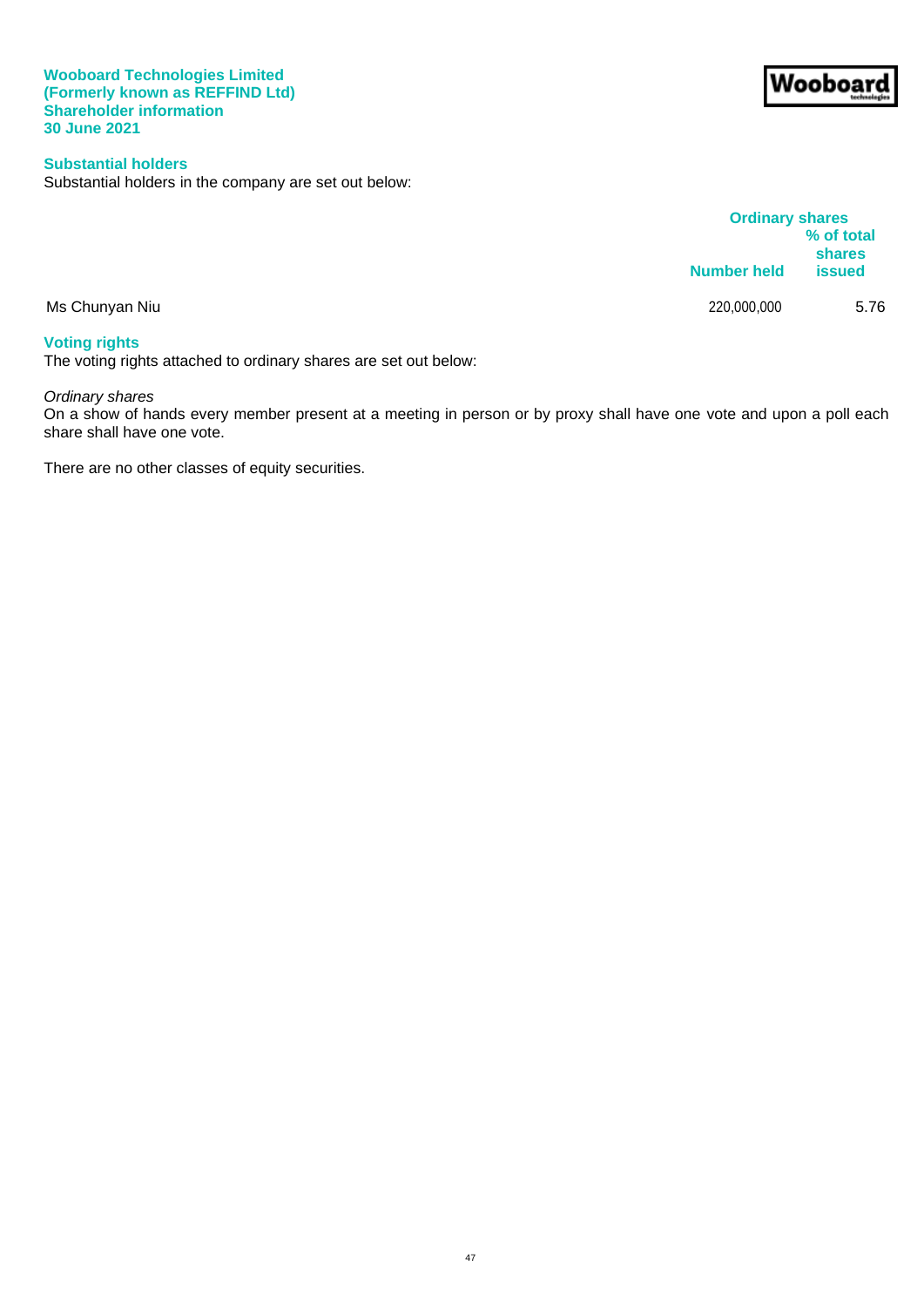**Wooboard Technologies Limited**
**(Formerly known as REFFIND Ltd)**
**Shareholder information**
**30 June 2021**

## Substantial holders

Substantial holders in the company are set out below:

| | Ordinary shares | |
|---|---|---|
| | Number held | % of total shares issued |
| Ms Chunyan Niu | 220,000,000 | 5.76 |

## Voting rights

The voting rights attached to ordinary shares are set out below:

*Ordinary shares*
On a show of hands every member present at a meeting in person or by proxy shall have one vote and upon a poll each share shall have one vote.

There are no other classes of equity securities.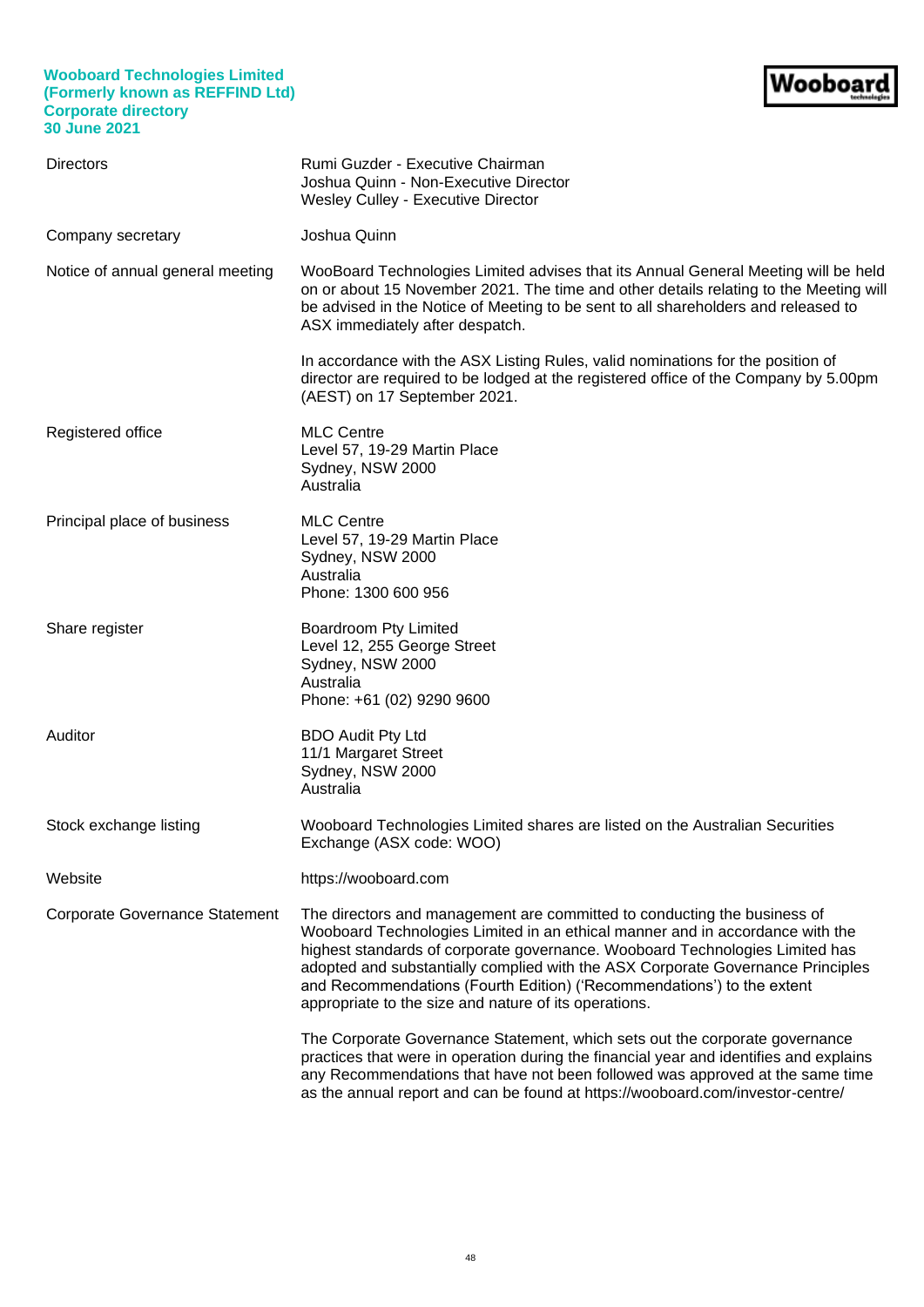**Wooboard Technologies Limited**
**(Formerly known as REFFIND Ltd)**
**Corporate directory**
**30 June 2021**

| | |
|---|---|
| Directors | Rumi Guzder - Executive Chairman<br>Joshua Quinn - Non-Executive Director<br>Wesley Culley - Executive Director |
| Company secretary | Joshua Quinn |
| Notice of annual general meeting | WooBoard Technologies Limited advises that its Annual General Meeting will be held on or about 15 November 2021. The time and other details relating to the Meeting will be advised in the Notice of Meeting to be sent to all shareholders and released to ASX immediately after despatch.<br><br>In accordance with the ASX Listing Rules, valid nominations for the position of director are required to be lodged at the registered office of the Company by 5.00pm (AEST) on 17 September 2021. |
| Registered office | MLC Centre<br>Level 57, 19-29 Martin Place<br>Sydney, NSW 2000<br>Australia |
| Principal place of business | MLC Centre<br>Level 57, 19-29 Martin Place<br>Sydney, NSW 2000<br>Australia<br>Phone: 1300 600 956 |
| Share register | Boardroom Pty Limited<br>Level 12, 255 George Street<br>Sydney, NSW 2000<br>Australia<br>Phone: +61 (02) 9290 9600 |
| Auditor | BDO Audit Pty Ltd<br>11/1 Margaret Street<br>Sydney, NSW 2000<br>Australia |
| Stock exchange listing | Wooboard Technologies Limited shares are listed on the Australian Securities Exchange (ASX code: WOO) |
| Website | https://wooboard.com |
| Corporate Governance Statement | The directors and management are committed to conducting the business of Wooboard Technologies Limited in an ethical manner and in accordance with the highest standards of corporate governance. Wooboard Technologies Limited has adopted and substantially complied with the ASX Corporate Governance Principles and Recommendations (Fourth Edition) ('Recommendations') to the extent appropriate to the size and nature of its operations.<br><br>The Corporate Governance Statement, which sets out the corporate governance practices that were in operation during the financial year and identifies and explains any Recommendations that have not been followed was approved at the same time as the annual report and can be found at https://wooboard.com/investor-centre/ |